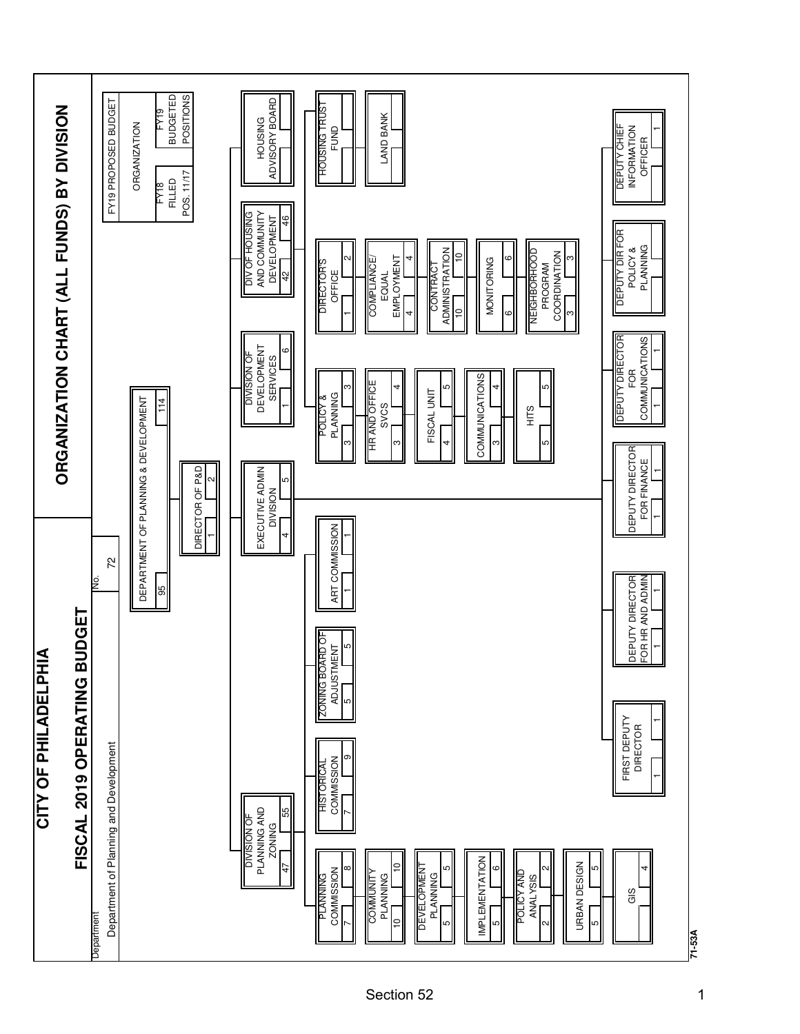# CITY OF PHILADELPHIA

## FISCAL 2019 OPERATING BUDGET

## ORGANIZATION CHART (ALL FUNDS) BY DIVISION

Department: Department of Planning and Development

No. 72

FY19 PROPOSED BUDGET — ORGANIZATION

| ORGANIZATION | FY18 FILLED POS. 11/17 | FY19 BUDGETED POSITIONS |
|---|---|---|
| DEPARTMENT OF PLANNING & DEVELOPMENT | 95 | 114 |
| DIRECTOR OF P&D | 1 | 2 |
| DIVISION OF PLANNING AND ZONING | 47 | 55 |
| PLANNING COMMISSION | 7 | 8 |
| COMMUNITY PLANNING | 10 | 10 |
| DEVELOPMENT PLANNING | 5 | 5 |
| IMPLEMENTATION | 5 | 6 |
| POLICY AND ANALYSIS | 2 | 2 |
| URBAN DESIGN | 5 | 5 |
| GIS | | 4 |
| HISTORICAL COMMISSION | 7 | 9 |
| ZONING BOARD OF ADJUSTMENT | 5 | 5 |
| ART COMMISSION | 1 | 1 |
| EXECUTIVE ADMIN DIVISION | 4 | 5 |
| FIRST DEPUTY DIRECTOR | 1 | 1 |
| DEPUTY DIRECTOR FOR HR AND ADMIN | 1 | 1 |
| DEPUTY DIRECTOR FOR FINANCE | 1 | 1 |
| DEPUTY DIRECTOR FOR COMMUNICATIONS | 1 | 1 |
| DEPUTY DIR FOR POLICY & PLANNING | | |
| DEPUTY CHIEF INFORMATION OFFICER | | 1 |
| DIVISION OF DEVELOPMENT SERVICES | 1 | 6 |
| POLICY & PLANNING | 3 | 3 |
| HR AND OFFICE SVCS | 3 | 4 |
| FISCAL UNIT | 4 | 5 |
| COMMUNICATIONS | 3 | 4 |
| HITS | 5 | 5 |
| DIV OF HOUSING AND COMMUNITY DEVELOPMENT | 42 | 46 |
| DIRECTOR'S OFFICE | 1 | 2 |
| COMPLIANCE/ EQUAL EMPLOYMENT | 4 | 4 |
| CONTRACT ADMINISTRATION | 10 | 10 |
| MONITORING | 6 | 6 |
| NEIGHBORHOOD PROGRAM COORDINATION | 3 | 3 |
| HOUSING ADVISORY BOARD | | |
| HOUSING TRUST FUND | | |
| LAND BANK | | |

71-53A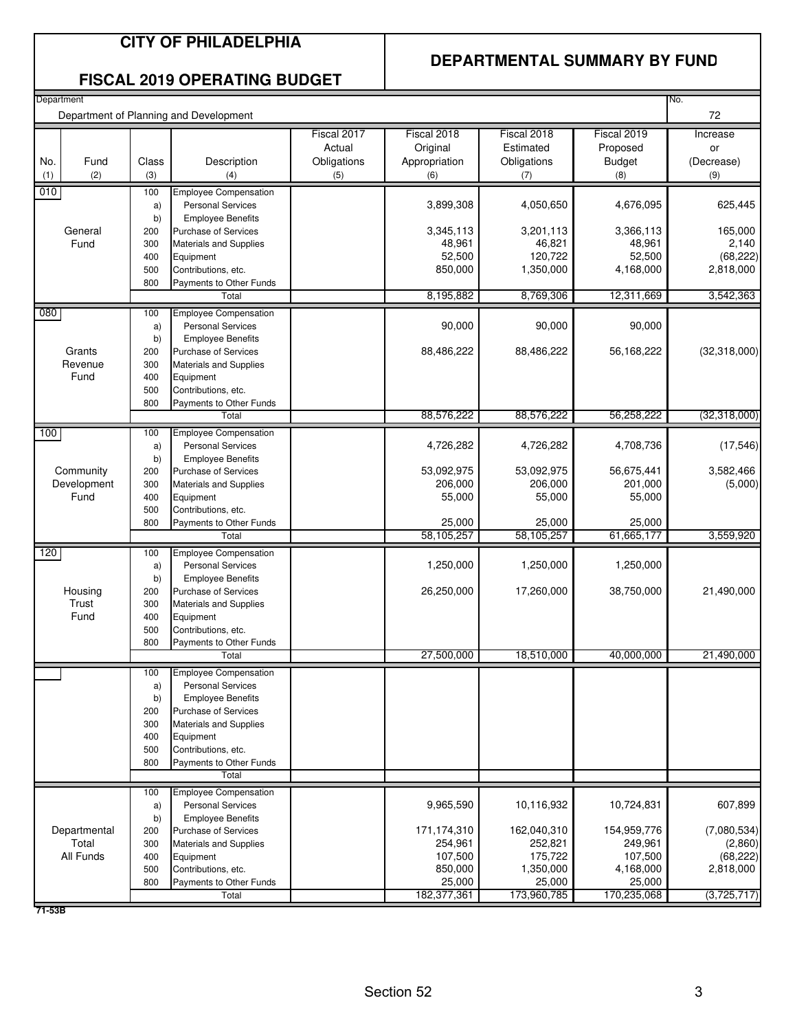# CITY OF PHILADELPHIA

## FISCAL 2019 OPERATING BUDGET

## DEPARTMENTAL SUMMARY BY FUND

Department: Department of Planning and Development

No. 72

| No. (1) | Fund (2) | Class (3) | Description (4) | Fiscal 2017 Actual Obligations (5) | Fiscal 2018 Original Appropriation (6) | Fiscal 2018 Estimated Obligations (7) | Fiscal 2019 Proposed Budget (8) | Increase or (Decrease) (9) |
|---|---|---|---|---|---|---|---|---|
| 010 | General Fund | 100 | Employee Compensation | | | | | |
| | | a) | Personal Services | | 3,899,308 | 4,050,650 | 4,676,095 | 625,445 |
| | | b) | Employee Benefits | | | | | |
| | | 200 | Purchase of Services | | 3,345,113 | 3,201,113 | 3,366,113 | 165,000 |
| | | 300 | Materials and Supplies | | 48,961 | 46,821 | 48,961 | 2,140 |
| | | 400 | Equipment | | 52,500 | 120,722 | 52,500 | (68,222) |
| | | 500 | Contributions, etc. | | 850,000 | 1,350,000 | 4,168,000 | 2,818,000 |
| | | 800 | Payments to Other Funds | | | | | |
| | | | Total | | 8,195,882 | 8,769,306 | 12,311,669 | 3,542,363 |
| 080 | Grants Revenue Fund | 100 | Employee Compensation | | | | | |
| | | a) | Personal Services | | 90,000 | 90,000 | 90,000 | |
| | | b) | Employee Benefits | | | | | |
| | | 200 | Purchase of Services | | 88,486,222 | 88,486,222 | 56,168,222 | (32,318,000) |
| | | 300 | Materials and Supplies | | | | | |
| | | 400 | Equipment | | | | | |
| | | 500 | Contributions, etc. | | | | | |
| | | 800 | Payments to Other Funds | | | | | |
| | | | Total | | 88,576,222 | 88,576,222 | 56,258,222 | (32,318,000) |
| 100 | Community Development Fund | 100 | Employee Compensation | | | | | |
| | | a) | Personal Services | | 4,726,282 | 4,726,282 | 4,708,736 | (17,546) |
| | | b) | Employee Benefits | | | | | |
| | | 200 | Purchase of Services | | 53,092,975 | 53,092,975 | 56,675,441 | 3,582,466 |
| | | 300 | Materials and Supplies | | 206,000 | 206,000 | 201,000 | (5,000) |
| | | 400 | Equipment | | 55,000 | 55,000 | 55,000 | |
| | | 500 | Contributions, etc. | | | | | |
| | | 800 | Payments to Other Funds | | 25,000 | 25,000 | 25,000 | |
| | | | Total | | 58,105,257 | 58,105,257 | 61,665,177 | 3,559,920 |
| 120 | Housing Trust Fund | 100 | Employee Compensation | | | | | |
| | | a) | Personal Services | | 1,250,000 | 1,250,000 | 1,250,000 | |
| | | b) | Employee Benefits | | | | | |
| | | 200 | Purchase of Services | | 26,250,000 | 17,260,000 | 38,750,000 | 21,490,000 |
| | | 300 | Materials and Supplies | | | | | |
| | | 400 | Equipment | | | | | |
| | | 500 | Contributions, etc. | | | | | |
| | | 800 | Payments to Other Funds | | | | | |
| | | | Total | | 27,500,000 | 18,510,000 | 40,000,000 | 21,490,000 |
| | | 100 | Employee Compensation | | | | | |
| | | a) | Personal Services | | | | | |
| | | b) | Employee Benefits | | | | | |
| | | 200 | Purchase of Services | | | | | |
| | | 300 | Materials and Supplies | | | | | |
| | | 400 | Equipment | | | | | |
| | | 500 | Contributions, etc. | | | | | |
| | | 800 | Payments to Other Funds | | | | | |
| | | | Total | | | | | |
| | Departmental Total All Funds | 100 | Employee Compensation | | | | | |
| | | a) | Personal Services | | 9,965,590 | 10,116,932 | 10,724,831 | 607,899 |
| | | b) | Employee Benefits | | | | | |
| | | 200 | Purchase of Services | | 171,174,310 | 162,040,310 | 154,959,776 | (7,080,534) |
| | | 300 | Materials and Supplies | | 254,961 | 252,821 | 249,961 | (2,860) |
| | | 400 | Equipment | | 107,500 | 175,722 | 107,500 | (68,222) |
| | | 500 | Contributions, etc. | | 850,000 | 1,350,000 | 4,168,000 | 2,818,000 |
| | | 800 | Payments to Other Funds | | 25,000 | 25,000 | 25,000 | |
| | | | Total | | 182,377,361 | 173,960,785 | 170,235,068 | (3,725,717) |

71-53B

Section 52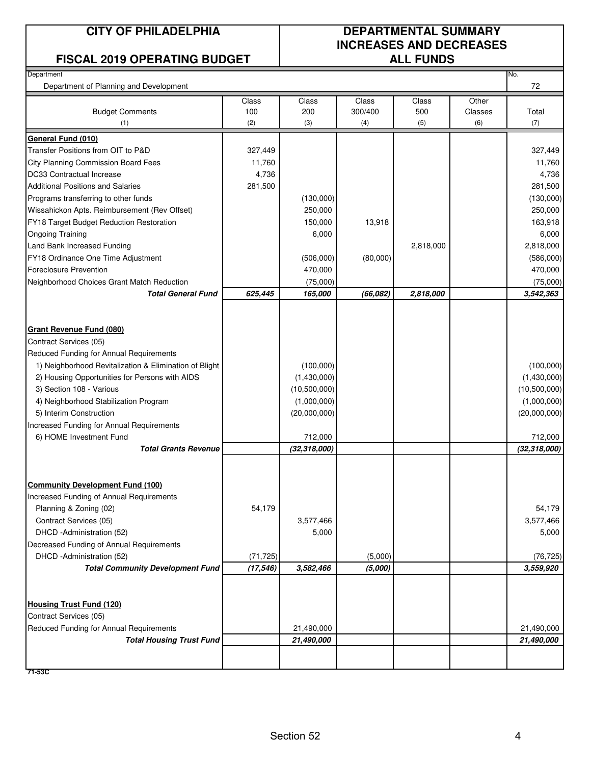# CITY OF PHILADELPHIA

## FISCAL 2019 OPERATING BUDGET

## DEPARTMENTAL SUMMARY INCREASES AND DECREASES ALL FUNDS

| Department | | | | | | No. |
|---|---|---|---|---|---|---|
| Department of Planning and Development | | | | | | 72 |

| Budget Comments (1) | Class 100 (2) | Class 200 (3) | Class 300/400 (4) | Class 500 (5) | Other Classes (6) | Total (7) |
|---|---|---|---|---|---|---|
| **General Fund (010)** | | | | | | |
| Transfer Positions from OIT to P&D | 327,449 | | | | | 327,449 |
| City Planning Commission Board Fees | 11,760 | | | | | 11,760 |
| DC33 Contractual Increase | 4,736 | | | | | 4,736 |
| Additional Positions and Salaries | 281,500 | | | | | 281,500 |
| Programs transferring to other funds | | (130,000) | | | | (130,000) |
| Wissahickon Apts. Reimbursement (Rev Offset) | | 250,000 | | | | 250,000 |
| FY18 Target Budget Reduction Restoration | | 150,000 | 13,918 | | | 163,918 |
| Ongoing Training | | 6,000 | | | | 6,000 |
| Land Bank Increased Funding | | | | 2,818,000 | | 2,818,000 |
| FY18 Ordinance One Time Adjustment | | (506,000) | (80,000) | | | (586,000) |
| Foreclosure Prevention | | 470,000 | | | | 470,000 |
| Neighborhood Choices Grant Match Reduction | | (75,000) | | | | (75,000) |
| ***Total General Fund*** | ***625,445*** | ***165,000*** | ***(66,082)*** | ***2,818,000*** | | ***3,542,363*** |
| **Grant Revenue Fund (080)** | | | | | | |
| Contract Services (05) | | | | | | |
| Reduced Funding for Annual Requirements | | | | | | |
| 1) Neighborhood Revitalization & Elimination of Blight | | (100,000) | | | | (100,000) |
| 2) Housing Opportunities for Persons with AIDS | | (1,430,000) | | | | (1,430,000) |
| 3) Section 108 - Various | | (10,500,000) | | | | (10,500,000) |
| 4) Neighborhood Stabilization Program | | (1,000,000) | | | | (1,000,000) |
| 5) Interim Construction | | (20,000,000) | | | | (20,000,000) |
| Increased Funding for Annual Requirements | | | | | | |
| 6) HOME Investment Fund | | 712,000 | | | | 712,000 |
| ***Total Grants Revenue*** | | ***(32,318,000)*** | | | | ***(32,318,000)*** |
| **Community Development Fund (100)** | | | | | | |
| Increased Funding of Annual Requirements | | | | | | |
| Planning & Zoning (02) | 54,179 | | | | | 54,179 |
| Contract Services (05) | | 3,577,466 | | | | 3,577,466 |
| DHCD -Administration (52) | | 5,000 | | | | 5,000 |
| Decreased Funding of Annual Requirements | | | | | | |
| DHCD -Administration (52) | (71,725) | | (5,000) | | | (76,725) |
| ***Total Community Development Fund*** | ***(17,546)*** | ***3,582,466*** | ***(5,000)*** | | | ***3,559,920*** |
| **Housing Trust Fund (120)** | | | | | | |
| Contract Services (05) | | | | | | |
| Reduced Funding for Annual Requirements | | 21,490,000 | | | | 21,490,000 |
| ***Total Housing Trust Fund*** | | ***21,490,000*** | | | | ***21,490,000*** |

71-53C

Section 52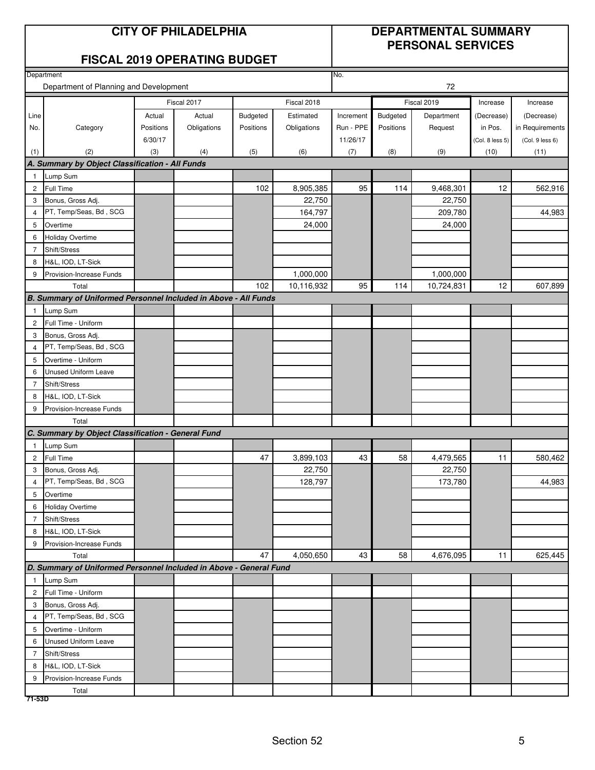# CITY OF PHILADELPHIA

## FISCAL 2019 OPERATING BUDGET

## DEPARTMENTAL SUMMARY PERSONAL SERVICES

Department: Department of Planning and Development

No. 72

| Line No. | Category | Fiscal 2017 Actual Positions 6/30/17 | Fiscal 2017 Actual Obligations | Fiscal 2018 Budgeted Positions | Fiscal 2018 Estimated Obligations | Increment Run - PPE 11/26/17 | Fiscal 2019 Budgeted Positions | Fiscal 2019 Department Request | Increase (Decrease) in Pos. (Col. 8 less 5) | Increase (Decrease) in Requirements (Col. 9 less 6) |
|---|---|---|---|---|---|---|---|---|---|---|
| (1) | (2) | (3) | (4) | (5) | (6) | (7) | (8) | (9) | (10) | (11) |
| **A. Summary by Object Classification - All Funds** | | | | | | | | | | |
| 1 | Lump Sum | | | | | | | | | |
| 2 | Full Time | | | 102 | 8,905,385 | 95 | 114 | 9,468,301 | 12 | 562,916 |
| 3 | Bonus, Gross Adj. | | | | 22,750 | | | 22,750 | | |
| 4 | PT, Temp/Seas, Bd , SCG | | | | 164,797 | | | 209,780 | | 44,983 |
| 5 | Overtime | | | | 24,000 | | | 24,000 | | |
| 6 | Holiday Overtime | | | | | | | | | |
| 7 | Shift/Stress | | | | | | | | | |
| 8 | H&L, IOD, LT-Sick | | | | | | | | | |
| 9 | Provision-Increase Funds | | | | 1,000,000 | | | 1,000,000 | | |
| | Total | | | 102 | 10,116,932 | 95 | 114 | 10,724,831 | 12 | 607,899 |
| **B. Summary of Uniformed Personnel Included in Above - All Funds** | | | | | | | | | | |
| 1 | Lump Sum | | | | | | | | | |
| 2 | Full Time - Uniform | | | | | | | | | |
| 3 | Bonus, Gross Adj. | | | | | | | | | |
| 4 | PT, Temp/Seas, Bd , SCG | | | | | | | | | |
| 5 | Overtime - Uniform | | | | | | | | | |
| 6 | Unused Uniform Leave | | | | | | | | | |
| 7 | Shift/Stress | | | | | | | | | |
| 8 | H&L, IOD, LT-Sick | | | | | | | | | |
| 9 | Provision-Increase Funds | | | | | | | | | |
| | Total | | | | | | | | | |
| **C. Summary by Object Classification - General Fund** | | | | | | | | | | |
| 1 | Lump Sum | | | | | | | | | |
| 2 | Full Time | | | 47 | 3,899,103 | 43 | 58 | 4,479,565 | 11 | 580,462 |
| 3 | Bonus, Gross Adj. | | | | 22,750 | | | 22,750 | | |
| 4 | PT, Temp/Seas, Bd , SCG | | | | 128,797 | | | 173,780 | | 44,983 |
| 5 | Overtime | | | | | | | | | |
| 6 | Holiday Overtime | | | | | | | | | |
| 7 | Shift/Stress | | | | | | | | | |
| 8 | H&L, IOD, LT-Sick | | | | | | | | | |
| 9 | Provision-Increase Funds | | | | | | | | | |
| | Total | | | 47 | 4,050,650 | 43 | 58 | 4,676,095 | 11 | 625,445 |
| **D. Summary of Uniformed Personnel Included in Above - General Fund** | | | | | | | | | | |
| 1 | Lump Sum | | | | | | | | | |
| 2 | Full Time - Uniform | | | | | | | | | |
| 3 | Bonus, Gross Adj. | | | | | | | | | |
| 4 | PT, Temp/Seas, Bd , SCG | | | | | | | | | |
| 5 | Overtime - Uniform | | | | | | | | | |
| 6 | Unused Uniform Leave | | | | | | | | | |
| 7 | Shift/Stress | | | | | | | | | |
| 8 | H&L, IOD, LT-Sick | | | | | | | | | |
| 9 | Provision-Increase Funds | | | | | | | | | |
| | Total | | | | | | | | | |

71-53D

Section 52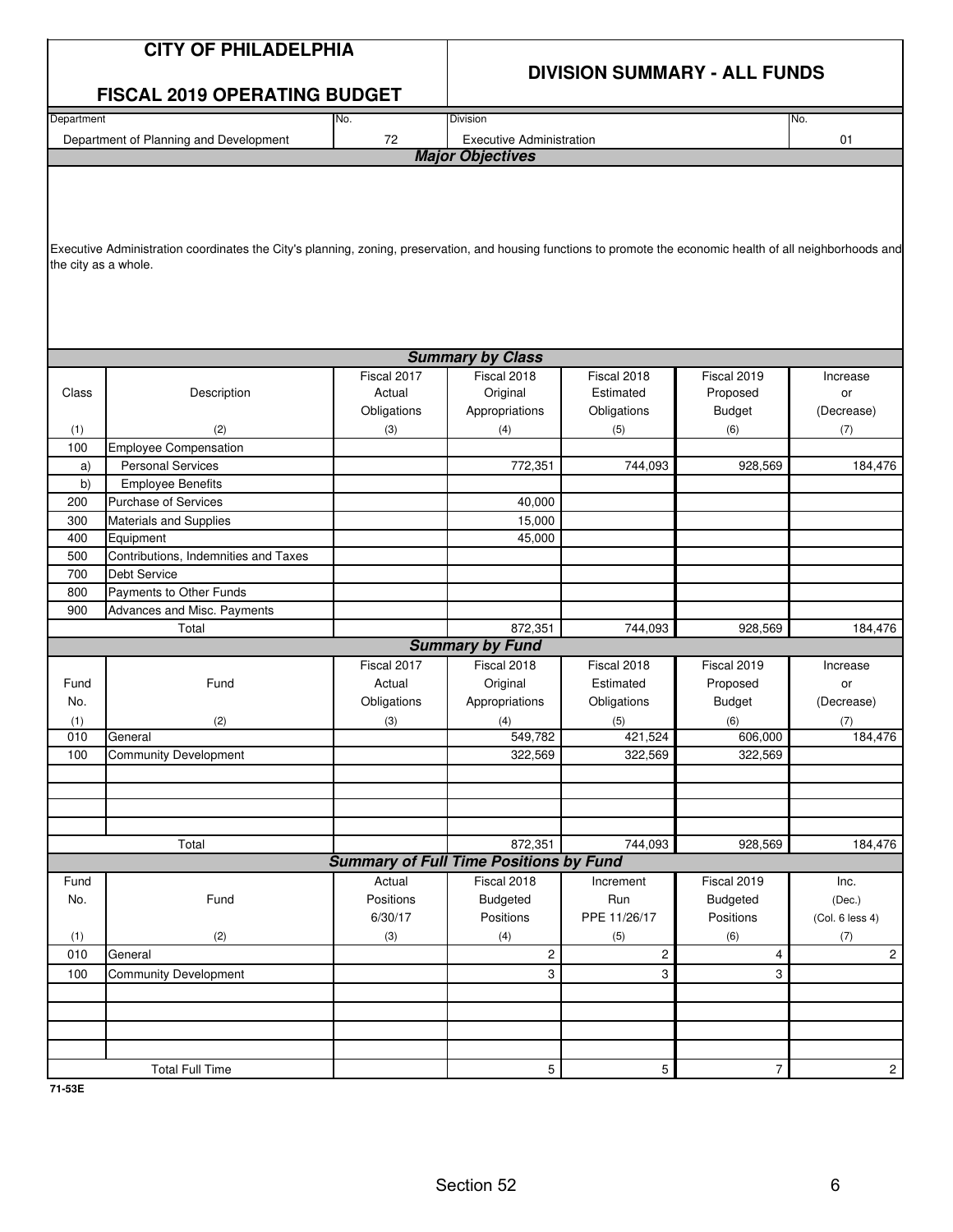# CITY OF PHILADELPHIA

## FISCAL 2019 OPERATING BUDGET

## DIVISION SUMMARY - ALL FUNDS

| Department | No. | Division | No. |
|---|---|---|---|
| Department of Planning and Development | 72 | Executive Administration | 01 |

### *Major Objectives*

Executive Administration coordinates the City's planning, zoning, preservation, and housing functions to promote the economic health of all neighborhoods and the city as a whole.

### *Summary by Class*

| Class | Description | Fiscal 2017 Actual Obligations | Fiscal 2018 Original Appropriations | Fiscal 2018 Estimated Obligations | Fiscal 2019 Proposed Budget | Increase or (Decrease) |
|---|---|---|---|---|---|---|
| (1) | (2) | (3) | (4) | (5) | (6) | (7) |
| 100 | Employee Compensation | | | | | |
| a) | Personal Services | | 772,351 | 744,093 | 928,569 | 184,476 |
| b) | Employee Benefits | | | | | |
| 200 | Purchase of Services | | 40,000 | | | |
| 300 | Materials and Supplies | | 15,000 | | | |
| 400 | Equipment | | 45,000 | | | |
| 500 | Contributions, Indemnities and Taxes | | | | | |
| 700 | Debt Service | | | | | |
| 800 | Payments to Other Funds | | | | | |
| 900 | Advances and Misc. Payments | | | | | |
| | Total | | 872,351 | 744,093 | 928,569 | 184,476 |

### *Summary by Fund*

| Fund No. | Fund | Fiscal 2017 Actual Obligations | Fiscal 2018 Original Appropriations | Fiscal 2018 Estimated Obligations | Fiscal 2019 Proposed Budget | Increase or (Decrease) |
|---|---|---|---|---|---|---|
| (1) | (2) | (3) | (4) | (5) | (6) | (7) |
| 010 | General | | 549,782 | 421,524 | 606,000 | 184,476 |
| 100 | Community Development | | 322,569 | 322,569 | 322,569 | |
| | Total | | 872,351 | 744,093 | 928,569 | 184,476 |

### *Summary of Full Time Positions by Fund*

| Fund No. | Fund | Actual Positions 6/30/17 | Fiscal 2018 Budgeted Positions | Increment Run PPE 11/26/17 | Fiscal 2019 Budgeted Positions | Inc. (Dec.) (Col. 6 less 4) |
|---|---|---|---|---|---|---|
| (1) | (2) | (3) | (4) | (5) | (6) | (7) |
| 010 | General | | 2 | 2 | 4 | 2 |
| 100 | Community Development | | 3 | 3 | 3 | |
| | Total Full Time | | 5 | 5 | 7 | 2 |

71-53E

Section 52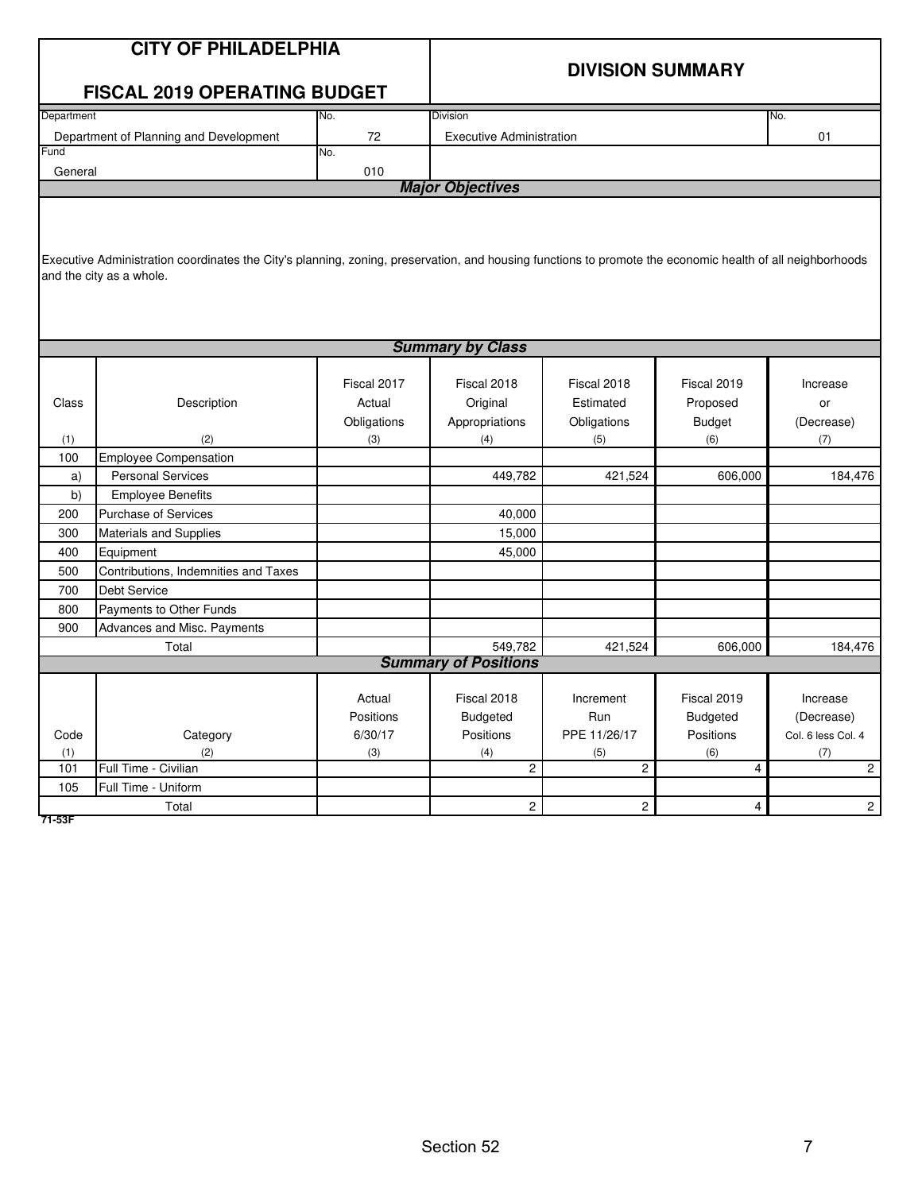# CITY OF PHILADELPHIA

## FISCAL 2019 OPERATING BUDGET

## DIVISION SUMMARY

| Department | No. | Division | No. |
|---|---|---|---|
| Department of Planning and Development | 72 | Executive Administration | 01 |
| **Fund** | **No.** | | |
| General | 010 | | |

### *Major Objectives*

Executive Administration coordinates the City's planning, zoning, preservation, and housing functions to promote the economic health of all neighborhoods and the city as a whole.

### *Summary by Class*

| Class (1) | Description (2) | Fiscal 2017 Actual Obligations (3) | Fiscal 2018 Original Appropriations (4) | Fiscal 2018 Estimated Obligations (5) | Fiscal 2019 Proposed Budget (6) | Increase or (Decrease) (7) |
|---|---|---|---|---|---|---|
| 100 | Employee Compensation | | | | | |
| a) | Personal Services | | 449,782 | 421,524 | 606,000 | 184,476 |
| b) | Employee Benefits | | | | | |
| 200 | Purchase of Services | | 40,000 | | | |
| 300 | Materials and Supplies | | 15,000 | | | |
| 400 | Equipment | | 45,000 | | | |
| 500 | Contributions, Indemnities and Taxes | | | | | |
| 700 | Debt Service | | | | | |
| 800 | Payments to Other Funds | | | | | |
| 900 | Advances and Misc. Payments | | | | | |
| | Total | | 549,782 | 421,524 | 606,000 | 184,476 |

### *Summary of Positions*

| Code (1) | Category (2) | Actual Positions 6/30/17 (3) | Fiscal 2018 Budgeted Positions (4) | Increment Run PPE 11/26/17 (5) | Fiscal 2019 Budgeted Positions (6) | Increase (Decrease) Col. 6 less Col. 4 (7) |
|---|---|---|---|---|---|---|
| 101 | Full Time - Civilian | | 2 | 2 | 4 | 2 |
| 105 | Full Time - Uniform | | | | | |
| | Total | | 2 | 2 | 4 | 2 |

71-53F

Section 52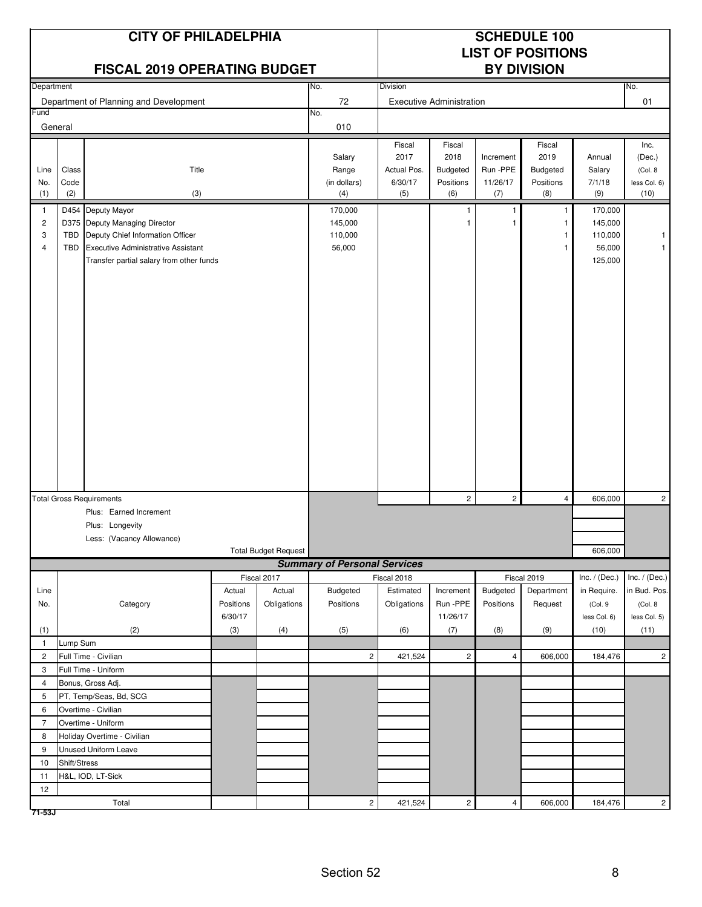# CITY OF PHILADELPHIA

## FISCAL 2019 OPERATING BUDGET

## SCHEDULE 100
## LIST OF POSITIONS
## BY DIVISION

| Department | No. | Division | No. |
|---|---|---|---|
| Department of Planning and Development | 72 | Executive Administration | 01 |
| **Fund** | **No.** | | |
| General | 010 | | |

| Line No. (1) | Class Code (2) | Title (3) | Salary Range (in dollars) (4) | Fiscal 2017 Actual Pos. 6/30/17 (5) | Fiscal 2018 Budgeted Positions (6) | Increment Run -PPE 11/26/17 (7) | Fiscal 2019 Budgeted Positions (8) | Annual Salary 7/1/18 (9) | Inc. (Dec.) (Col. 8 less Col. 6) (10) |
|---|---|---|---|---|---|---|---|---|---|
| 1 | D454 | Deputy Mayor | 170,000 | | 1 | 1 | 1 | 170,000 | |
| 2 | D375 | Deputy Managing Director | 145,000 | | 1 | 1 | 1 | 145,000 | |
| 3 | TBD | Deputy Chief Information Officer | 110,000 | | | | 1 | 110,000 | 1 |
| 4 | TBD | Executive Administrative Assistant | 56,000 | | | | 1 | 56,000 | 1 |
| | | Transfer partial salary from other funds | | | | | | 125,000 | |
| | | Total Gross Requirements | | | 2 | 2 | 4 | 606,000 | 2 |
| | | Plus: Earned Increment | | | | | | | |
| | | Plus: Longevity | | | | | | | |
| | | Less: (Vacancy Allowance) | | | | | | | |
| | | Total Budget Request | | | | | | 606,000 | |

### *Summary of Personal Services*

| Line No. | Category | Fiscal 2017 Actual Positions 6/30/17 | Fiscal 2017 Actual Obligations | Fiscal 2018 Budgeted Positions | Fiscal 2018 Estimated Obligations | Fiscal 2018 Increment Run -PPE 11/26/17 | Fiscal 2019 Budgeted Positions | Fiscal 2019 Department Request | Inc. / (Dec.) in Require. (Col. 9 less Col. 6) | Inc. / (Dec.) in Bud. Pos. (Col. 8 less Col. 5) |
|---|---|---|---|---|---|---|---|---|---|---|
| (1) | (2) | (3) | (4) | (5) | (6) | (7) | (8) | (9) | (10) | (11) |
| 1 | Lump Sum | | | | | | | | | |
| 2 | Full Time - Civilian | | | 2 | 421,524 | 2 | 4 | 606,000 | 184,476 | 2 |
| 3 | Full Time - Uniform | | | | | | | | | |
| 4 | Bonus, Gross Adj. | | | | | | | | | |
| 5 | PT, Temp/Seas, Bd, SCG | | | | | | | | | |
| 6 | Overtime - Civilian | | | | | | | | | |
| 7 | Overtime - Uniform | | | | | | | | | |
| 8 | Holiday Overtime - Civilian | | | | | | | | | |
| 9 | Unused Uniform Leave | | | | | | | | | |
| 10 | Shift/Stress | | | | | | | | | |
| 11 | H&L, IOD, LT-Sick | | | | | | | | | |
| 12 | | | | | | | | | | |
| | Total | | | 2 | 421,524 | 2 | 4 | 606,000 | 184,476 | 2 |

71-53J

Section 52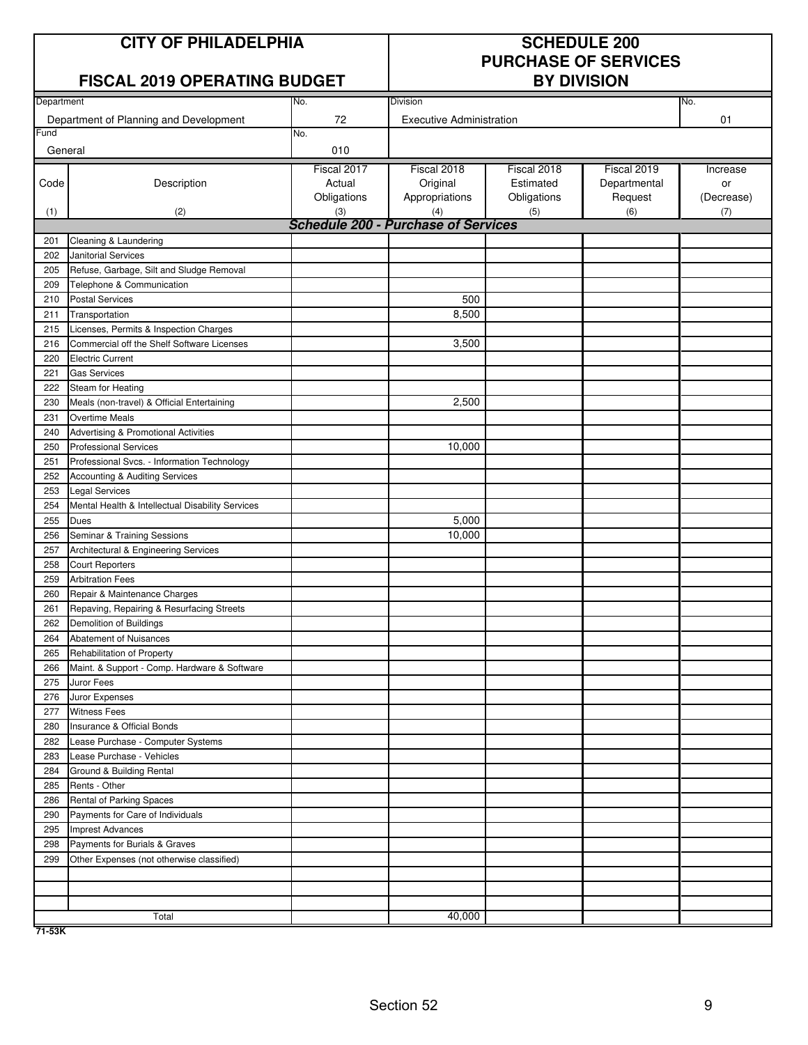# CITY OF PHILADELPHIA

## FISCAL 2019 OPERATING BUDGET

## SCHEDULE 200 PURCHASE OF SERVICES BY DIVISION

| Department | No. | Division | No. |
|---|---|---|---|
| Department of Planning and Development | 72 | Executive Administration | 01 |
| **Fund** | **No.** | | |
| General | 010 | | |

| Code | Description | Fiscal 2017 Actual Obligations | Fiscal 2018 Original Appropriations | Fiscal 2018 Estimated Obligations | Fiscal 2019 Departmental Request | Increase or (Decrease) |
|---|---|---|---|---|---|---|
| (1) | (2) | (3) | (4) | (5) | (6) | (7) |
| | ***Schedule 200 - Purchase of Services*** | | | | | |
| 201 | Cleaning & Laundering | | | | | |
| 202 | Janitorial Services | | | | | |
| 205 | Refuse, Garbage, Silt and Sludge Removal | | | | | |
| 209 | Telephone & Communication | | | | | |
| 210 | Postal Services | | 500 | | | |
| 211 | Transportation | | 8,500 | | | |
| 215 | Licenses, Permits & Inspection Charges | | | | | |
| 216 | Commercial off the Shelf Software Licenses | | 3,500 | | | |
| 220 | Electric Current | | | | | |
| 221 | Gas Services | | | | | |
| 222 | Steam for Heating | | | | | |
| 230 | Meals (non-travel) & Official Entertaining | | 2,500 | | | |
| 231 | Overtime Meals | | | | | |
| 240 | Advertising & Promotional Activities | | | | | |
| 250 | Professional Services | | 10,000 | | | |
| 251 | Professional Svcs. - Information Technology | | | | | |
| 252 | Accounting & Auditing Services | | | | | |
| 253 | Legal Services | | | | | |
| 254 | Mental Health & Intellectual Disability Services | | | | | |
| 255 | Dues | | 5,000 | | | |
| 256 | Seminar & Training Sessions | | 10,000 | | | |
| 257 | Architectural & Engineering Services | | | | | |
| 258 | Court Reporters | | | | | |
| 259 | Arbitration Fees | | | | | |
| 260 | Repair & Maintenance Charges | | | | | |
| 261 | Repaving, Repairing & Resurfacing Streets | | | | | |
| 262 | Demolition of Buildings | | | | | |
| 264 | Abatement of Nuisances | | | | | |
| 265 | Rehabilitation of Property | | | | | |
| 266 | Maint. & Support - Comp. Hardware & Software | | | | | |
| 275 | Juror Fees | | | | | |
| 276 | Juror Expenses | | | | | |
| 277 | Witness Fees | | | | | |
| 280 | Insurance & Official Bonds | | | | | |
| 282 | Lease Purchase - Computer Systems | | | | | |
| 283 | Lease Purchase - Vehicles | | | | | |
| 284 | Ground & Building Rental | | | | | |
| 285 | Rents - Other | | | | | |
| 286 | Rental of Parking Spaces | | | | | |
| 290 | Payments for Care of Individuals | | | | | |
| 295 | Imprest Advances | | | | | |
| 298 | Payments for Burials & Graves | | | | | |
| 299 | Other Expenses (not otherwise classified) | | | | | |
| | | | | | | |
| | | | | | | |
| | | | | | | |
| | Total | | 40,000 | | | |

71-53K

Section 52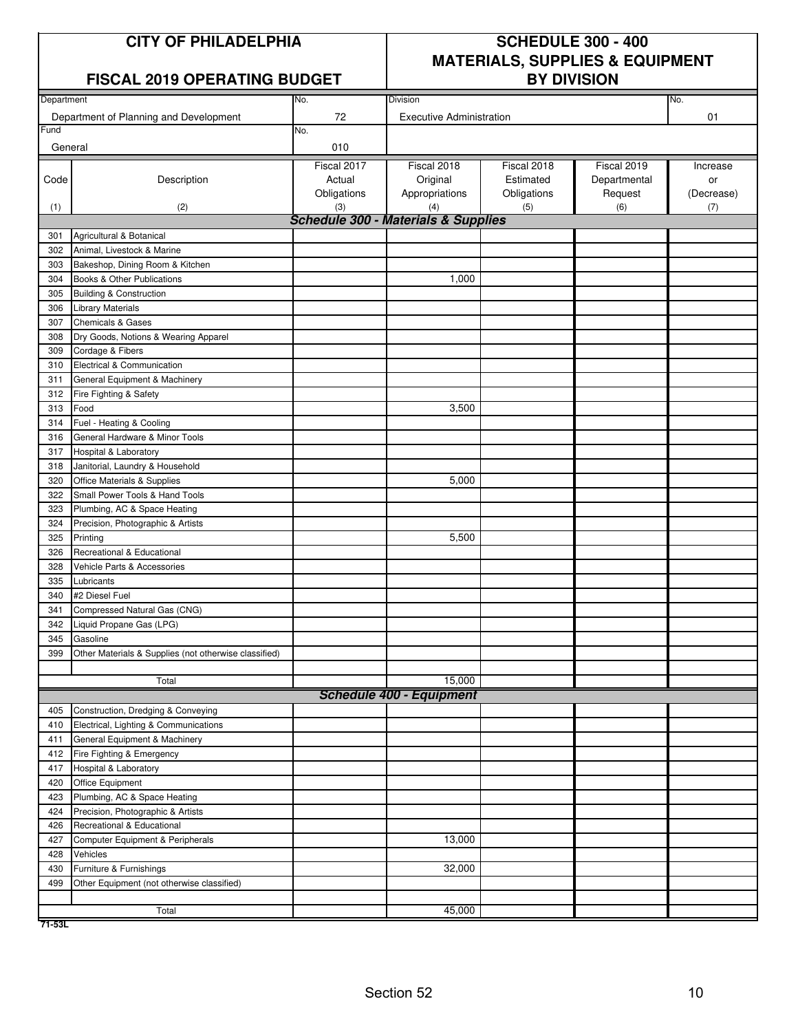# CITY OF PHILADELPHIA

## FISCAL 2019 OPERATING BUDGET

## SCHEDULE 300 - 400 MATERIALS, SUPPLIES & EQUIPMENT BY DIVISION

| Department | No. | Division | No. |
|---|---|---|---|
| Department of Planning and Development | 72 | Executive Administration | 01 |
| **Fund** | **No.** | | |
| General | 010 | | |

| Code (1) | Description (2) | Fiscal 2017 Actual Obligations (3) | Fiscal 2018 Original Appropriations (4) | Fiscal 2018 Estimated Obligations (5) | Fiscal 2019 Departmental Request (6) | Increase or (Decrease) (7) |
|---|---|---|---|---|---|---|
| | ***Schedule 300 - Materials & Supplies*** | | | | | |
| 301 | Agricultural & Botanical | | | | | |
| 302 | Animal, Livestock & Marine | | | | | |
| 303 | Bakeshop, Dining Room & Kitchen | | | | | |
| 304 | Books & Other Publications | | 1,000 | | | |
| 305 | Building & Construction | | | | | |
| 306 | Library Materials | | | | | |
| 307 | Chemicals & Gases | | | | | |
| 308 | Dry Goods, Notions & Wearing Apparel | | | | | |
| 309 | Cordage & Fibers | | | | | |
| 310 | Electrical & Communication | | | | | |
| 311 | General Equipment & Machinery | | | | | |
| 312 | Fire Fighting & Safety | | | | | |
| 313 | Food | | 3,500 | | | |
| 314 | Fuel - Heating & Cooling | | | | | |
| 316 | General Hardware & Minor Tools | | | | | |
| 317 | Hospital & Laboratory | | | | | |
| 318 | Janitorial, Laundry & Household | | | | | |
| 320 | Office Materials & Supplies | | 5,000 | | | |
| 322 | Small Power Tools & Hand Tools | | | | | |
| 323 | Plumbing, AC & Space Heating | | | | | |
| 324 | Precision, Photographic & Artists | | | | | |
| 325 | Printing | | 5,500 | | | |
| 326 | Recreational & Educational | | | | | |
| 328 | Vehicle Parts & Accessories | | | | | |
| 335 | Lubricants | | | | | |
| 340 | #2 Diesel Fuel | | | | | |
| 341 | Compressed Natural Gas (CNG) | | | | | |
| 342 | Liquid Propane Gas (LPG) | | | | | |
| 345 | Gasoline | | | | | |
| 399 | Other Materials & Supplies (not otherwise classified) | | | | | |
| | | | | | | |
| | Total | | 15,000 | | | |
| | ***Schedule 400 - Equipment*** | | | | | |
| 405 | Construction, Dredging & Conveying | | | | | |
| 410 | Electrical, Lighting & Communications | | | | | |
| 411 | General Equipment & Machinery | | | | | |
| 412 | Fire Fighting & Emergency | | | | | |
| 417 | Hospital & Laboratory | | | | | |
| 420 | Office Equipment | | | | | |
| 423 | Plumbing, AC & Space Heating | | | | | |
| 424 | Precision, Photographic & Artists | | | | | |
| 426 | Recreational & Educational | | | | | |
| 427 | Computer Equipment & Peripherals | | 13,000 | | | |
| 428 | Vehicles | | | | | |
| 430 | Furniture & Furnishings | | 32,000 | | | |
| 499 | Other Equipment (not otherwise classified) | | | | | |
| | | | | | | |
| | Total | | 45,000 | | | |

71-53L

Section 52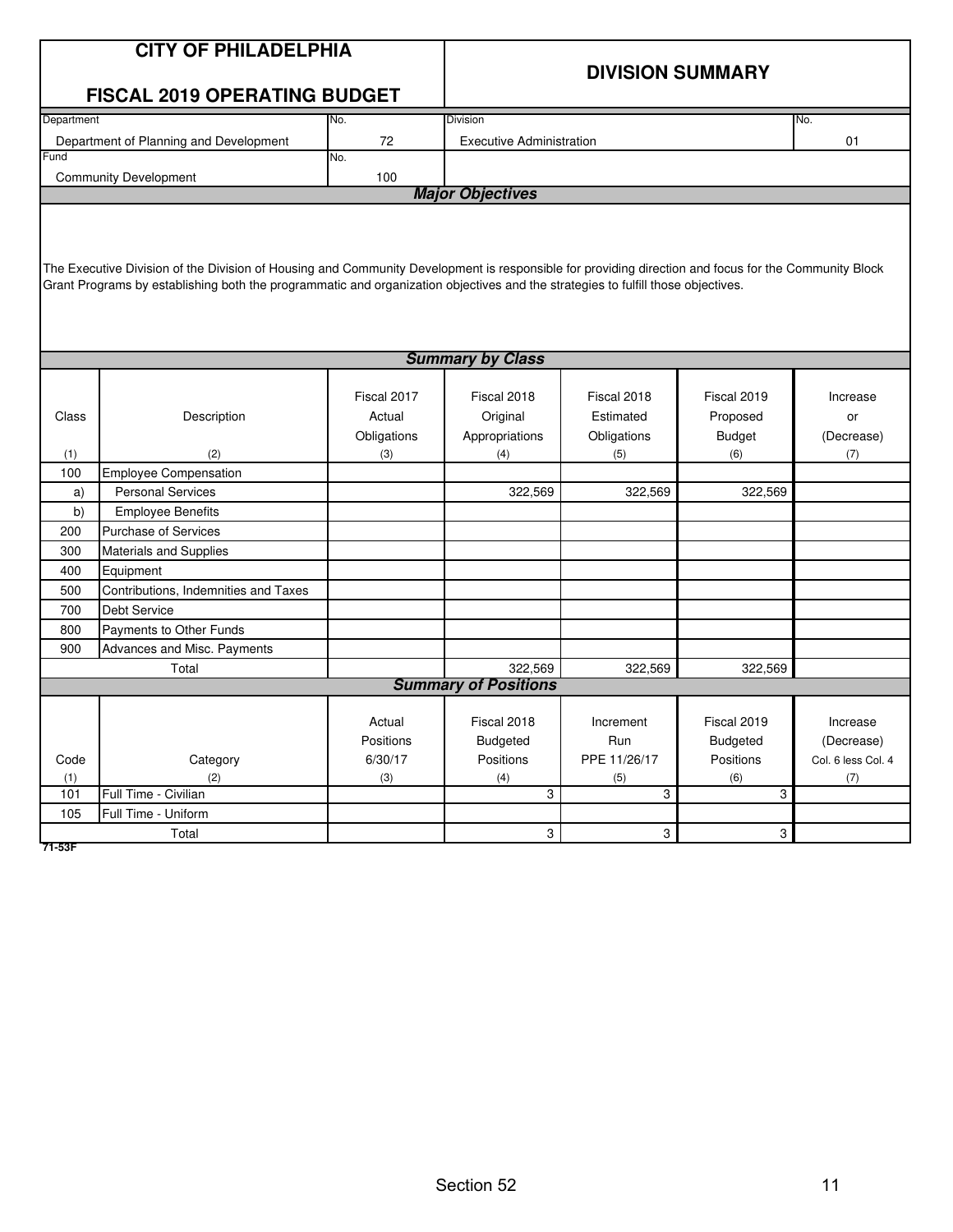# CITY OF PHILADELPHIA

## FISCAL 2019 OPERATING BUDGET

## DIVISION SUMMARY

| Department | No. | Division | No. |
|---|---|---|---|
| Department of Planning and Development | 72 | Executive Administration | 01 |

| Fund | No. |
|---|---|
| Community Development | 100 |

### *Major Objectives*

The Executive Division of the Division of Housing and Community Development is responsible for providing direction and focus for the Community Block Grant Programs by establishing both the programmatic and organization objectives and the strategies to fulfill those objectives.

### *Summary by Class*

| Class<br>(1) | Description<br>(2) | Fiscal 2017 Actual Obligations<br>(3) | Fiscal 2018 Original Appropriations<br>(4) | Fiscal 2018 Estimated Obligations<br>(5) | Fiscal 2019 Proposed Budget<br>(6) | Increase or (Decrease)<br>(7) |
|---|---|---|---|---|---|---|
| 100 | Employee Compensation | | | | | |
| a) | Personal Services | | 322,569 | 322,569 | 322,569 | |
| b) | Employee Benefits | | | | | |
| 200 | Purchase of Services | | | | | |
| 300 | Materials and Supplies | | | | | |
| 400 | Equipment | | | | | |
| 500 | Contributions, Indemnities and Taxes | | | | | |
| 700 | Debt Service | | | | | |
| 800 | Payments to Other Funds | | | | | |
| 900 | Advances and Misc. Payments | | | | | |
| | Total | | 322,569 | 322,569 | 322,569 | |

### *Summary of Positions*

| Code<br>(1) | Category<br>(2) | Actual Positions 6/30/17<br>(3) | Fiscal 2018 Budgeted Positions<br>(4) | Increment Run PPE 11/26/17<br>(5) | Fiscal 2019 Budgeted Positions<br>(6) | Increase (Decrease) Col. 6 less Col. 4<br>(7) |
|---|---|---|---|---|---|---|
| 101 | Full Time - Civilian | | 3 | 3 | 3 | |
| 105 | Full Time - Uniform | | | | | |
| | Total | | 3 | 3 | 3 | |

71-53F

Section 52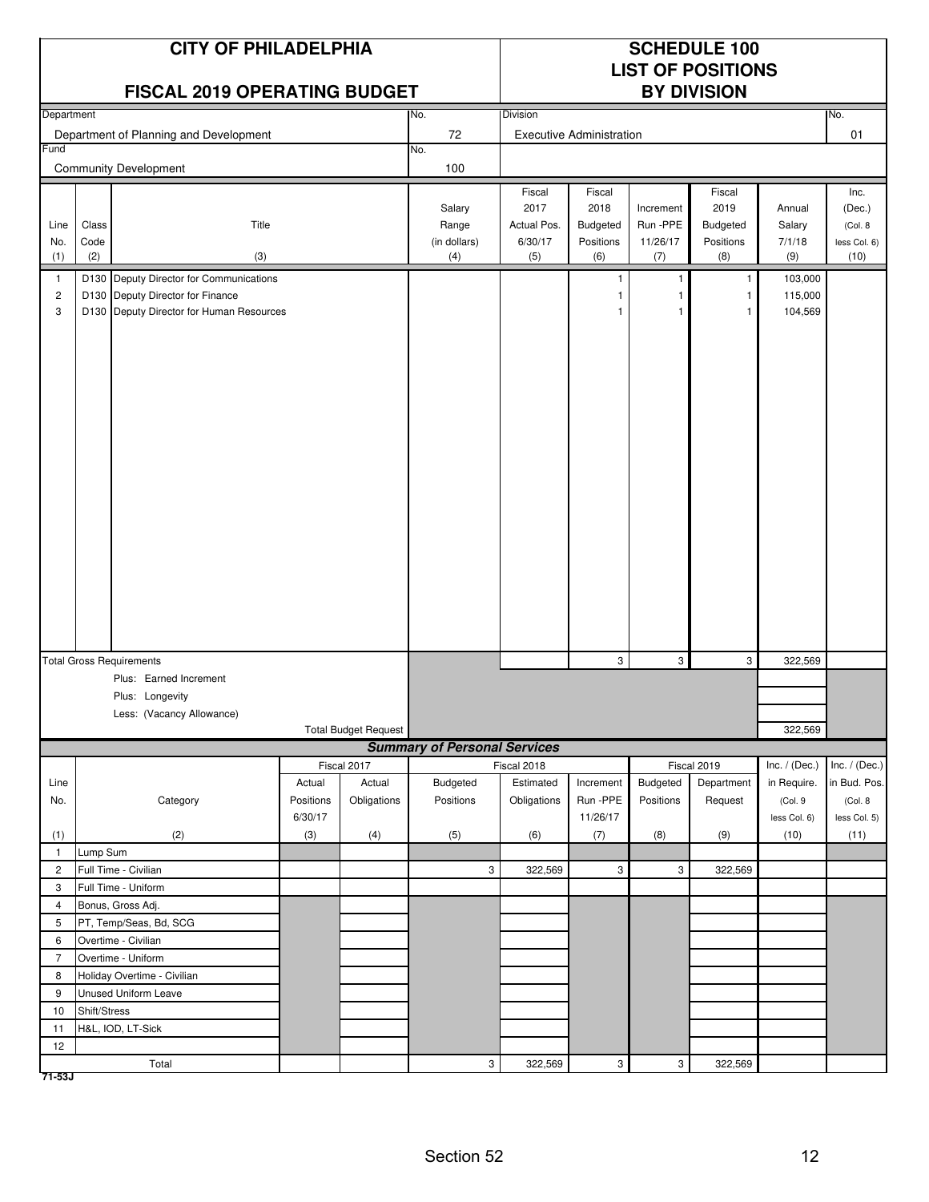# CITY OF PHILADELPHIA

## FISCAL 2019 OPERATING BUDGET

# SCHEDULE 100
## LIST OF POSITIONS
## BY DIVISION

| Department | No. | Division | No. |
|---|---|---|---|
| Department of Planning and Development | 72 | Executive Administration | 01 |
| **Fund** | **No.** | | |
| Community Development | 100 | | |

| Line No. (1) | Class Code (2) | Title (3) | Salary Range (in dollars) (4) | Fiscal 2017 Actual Pos. 6/30/17 (5) | Fiscal 2018 Budgeted Positions (6) | Increment Run -PPE 11/26/17 (7) | Fiscal 2019 Budgeted Positions (8) | Annual Salary 7/1/18 (9) | Inc. (Dec.) (Col. 8 less Col. 6) (10) |
|---|---|---|---|---|---|---|---|---|---|
| 1 | D130 | Deputy Director for Communications | | | 1 | 1 | 1 | 103,000 | |
| 2 | D130 | Deputy Director for Finance | | | 1 | 1 | 1 | 115,000 | |
| 3 | D130 | Deputy Director for Human Resources | | | 1 | 1 | 1 | 104,569 | |
| | | Total Gross Requirements | | | 3 | 3 | 3 | 322,569 | |
| | | Plus: Earned Increment | | | | | | | |
| | | Plus: Longevity | | | | | | | |
| | | Less: (Vacancy Allowance) | | | | | | | |
| | | Total Budget Request | | | | | | 322,569 | |

### *Summary of Personal Services*

| Line No. (1) | Category (2) | Fiscal 2017 Actual Positions 6/30/17 (3) | Fiscal 2017 Actual Obligations (4) | Fiscal 2018 Budgeted Positions (5) | Fiscal 2018 Estimated Obligations (6) | Increment Run -PPE 11/26/17 (7) | Fiscal 2019 Budgeted Positions (8) | Fiscal 2019 Department Request (9) | Inc. / (Dec.) in Require. (Col. 9 less Col. 6) (10) | Inc. / (Dec.) in Bud. Pos. (Col. 8 less Col. 5) (11) |
|---|---|---|---|---|---|---|---|---|---|---|
| 1 | Lump Sum | | | | | | | | | |
| 2 | Full Time - Civilian | | | 3 | 322,569 | 3 | 3 | 322,569 | | |
| 3 | Full Time - Uniform | | | | | | | | | |
| 4 | Bonus, Gross Adj. | | | | | | | | | |
| 5 | PT, Temp/Seas, Bd, SCG | | | | | | | | | |
| 6 | Overtime - Civilian | | | | | | | | | |
| 7 | Overtime - Uniform | | | | | | | | | |
| 8 | Holiday Overtime - Civilian | | | | | | | | | |
| 9 | Unused Uniform Leave | | | | | | | | | |
| 10 | Shift/Stress | | | | | | | | | |
| 11 | H&L, IOD, LT-Sick | | | | | | | | | |
| 12 | | | | | | | | | | |
| | Total | | | 3 | 322,569 | 3 | 3 | 322,569 | | |

71-53J

Section 52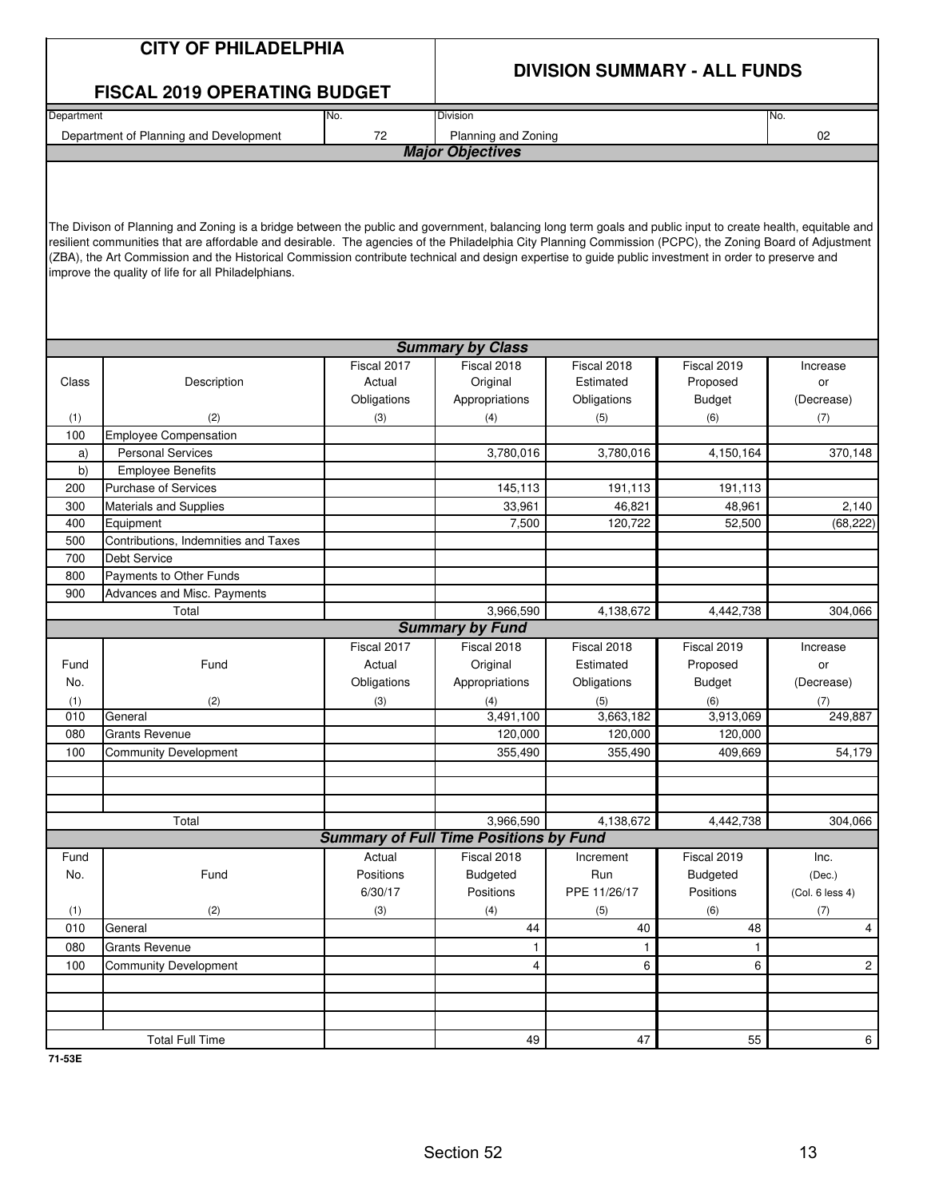# CITY OF PHILADELPHIA

## FISCAL 2019 OPERATING BUDGET

## DIVISION SUMMARY - ALL FUNDS

| Department | No. | Division | No. |
|---|---|---|---|
| Department of Planning and Development | 72 | Planning and Zoning | 02 |

### *Major Objectives*

The Divison of Planning and Zoning is a bridge between the public and government, balancing long term goals and public input to create health, equitable and resilient communities that are affordable and desirable. The agencies of the Philadelphia City Planning Commission (PCPC), the Zoning Board of Adjustment (ZBA), the Art Commission and the Historical Commission contribute technical and design expertise to guide public investment in order to preserve and improve the quality of life for all Philadelphians.

### *Summary by Class*

| Class | Description | Fiscal 2017 Actual Obligations | Fiscal 2018 Original Appropriations | Fiscal 2018 Estimated Obligations | Fiscal 2019 Proposed Budget | Increase or (Decrease) |
|---|---|---|---|---|---|---|
| (1) | (2) | (3) | (4) | (5) | (6) | (7) |
| 100 | Employee Compensation | | | | | |
| a) | Personal Services | | 3,780,016 | 3,780,016 | 4,150,164 | 370,148 |
| b) | Employee Benefits | | | | | |
| 200 | Purchase of Services | | 145,113 | 191,113 | 191,113 | |
| 300 | Materials and Supplies | | 33,961 | 46,821 | 48,961 | 2,140 |
| 400 | Equipment | | 7,500 | 120,722 | 52,500 | (68,222) |
| 500 | Contributions, Indemnities and Taxes | | | | | |
| 700 | Debt Service | | | | | |
| 800 | Payments to Other Funds | | | | | |
| 900 | Advances and Misc. Payments | | | | | |
| | Total | | 3,966,590 | 4,138,672 | 4,442,738 | 304,066 |

### *Summary by Fund*

| Fund No. | Fund | Fiscal 2017 Actual Obligations | Fiscal 2018 Original Appropriations | Fiscal 2018 Estimated Obligations | Fiscal 2019 Proposed Budget | Increase or (Decrease) |
|---|---|---|---|---|---|---|
| (1) | (2) | (3) | (4) | (5) | (6) | (7) |
| 010 | General | | 3,491,100 | 3,663,182 | 3,913,069 | 249,887 |
| 080 | Grants Revenue | | 120,000 | 120,000 | 120,000 | |
| 100 | Community Development | | 355,490 | 355,490 | 409,669 | 54,179 |
| | Total | | 3,966,590 | 4,138,672 | 4,442,738 | 304,066 |

### *Summary of Full Time Positions by Fund*

| Fund No. | Fund | Actual Positions 6/30/17 | Fiscal 2018 Budgeted Positions | Increment Run PPE 11/26/17 | Fiscal 2019 Budgeted Positions | Inc. (Dec.) (Col. 6 less 4) |
|---|---|---|---|---|---|---|
| (1) | (2) | (3) | (4) | (5) | (6) | (7) |
| 010 | General | | 44 | 40 | 48 | 4 |
| 080 | Grants Revenue | | 1 | 1 | 1 | |
| 100 | Community Development | | 4 | 6 | 6 | 2 |
| | Total Full Time | | 49 | 47 | 55 | 6 |

71-53E

Section 52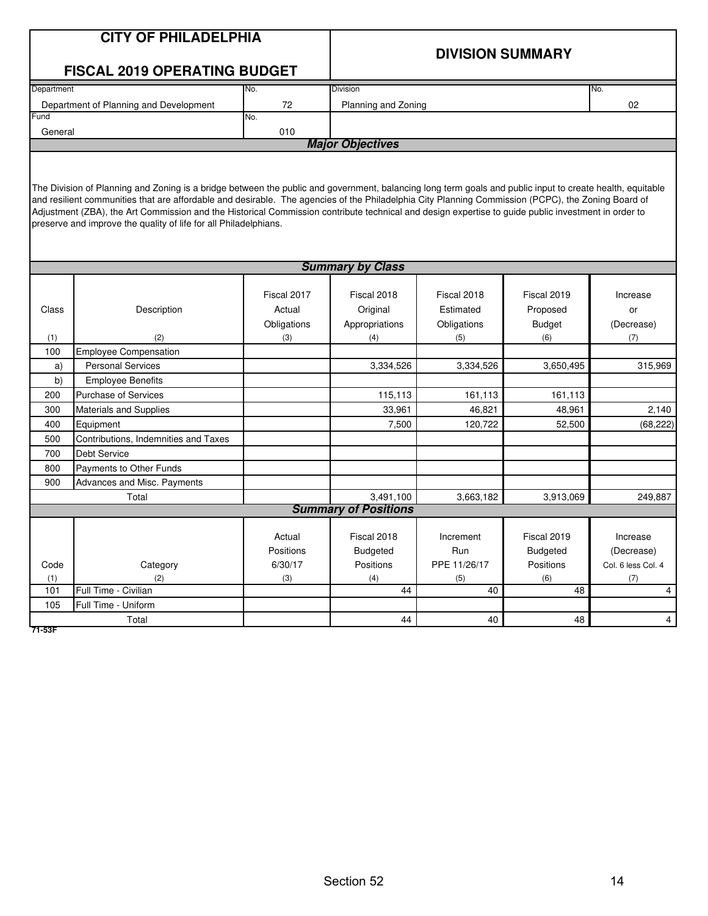# CITY OF PHILADELPHIA

## FISCAL 2019 OPERATING BUDGET

## DIVISION SUMMARY

| Department | No. | Division | No. |
|---|---|---|---|
| Department of Planning and Development | 72 | Planning and Zoning | 02 |
| **Fund** | **No.** | | |
| General | 010 | | |

### *Major Objectives*

The Division of Planning and Zoning is a bridge between the public and government, balancing long term goals and public input to create health, equitable and resilient communities that are affordable and desirable. The agencies of the Philadelphia City Planning Commission (PCPC), the Zoning Board of Adjustment (ZBA), the Art Commission and the Historical Commission contribute technical and design expertise to guide public investment in order to preserve and improve the quality of life for all Philadelphians.

### *Summary by Class*

| Class (1) | Description (2) | Fiscal 2017 Actual Obligations (3) | Fiscal 2018 Original Appropriations (4) | Fiscal 2018 Estimated Obligations (5) | Fiscal 2019 Proposed Budget (6) | Increase or (Decrease) (7) |
|---|---|---|---|---|---|---|
| 100 | Employee Compensation | | | | | |
| a) | Personal Services | | 3,334,526 | 3,334,526 | 3,650,495 | 315,969 |
| b) | Employee Benefits | | | | | |
| 200 | Purchase of Services | | 115,113 | 161,113 | 161,113 | |
| 300 | Materials and Supplies | | 33,961 | 46,821 | 48,961 | 2,140 |
| 400 | Equipment | | 7,500 | 120,722 | 52,500 | (68,222) |
| 500 | Contributions, Indemnities and Taxes | | | | | |
| 700 | Debt Service | | | | | |
| 800 | Payments to Other Funds | | | | | |
| 900 | Advances and Misc. Payments | | | | | |
| | Total | | 3,491,100 | 3,663,182 | 3,913,069 | 249,887 |

### *Summary of Positions*

| Code (1) | Category (2) | Actual Positions 6/30/17 (3) | Fiscal 2018 Budgeted Positions (4) | Increment Run PPE 11/26/17 (5) | Fiscal 2019 Budgeted Positions (6) | Increase (Decrease) Col. 6 less Col. 4 (7) |
|---|---|---|---|---|---|---|
| 101 | Full Time - Civilian | | 44 | 40 | 48 | 4 |
| 105 | Full Time - Uniform | | | | | |
| | Total | | 44 | 40 | 48 | 4 |

71-53F

Section 52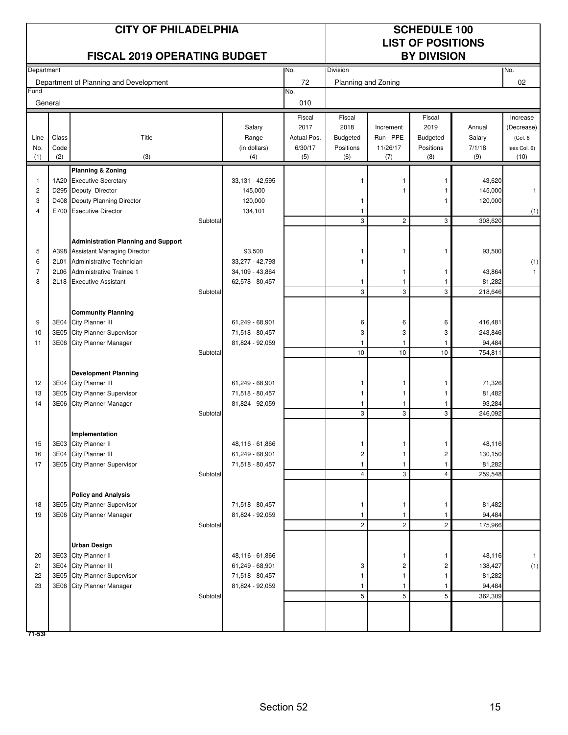# CITY OF PHILADELPHIA

## FISCAL 2019 OPERATING BUDGET

## SCHEDULE 100
## LIST OF POSITIONS
## BY DIVISION

| Department | No. | Division | No. |
|---|---|---|---|
| Department of Planning and Development | 72 | Planning and Zoning | 02 |
| **Fund** | **No.** | | |
| General | 010 | | |

| Line No. (1) | Class Code (2) | Title (3) | Salary Range (in dollars) (4) | Fiscal 2017 Actual Pos. 6/30/17 (5) | Fiscal 2018 Budgeted Positions (6) | Increment Run - PPE 11/26/17 (7) | Fiscal 2019 Budgeted Positions (8) | Annual Salary 7/1/18 (9) | Increase (Decrease) (Col. 8 less Col. 6) (10) |
|---|---|---|---|---|---|---|---|---|---|
| | | **Planning & Zoning** | | | | | | | |
| 1 | 1A20 | Executive Secretary | 33,131 - 42,595 | | 1 | 1 | 1 | 43,620 | |
| 2 | D295 | Deputy Director | 145,000 | | | 1 | 1 | 145,000 | 1 |
| 3 | D408 | Deputy Planning Director | 120,000 | | 1 | | 1 | 120,000 | |
| 4 | E700 | Executive Director | 134,101 | | 1 | | | | (1) |
| | | Subtotal | | | 3 | 2 | 3 | 308,620 | |
| | | **Administration Planning and Support** | | | | | | | |
| 5 | A398 | Assistant Managing Director | 93,500 | | 1 | 1 | 1 | 93,500 | |
| 6 | 2L01 | Administrative Technician | 33,277 - 42,793 | | 1 | | | | (1) |
| 7 | 2L06 | Administrative Trainee 1 | 34,109 - 43,864 | | | 1 | 1 | 43,864 | 1 |
| 8 | 2L18 | Executive Assistant | 62,578 - 80,457 | | 1 | 1 | 1 | 81,282 | |
| | | Subtotal | | | 3 | 3 | 3 | 218,646 | |
| | | **Community Planning** | | | | | | | |
| 9 | 3E04 | City Planner III | 61,249 - 68,901 | | 6 | 6 | 6 | 416,481 | |
| 10 | 3E05 | City Planner Supervisor | 71,518 - 80,457 | | 3 | 3 | 3 | 243,846 | |
| 11 | 3E06 | City Planner Manager | 81,824 - 92,059 | | 1 | 1 | 1 | 94,484 | |
| | | Subtotal | | | 10 | 10 | 10 | 754,811 | |
| | | **Development Planning** | | | | | | | |
| 12 | 3E04 | City Planner III | 61,249 - 68,901 | | 1 | 1 | 1 | 71,326 | |
| 13 | 3E05 | City Planner Supervisor | 71,518 - 80,457 | | 1 | 1 | 1 | 81,482 | |
| 14 | 3E06 | City Planner Manager | 81,824 - 92,059 | | 1 | 1 | 1 | 93,284 | |
| | | Subtotal | | | 3 | 3 | 3 | 246,092 | |
| | | **Implementation** | | | | | | | |
| 15 | 3E03 | City Planner II | 48,116 - 61,866 | | 1 | 1 | 1 | 48,116 | |
| 16 | 3E04 | City Planner III | 61,249 - 68,901 | | 2 | 1 | 2 | 130,150 | |
| 17 | 3E05 | City Planner Supervisor | 71,518 - 80,457 | | 1 | 1 | 1 | 81,282 | |
| | | Subtotal | | | 4 | 3 | 4 | 259,548 | |
| | | **Policy and Analysis** | | | | | | | |
| 18 | 3E05 | City Planner Supervisor | 71,518 - 80,457 | | 1 | 1 | 1 | 81,482 | |
| 19 | 3E06 | City Planner Manager | 81,824 - 92,059 | | 1 | 1 | 1 | 94,484 | |
| | | Subtotal | | | 2 | 2 | 2 | 175,966 | |
| | | **Urban Design** | | | | | | | |
| 20 | 3E03 | City Planner II | 48,116 - 61,866 | | | 1 | 1 | 48,116 | 1 |
| 21 | 3E04 | City Planner III | 61,249 - 68,901 | | 3 | 2 | 2 | 138,427 | (1) |
| 22 | 3E05 | City Planner Supervisor | 71,518 - 80,457 | | 1 | 1 | 1 | 81,282 | |
| 23 | 3E06 | City Planner Manager | 81,824 - 92,059 | | 1 | 1 | 1 | 94,484 | |
| | | Subtotal | | | 5 | 5 | 5 | 362,309 | |

71-53I

Section 52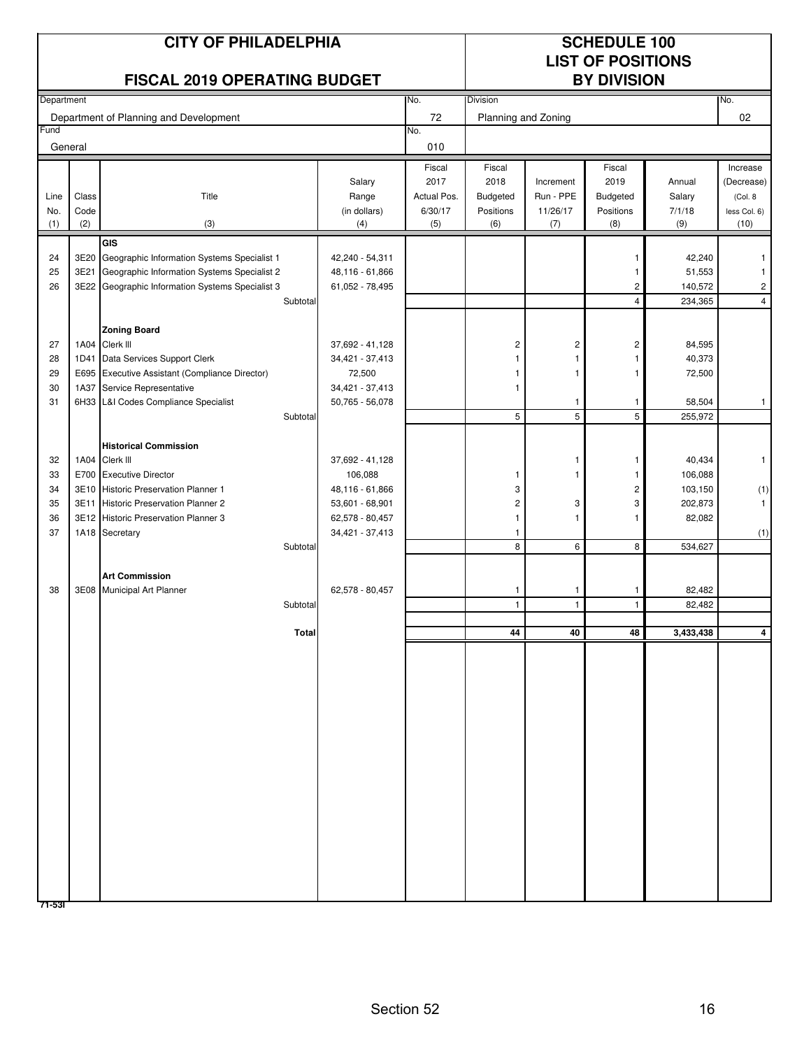# CITY OF PHILADELPHIA

## FISCAL 2019 OPERATING BUDGET

## SCHEDULE 100 LIST OF POSITIONS BY DIVISION

| Department | No. | Division | No. |
|---|---|---|---|
| Department of Planning and Development | 72 | Planning and Zoning | 02 |
| **Fund** | **No.** | | |
| General | 010 | | |

| Line No. (1) | Class Code (2) | Title (3) | Salary Range (in dollars) (4) | Fiscal 2017 Actual Pos. 6/30/17 (5) | Fiscal 2018 Budgeted Positions (6) | Increment Run - PPE 11/26/17 (7) | Fiscal 2019 Budgeted Positions (8) | Annual Salary 7/1/18 (9) | Increase (Decrease) (Col. 8 less Col. 6) (10) |
|---|---|---|---|---|---|---|---|---|---|
| | | **GIS** | | | | | | | |
| 24 | 3E20 | Geographic Information Systems Specialist 1 | 42,240 - 54,311 | | | | 1 | 42,240 | 1 |
| 25 | 3E21 | Geographic Information Systems Specialist 2 | 48,116 - 61,866 | | | | 1 | 51,553 | 1 |
| 26 | 3E22 | Geographic Information Systems Specialist 3 | 61,052 - 78,495 | | | | 2 | 140,572 | 2 |
| | | Subtotal | | | | | 4 | 234,365 | 4 |
| | | **Zoning Board** | | | | | | | |
| 27 | 1A04 | Clerk III | 37,692 - 41,128 | | 2 | 2 | 2 | 84,595 | |
| 28 | 1D41 | Data Services Support Clerk | 34,421 - 37,413 | | 1 | 1 | 1 | 40,373 | |
| 29 | E695 | Executive Assistant (Compliance Director) | 72,500 | | 1 | 1 | 1 | 72,500 | |
| 30 | 1A37 | Service Representative | 34,421 - 37,413 | | 1 | | | | |
| 31 | 6H33 | L&I Codes Compliance Specialist | 50,765 - 56,078 | | | 1 | 1 | 58,504 | 1 |
| | | Subtotal | | | 5 | 5 | 5 | 255,972 | |
| | | **Historical Commission** | | | | | | | |
| 32 | 1A04 | Clerk III | 37,692 - 41,128 | | | 1 | 1 | 40,434 | 1 |
| 33 | E700 | Executive Director | 106,088 | | 1 | 1 | 1 | 106,088 | |
| 34 | 3E10 | Historic Preservation Planner 1 | 48,116 - 61,866 | | 3 | | 2 | 103,150 | (1) |
| 35 | 3E11 | Historic Preservation Planner 2 | 53,601 - 68,901 | | 2 | 3 | 3 | 202,873 | 1 |
| 36 | 3E12 | Historic Preservation Planner 3 | 62,578 - 80,457 | | 1 | 1 | 1 | 82,082 | |
| 37 | 1A18 | Secretary | 34,421 - 37,413 | | 1 | | | | (1) |
| | | Subtotal | | | 8 | 6 | 8 | 534,627 | |
| | | **Art Commission** | | | | | | | |
| 38 | 3E08 | Municipal Art Planner | 62,578 - 80,457 | | 1 | 1 | 1 | 82,482 | |
| | | Subtotal | | | 1 | 1 | 1 | 82,482 | |
| | | **Total** | | | **44** | **40** | **48** | **3,433,438** | **4** |

71-53I

Section 52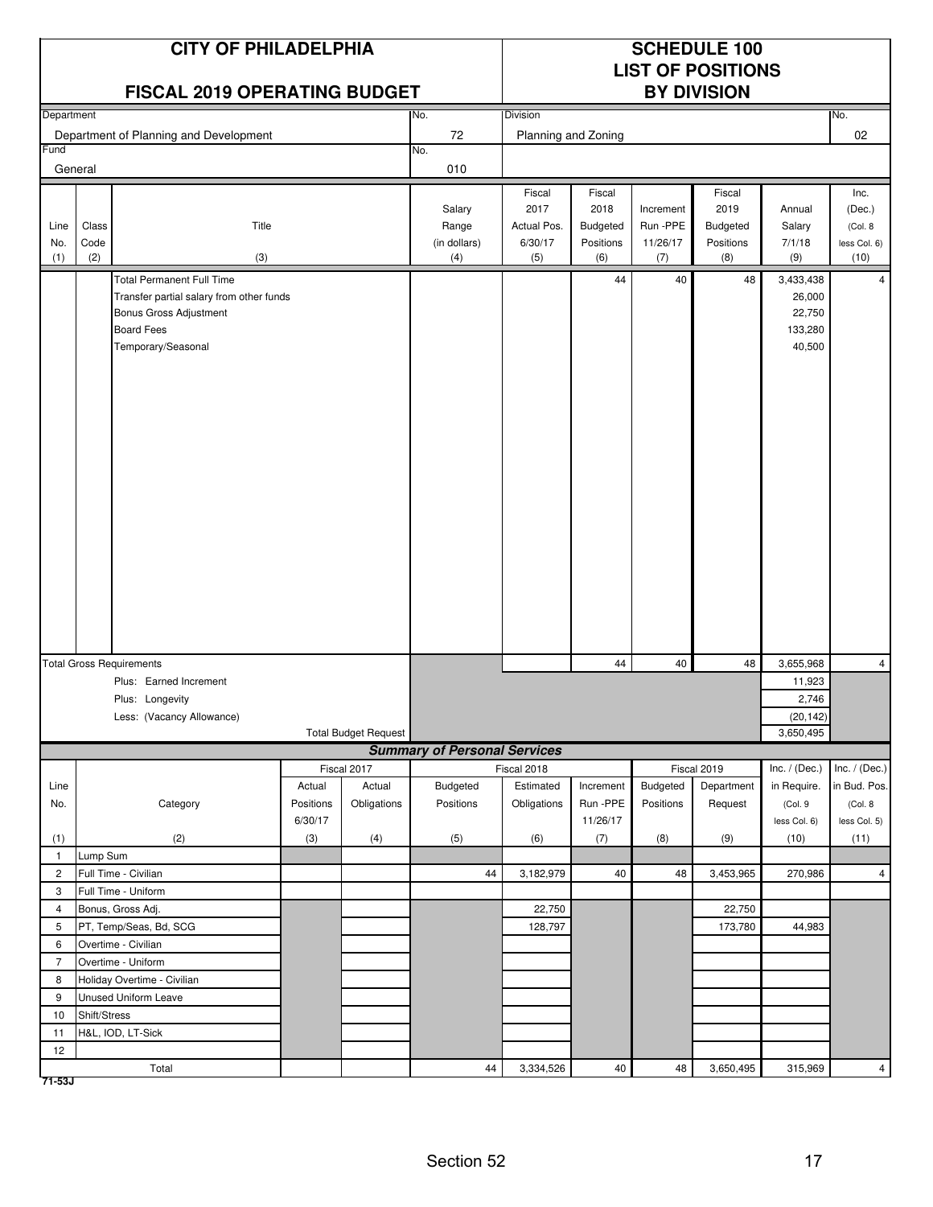# CITY OF PHILADELPHIA

## FISCAL 2019 OPERATING BUDGET

## SCHEDULE 100 LIST OF POSITIONS BY DIVISION

| Department | No. | Division | No. |
|---|---|---|---|
| Department of Planning and Development | 72 | Planning and Zoning | 02 |
| **Fund** | **No.** | | |
| General | 010 | | |

| Line No. (1) | Class Code (2) | Title (3) | Salary Range (in dollars) (4) | Fiscal 2017 Actual Pos. 6/30/17 (5) | Fiscal 2018 Budgeted Positions (6) | Increment Run -PPE 11/26/17 (7) | Fiscal 2019 Budgeted Positions (8) | Annual Salary 7/1/18 (9) | Inc. (Dec.) (Col. 8 less Col. 6) (10) |
|---|---|---|---|---|---|---|---|---|---|
| | | Total Permanent Full Time | | | 44 | 40 | 48 | 3,433,438 | 4 |
| | | Transfer partial salary from other funds | | | | | | 26,000 | |
| | | Bonus Gross Adjustment | | | | | | 22,750 | |
| | | Board Fees | | | | | | 133,280 | |
| | | Temporary/Seasonal | | | | | | 40,500 | |
| Total Gross Requirements | | | | | 44 | 40 | 48 | 3,655,968 | 4 |
| | | Plus: Earned Increment | | | | | | 11,923 | |
| | | Plus: Longevity | | | | | | 2,746 | |
| | | Less: (Vacancy Allowance) | | | | | | (20,142) | |
| | | Total Budget Request | | | | | | 3,650,495 | |

### Summary of Personal Services

| Line No. (1) | Category (2) | Fiscal 2017 Actual Positions 6/30/17 (3) | Fiscal 2017 Actual Obligations (4) | Fiscal 2018 Budgeted Positions (5) | Fiscal 2018 Estimated Obligations (6) | Increment Run -PPE 11/26/17 (7) | Fiscal 2019 Budgeted Positions (8) | Fiscal 2019 Department Request (9) | Inc. / (Dec.) in Require. (Col. 9 less Col. 6) (10) | Inc. / (Dec.) in Bud. Pos. (Col. 8 less Col. 5) (11) |
|---|---|---|---|---|---|---|---|---|---|---|
| 1 | Lump Sum | | | | | | | | | |
| 2 | Full Time - Civilian | | | 44 | 3,182,979 | 40 | 48 | 3,453,965 | 270,986 | 4 |
| 3 | Full Time - Uniform | | | | | | | | | |
| 4 | Bonus, Gross Adj. | | | | 22,750 | | | 22,750 | | |
| 5 | PT, Temp/Seas, Bd, SCG | | | | 128,797 | | | 173,780 | 44,983 | |
| 6 | Overtime - Civilian | | | | | | | | | |
| 7 | Overtime - Uniform | | | | | | | | | |
| 8 | Holiday Overtime - Civilian | | | | | | | | | |
| 9 | Unused Uniform Leave | | | | | | | | | |
| 10 | Shift/Stress | | | | | | | | | |
| 11 | H&L, IOD, LT-Sick | | | | | | | | | |
| 12 | | | | | | | | | | |
| | Total | | | 44 | 3,334,526 | 40 | 48 | 3,650,495 | 315,969 | 4 |

71-53J

Section 52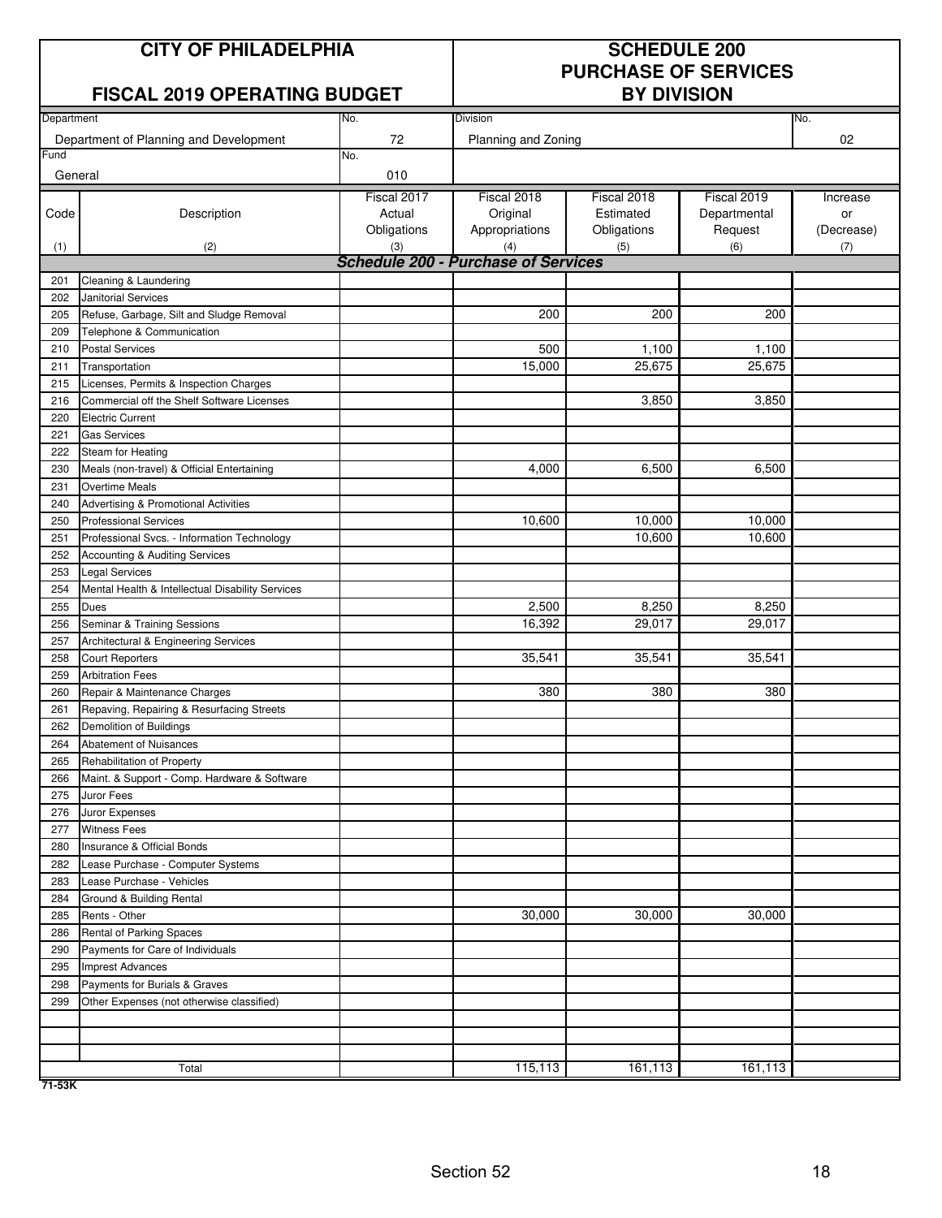| CITY OF PHILADELPHIA | | SCHEDULE 200 | | | | |
|---|---|---|---|---|---|---|
| FISCAL 2019 OPERATING BUDGET | | PURCHASE OF SERVICES BY DIVISION | | | | |
| Department | No. | Division | | | | No. |
| Department of Planning and Development | 72 | Planning and Zoning | | | | 02 |
| Fund | No. | | | | | |
| General | 010 | | | | | |

| Code (1) | Description (2) | Fiscal 2017 Actual Obligations (3) | Fiscal 2018 Original Appropriations (4) | Fiscal 2018 Estimated Obligations (5) | Fiscal 2019 Departmental Request (6) | Increase or (Decrease) (7) |
|---|---|---|---|---|---|---|
| | ***Schedule 200 - Purchase of Services*** | | | | | |
| 201 | Cleaning & Laundering | | | | | |
| 202 | Janitorial Services | | | | | |
| 205 | Refuse, Garbage, Silt and Sludge Removal | | 200 | 200 | 200 | |
| 209 | Telephone & Communication | | | | | |
| 210 | Postal Services | | 500 | 1,100 | 1,100 | |
| 211 | Transportation | | 15,000 | 25,675 | 25,675 | |
| 215 | Licenses, Permits & Inspection Charges | | | | | |
| 216 | Commercial off the Shelf Software Licenses | | | 3,850 | 3,850 | |
| 220 | Electric Current | | | | | |
| 221 | Gas Services | | | | | |
| 222 | Steam for Heating | | | | | |
| 230 | Meals (non-travel) & Official Entertaining | | 4,000 | 6,500 | 6,500 | |
| 231 | Overtime Meals | | | | | |
| 240 | Advertising & Promotional Activities | | | | | |
| 250 | Professional Services | | 10,600 | 10,000 | 10,000 | |
| 251 | Professional Svcs. - Information Technology | | | 10,600 | 10,600 | |
| 252 | Accounting & Auditing Services | | | | | |
| 253 | Legal Services | | | | | |
| 254 | Mental Health & Intellectual Disability Services | | | | | |
| 255 | Dues | | 2,500 | 8,250 | 8,250 | |
| 256 | Seminar & Training Sessions | | 16,392 | 29,017 | 29,017 | |
| 257 | Architectural & Engineering Services | | | | | |
| 258 | Court Reporters | | 35,541 | 35,541 | 35,541 | |
| 259 | Arbitration Fees | | | | | |
| 260 | Repair & Maintenance Charges | | 380 | 380 | 380 | |
| 261 | Repaving, Repairing & Resurfacing Streets | | | | | |
| 262 | Demolition of Buildings | | | | | |
| 264 | Abatement of Nuisances | | | | | |
| 265 | Rehabilitation of Property | | | | | |
| 266 | Maint. & Support - Comp. Hardware & Software | | | | | |
| 275 | Juror Fees | | | | | |
| 276 | Juror Expenses | | | | | |
| 277 | Witness Fees | | | | | |
| 280 | Insurance & Official Bonds | | | | | |
| 282 | Lease Purchase - Computer Systems | | | | | |
| 283 | Lease Purchase - Vehicles | | | | | |
| 284 | Ground & Building Rental | | | | | |
| 285 | Rents - Other | | 30,000 | 30,000 | 30,000 | |
| 286 | Rental of Parking Spaces | | | | | |
| 290 | Payments for Care of Individuals | | | | | |
| 295 | Imprest Advances | | | | | |
| 298 | Payments for Burials & Graves | | | | | |
| 299 | Other Expenses (not otherwise classified) | | | | | |
| | | | | | | |
| | | | | | | |
| | | | | | | |
| | Total | | 115,113 | 161,113 | 161,113 | |

71-53K

Section 52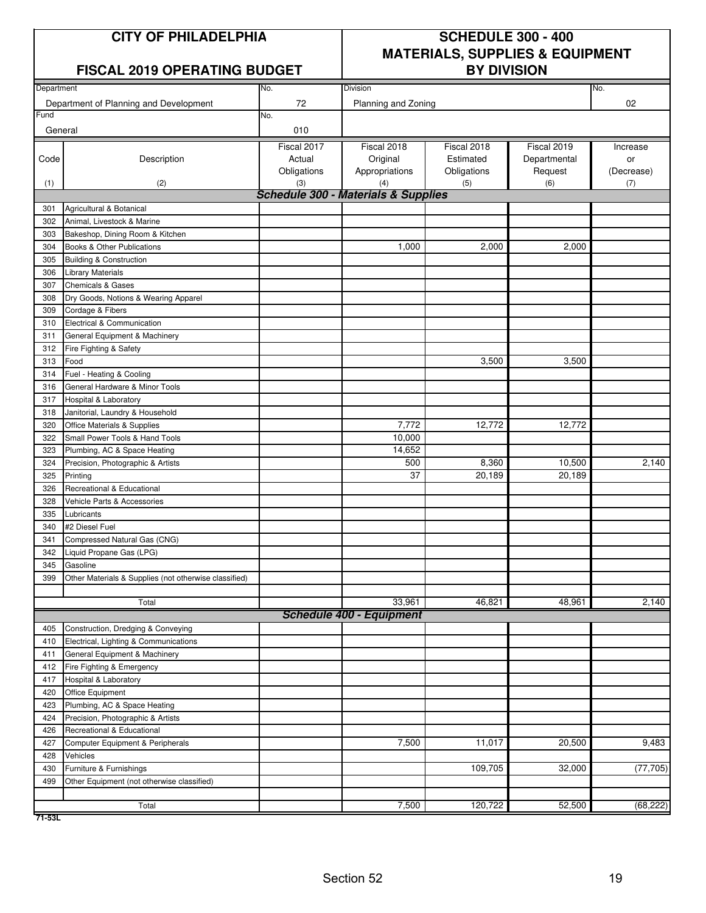# CITY OF PHILADELPHIA

## FISCAL 2019 OPERATING BUDGET

## SCHEDULE 300 - 400 MATERIALS, SUPPLIES & EQUIPMENT BY DIVISION

| Department | No. | Division | No. |
|---|---|---|---|
| Department of Planning and Development | 72 | Planning and Zoning | 02 |
| Fund | No. | | |
| General | 010 | | |

| Code (1) | Description (2) | Fiscal 2017 Actual Obligations (3) | Fiscal 2018 Original Appropriations (4) | Fiscal 2018 Estimated Obligations (5) | Fiscal 2019 Departmental Request (6) | Increase or (Decrease) (7) |
|---|---|---|---|---|---|---|
| | ***Schedule 300 - Materials & Supplies*** | | | | | |
| 301 | Agricultural & Botanical | | | | | |
| 302 | Animal, Livestock & Marine | | | | | |
| 303 | Bakeshop, Dining Room & Kitchen | | | | | |
| 304 | Books & Other Publications | | 1,000 | 2,000 | 2,000 | |
| 305 | Building & Construction | | | | | |
| 306 | Library Materials | | | | | |
| 307 | Chemicals & Gases | | | | | |
| 308 | Dry Goods, Notions & Wearing Apparel | | | | | |
| 309 | Cordage & Fibers | | | | | |
| 310 | Electrical & Communication | | | | | |
| 311 | General Equipment & Machinery | | | | | |
| 312 | Fire Fighting & Safety | | | | | |
| 313 | Food | | | 3,500 | 3,500 | |
| 314 | Fuel - Heating & Cooling | | | | | |
| 316 | General Hardware & Minor Tools | | | | | |
| 317 | Hospital & Laboratory | | | | | |
| 318 | Janitorial, Laundry & Household | | | | | |
| 320 | Office Materials & Supplies | | 7,772 | 12,772 | 12,772 | |
| 322 | Small Power Tools & Hand Tools | | 10,000 | | | |
| 323 | Plumbing, AC & Space Heating | | 14,652 | | | |
| 324 | Precision, Photographic & Artists | | 500 | 8,360 | 10,500 | 2,140 |
| 325 | Printing | | 37 | 20,189 | 20,189 | |
| 326 | Recreational & Educational | | | | | |
| 328 | Vehicle Parts & Accessories | | | | | |
| 335 | Lubricants | | | | | |
| 340 | #2 Diesel Fuel | | | | | |
| 341 | Compressed Natural Gas (CNG) | | | | | |
| 342 | Liquid Propane Gas (LPG) | | | | | |
| 345 | Gasoline | | | | | |
| 399 | Other Materials & Supplies (not otherwise classified) | | | | | |
| | Total | | 33,961 | 46,821 | 48,961 | 2,140 |
| | ***Schedule 400 - Equipment*** | | | | | |
| 405 | Construction, Dredging & Conveying | | | | | |
| 410 | Electrical, Lighting & Communications | | | | | |
| 411 | General Equipment & Machinery | | | | | |
| 412 | Fire Fighting & Emergency | | | | | |
| 417 | Hospital & Laboratory | | | | | |
| 420 | Office Equipment | | | | | |
| 423 | Plumbing, AC & Space Heating | | | | | |
| 424 | Precision, Photographic & Artists | | | | | |
| 426 | Recreational & Educational | | | | | |
| 427 | Computer Equipment & Peripherals | | 7,500 | 11,017 | 20,500 | 9,483 |
| 428 | Vehicles | | | | | |
| 430 | Furniture & Furnishings | | | 109,705 | 32,000 | (77,705) |
| 499 | Other Equipment (not otherwise classified) | | | | | |
| | Total | | 7,500 | 120,722 | 52,500 | (68,222) |

71-53L

Section 52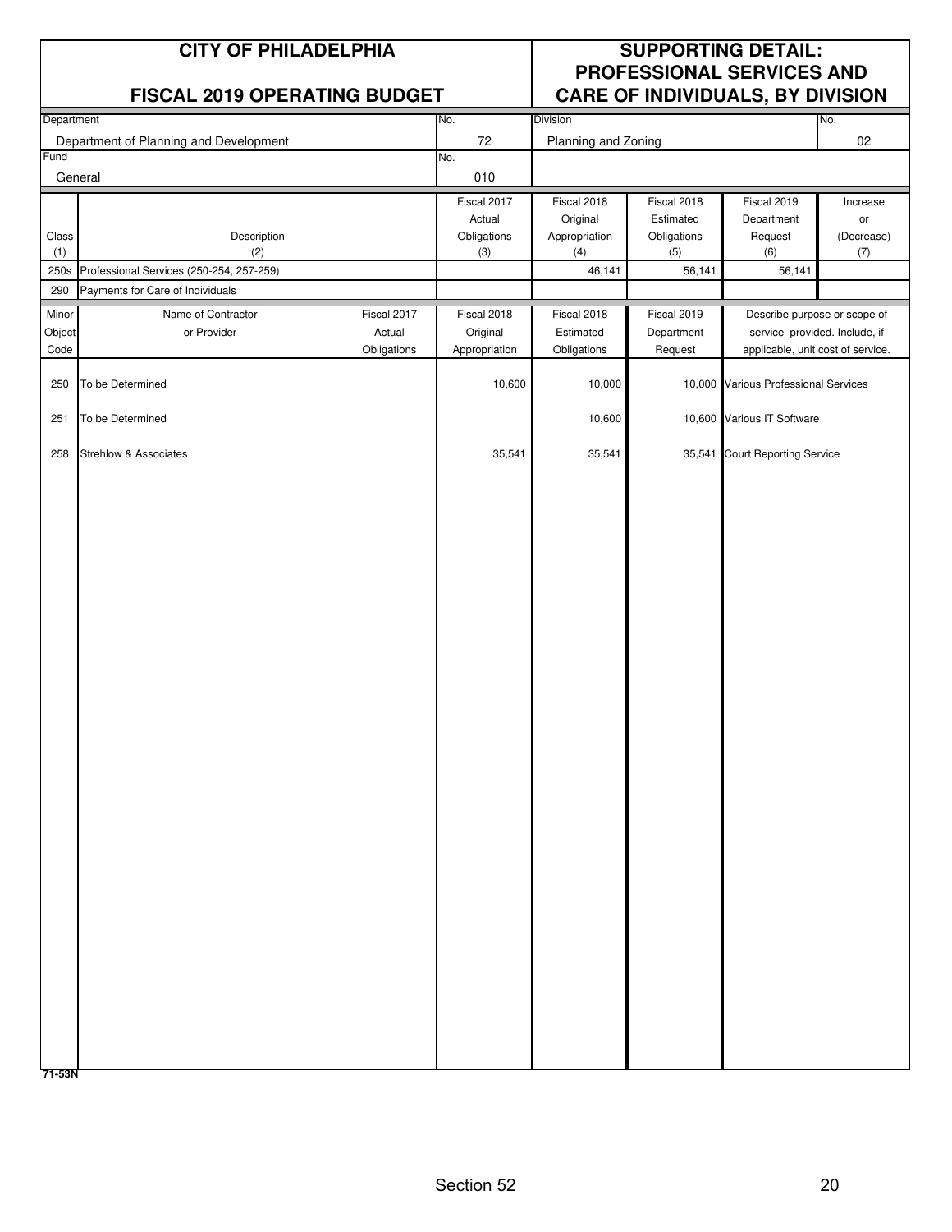# CITY OF PHILADELPHIA

## FISCAL 2019 OPERATING BUDGET

## SUPPORTING DETAIL: PROFESSIONAL SERVICES AND CARE OF INDIVIDUALS, BY DIVISION

| Department | No. | Division | No. |
|---|---|---|---|
| Department of Planning and Development | 72 | Planning and Zoning | 02 |
| **Fund** | **No.** | | |
| General | 010 | | |

| Class (1) | Description (2) | Fiscal 2017 Actual Obligations (3) | Fiscal 2018 Original Appropriation (4) | Fiscal 2018 Estimated Obligations (5) | Fiscal 2019 Department Request (6) | Increase or (Decrease) (7) |
|---|---|---|---|---|---|---|
| 250s | Professional Services (250-254, 257-259) | | 46,141 | 56,141 | 56,141 | |
| 290 | Payments for Care of Individuals | | | | | |

| Minor Object Code | Name of Contractor or Provider | Fiscal 2017 Actual Obligations | Fiscal 2018 Original Appropriation | Fiscal 2018 Estimated Obligations | Fiscal 2019 Department Request | Describe purpose or scope of service provided. Include, if applicable, unit cost of service. |
|---|---|---|---|---|---|---|
| 250 | To be Determined | | 10,600 | 10,000 | 10,000 | Various Professional Services |
| 251 | To be Determined | | | 10,600 | 10,600 | Various IT Software |
| 258 | Strehlow & Associates | | 35,541 | 35,541 | 35,541 | Court Reporting Service |

71-53N

Section 52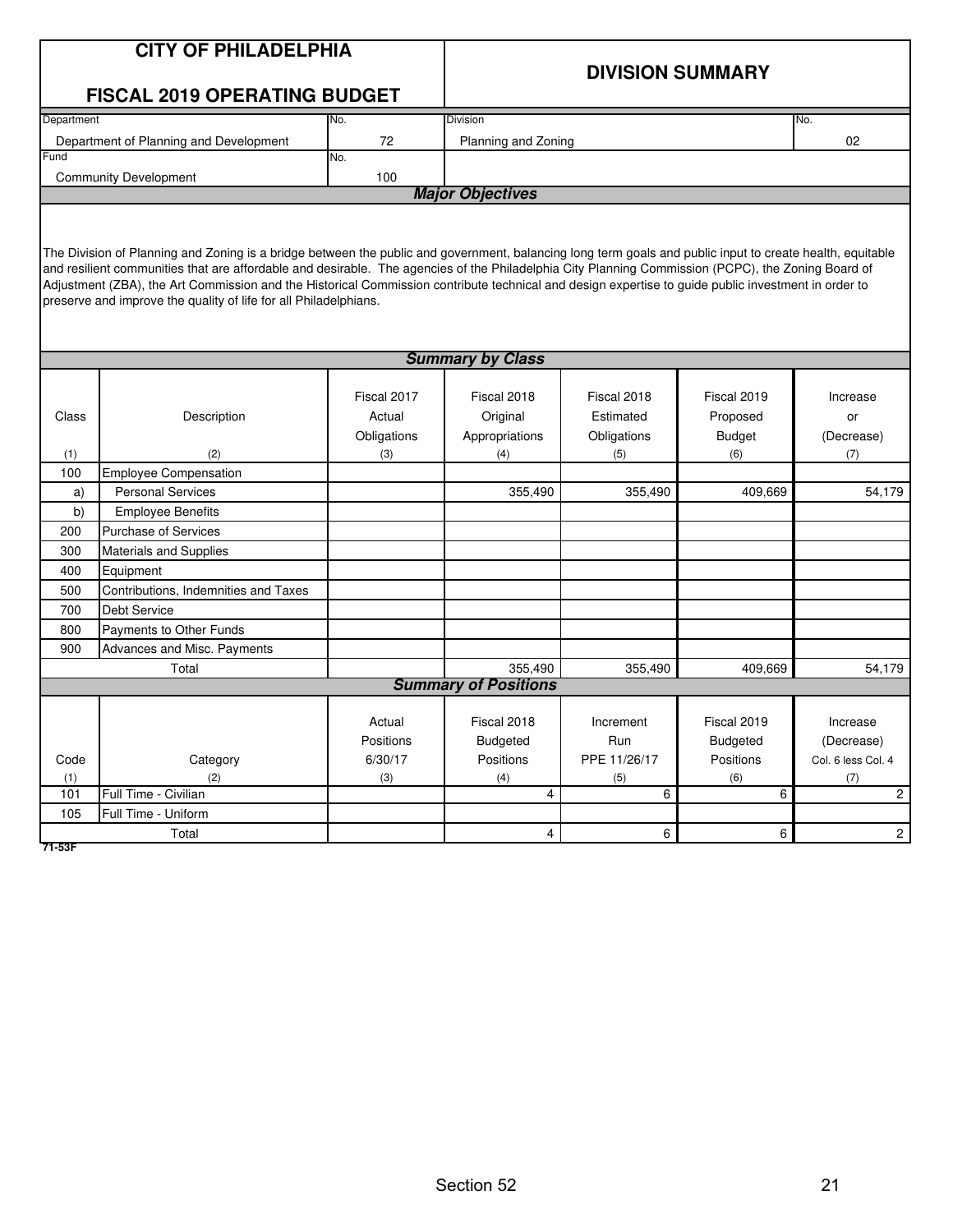# CITY OF PHILADELPHIA

## FISCAL 2019 OPERATING BUDGET

## DIVISION SUMMARY

| Department | No. | Division | No. |
|---|---|---|---|
| Department of Planning and Development | 72 | Planning and Zoning | 02 |
| **Fund** | **No.** | | |
| Community Development | 100 | | |

### *Major Objectives*

The Division of Planning and Zoning is a bridge between the public and government, balancing long term goals and public input to create health, equitable and resilient communities that are affordable and desirable. The agencies of the Philadelphia City Planning Commission (PCPC), the Zoning Board of Adjustment (ZBA), the Art Commission and the Historical Commission contribute technical and design expertise to guide public investment in order to preserve and improve the quality of life for all Philadelphians.

### *Summary by Class*

| Class (1) | Description (2) | Fiscal 2017 Actual Obligations (3) | Fiscal 2018 Original Appropriations (4) | Fiscal 2018 Estimated Obligations (5) | Fiscal 2019 Proposed Budget (6) | Increase or (Decrease) (7) |
|---|---|---|---|---|---|---|
| 100 | Employee Compensation | | | | | |
| a) | Personal Services | | 355,490 | 355,490 | 409,669 | 54,179 |
| b) | Employee Benefits | | | | | |
| 200 | Purchase of Services | | | | | |
| 300 | Materials and Supplies | | | | | |
| 400 | Equipment | | | | | |
| 500 | Contributions, Indemnities and Taxes | | | | | |
| 700 | Debt Service | | | | | |
| 800 | Payments to Other Funds | | | | | |
| 900 | Advances and Misc. Payments | | | | | |
| | Total | | 355,490 | 355,490 | 409,669 | 54,179 |

### *Summary of Positions*

| Code (1) | Category (2) | Actual Positions 6/30/17 (3) | Fiscal 2018 Budgeted Positions (4) | Increment Run PPE 11/26/17 (5) | Fiscal 2019 Budgeted Positions (6) | Increase (Decrease) Col. 6 less Col. 4 (7) |
|---|---|---|---|---|---|---|
| 101 | Full Time - Civilian | | 4 | 6 | 6 | 2 |
| 105 | Full Time - Uniform | | | | | |
| | Total | | 4 | 6 | 6 | 2 |

71-53F

Section 52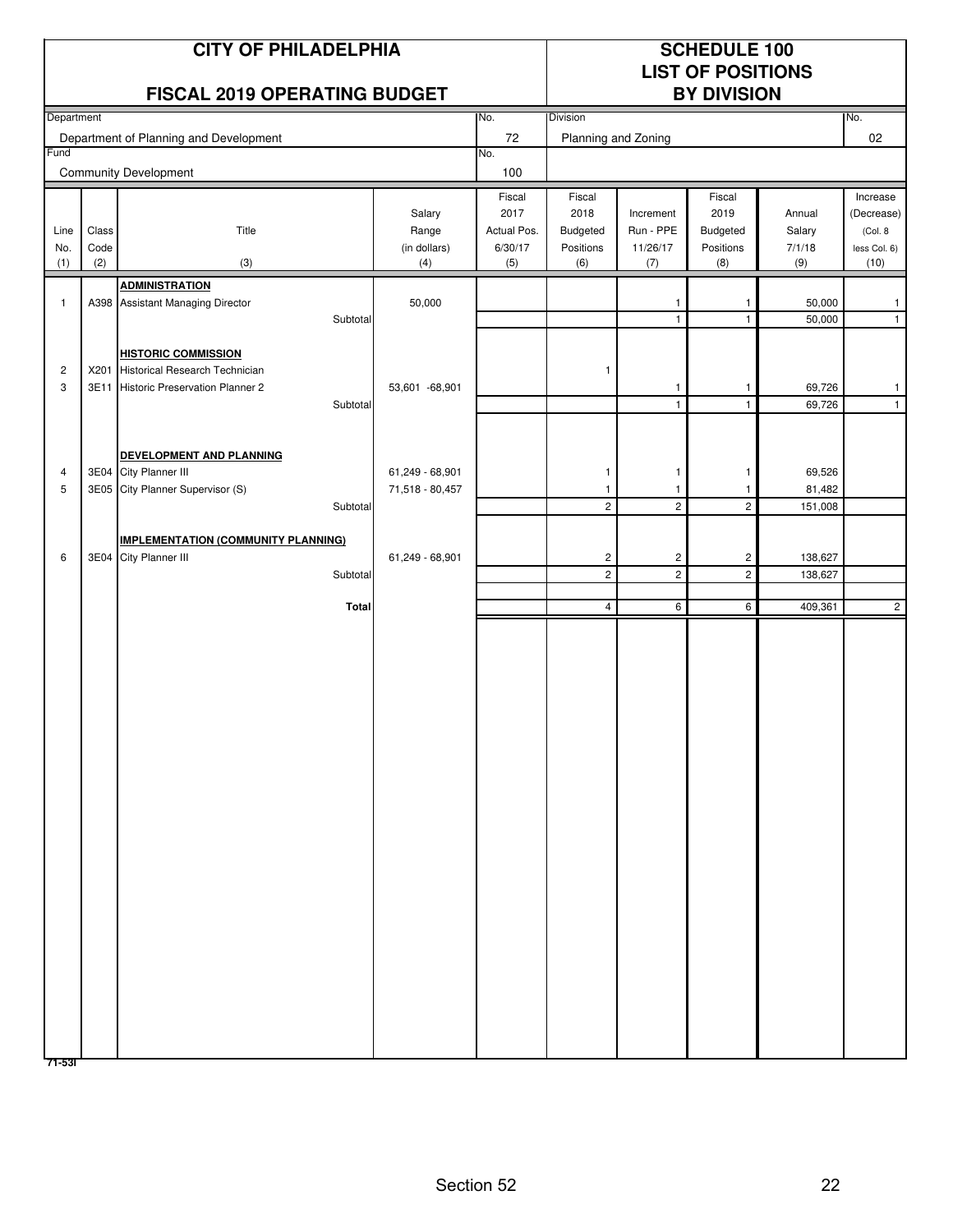# CITY OF PHILADELPHIA

## FISCAL 2019 OPERATING BUDGET

# SCHEDULE 100
## LIST OF POSITIONS BY DIVISION

| Department | No. | Division | No. |
|---|---|---|---|
| Department of Planning and Development | 72 | Planning and Zoning | 02 |
| **Fund** | **No.** | | |
| Community Development | 100 | | |

| Line No. (1) | Class Code (2) | Title (3) | Salary Range (in dollars) (4) | Fiscal 2017 Actual Pos. 6/30/17 (5) | Fiscal 2018 Budgeted Positions (6) | Increment Run - PPE 11/26/17 (7) | Fiscal 2019 Budgeted Positions (8) | Annual Salary 7/1/18 (9) | Increase (Decrease) (Col. 8 less Col. 6) (10) |
|---|---|---|---|---|---|---|---|---|---|
| | | **ADMINISTRATION** | | | | | | | |
| 1 | A398 | Assistant Managing Director | 50,000 | | | 1 | 1 | 50,000 | 1 |
| | | Subtotal | | | | 1 | 1 | 50,000 | 1 |
| | | **HISTORIC COMMISSION** | | | | | | | |
| 2 | X201 | Historical Research Technician | | | 1 | | | | |
| 3 | 3E11 | Historic Preservation Planner 2 | 53,601 -68,901 | | | 1 | 1 | 69,726 | 1 |
| | | Subtotal | | | | 1 | 1 | 69,726 | 1 |
| | | **DEVELOPMENT AND PLANNING** | | | | | | | |
| 4 | 3E04 | City Planner III | 61,249 - 68,901 | | 1 | 1 | 1 | 69,526 | |
| 5 | 3E05 | City Planner Supervisor (S) | 71,518 - 80,457 | | 1 | 1 | 1 | 81,482 | |
| | | Subtotal | | | 2 | 2 | 2 | 151,008 | |
| | | **IMPLEMENTATION (COMMUNITY PLANNING)** | | | | | | | |
| 6 | 3E04 | City Planner III | 61,249 - 68,901 | | 2 | 2 | 2 | 138,627 | |
| | | Subtotal | | | 2 | 2 | 2 | 138,627 | |
| | | **Total** | | | 4 | 6 | 6 | 409,361 | 2 |

71-53l

Section 52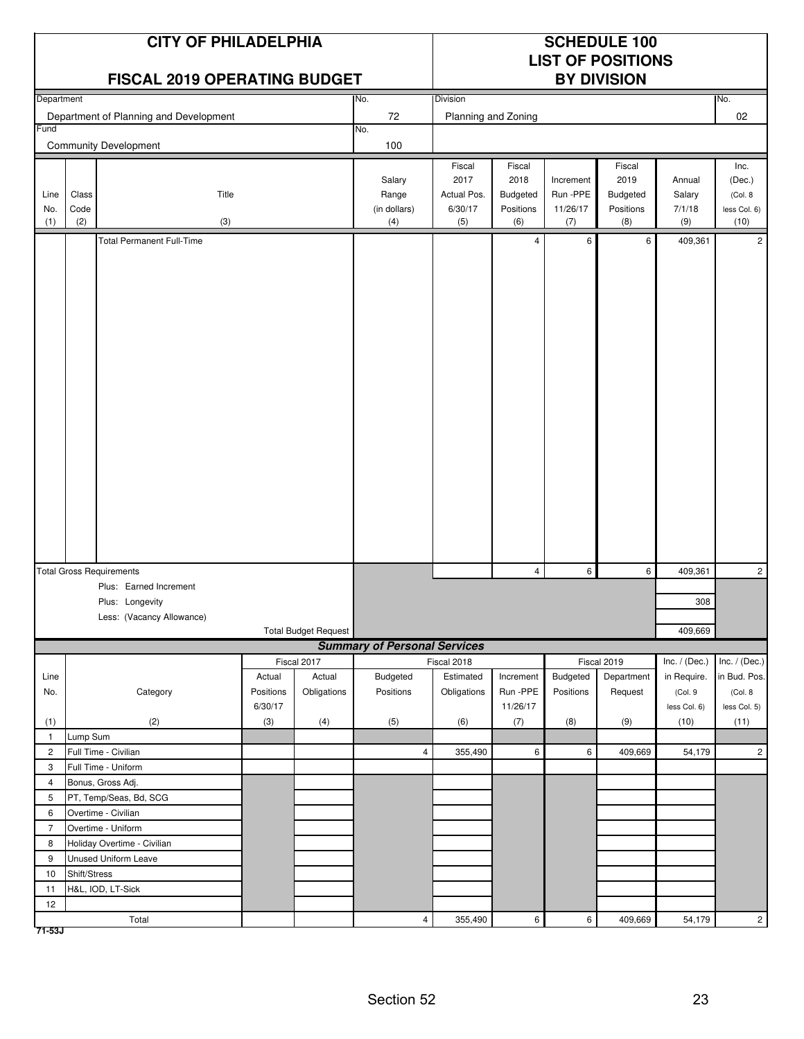# CITY OF PHILADELPHIA

## FISCAL 2019 OPERATING BUDGET

## SCHEDULE 100
## LIST OF POSITIONS
## BY DIVISION

| Department | No. | Division | No. |
|---|---|---|---|
| Department of Planning and Development | 72 | Planning and Zoning | 02 |
| **Fund** | **No.** | | |
| Community Development | 100 | | |

| Line No. (1) | Class Code (2) | Title (3) | Salary Range (in dollars) (4) | Fiscal 2017 Actual Pos. 6/30/17 (5) | Fiscal 2018 Budgeted Positions (6) | Increment Run -PPE 11/26/17 (7) | Fiscal 2019 Budgeted Positions (8) | Annual Salary 7/1/18 (9) | Inc. (Dec.) (Col. 8 less Col. 6) (10) |
|---|---|---|---|---|---|---|---|---|---|
| | | Total Permanent Full-Time | | | 4 | 6 | 6 | 409,361 | 2 |
| | | Total Gross Requirements | | | 4 | 6 | 6 | 409,361 | 2 |
| | | Plus: Earned Increment | | | | | | | |
| | | Plus: Longevity | | | | | | 308 | |
| | | Less: (Vacancy Allowance) | | | | | | | |
| | | Total Budget Request | | | | | | 409,669 | |

### Summary of Personal Services

| Line No. (1) | Category (2) | Fiscal 2017 Actual Positions 6/30/17 (3) | Fiscal 2017 Actual Obligations (4) | Fiscal 2018 Budgeted Positions (5) | Fiscal 2018 Estimated Obligations (6) | Fiscal 2018 Increment Run -PPE 11/26/17 (7) | Fiscal 2019 Budgeted Positions (8) | Fiscal 2019 Department Request (9) | Inc. / (Dec.) in Require. (Col. 9 less Col. 6) (10) | Inc. / (Dec.) in Bud. Pos. (Col. 8 less Col. 5) (11) |
|---|---|---|---|---|---|---|---|---|---|---|
| 1 | Lump Sum | | | | | | | | | |
| 2 | Full Time - Civilian | | | 4 | 355,490 | 6 | 6 | 409,669 | 54,179 | 2 |
| 3 | Full Time - Uniform | | | | | | | | | |
| 4 | Bonus, Gross Adj. | | | | | | | | | |
| 5 | PT, Temp/Seas, Bd, SCG | | | | | | | | | |
| 6 | Overtime - Civilian | | | | | | | | | |
| 7 | Overtime - Uniform | | | | | | | | | |
| 8 | Holiday Overtime - Civilian | | | | | | | | | |
| 9 | Unused Uniform Leave | | | | | | | | | |
| 10 | Shift/Stress | | | | | | | | | |
| 11 | H&L, IOD, LT-Sick | | | | | | | | | |
| 12 | | | | | | | | | | |
| | Total | | | 4 | 355,490 | 6 | 6 | 409,669 | 54,179 | 2 |

71-53J

Section 52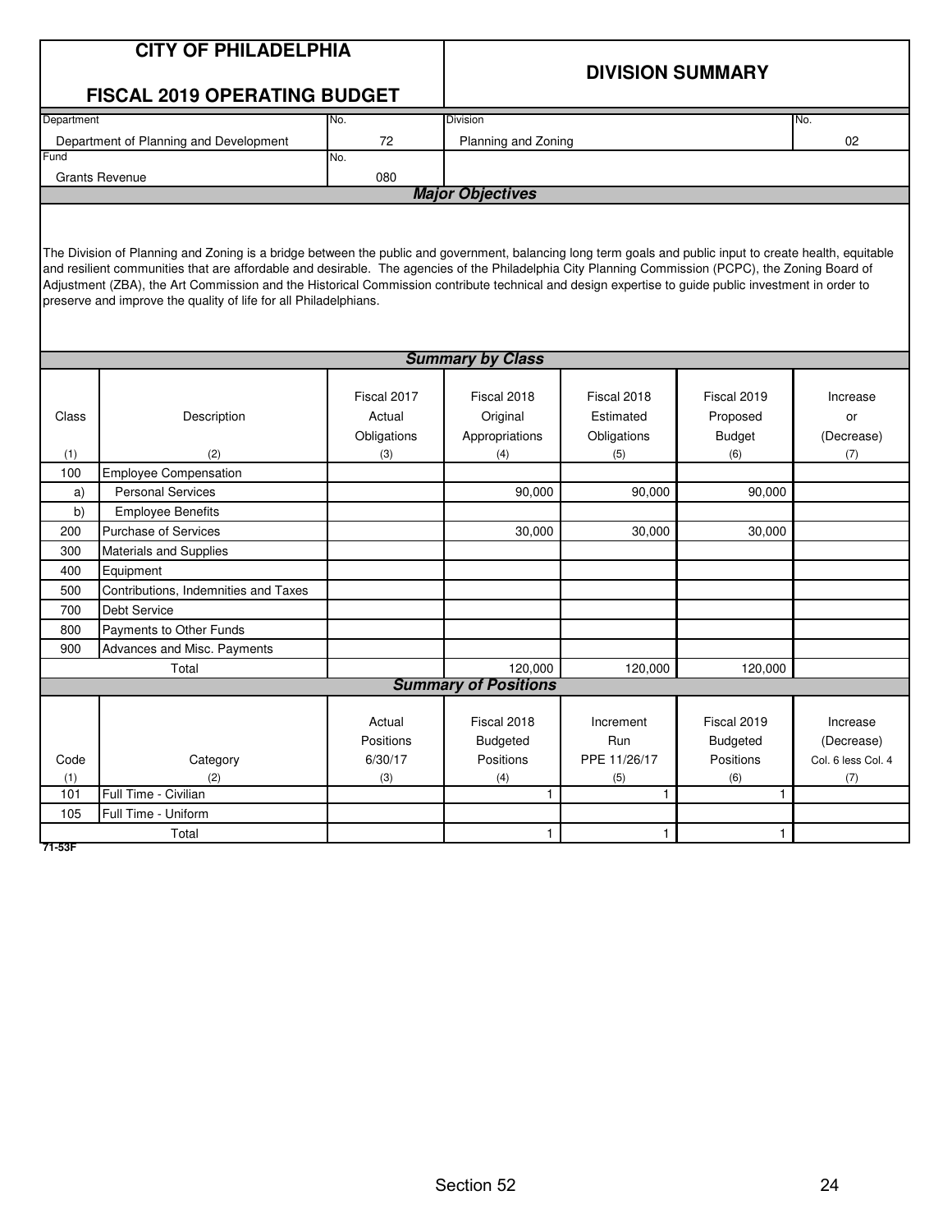# CITY OF PHILADELPHIA

# FISCAL 2019 OPERATING BUDGET

## DIVISION SUMMARY

| Department | No. | Division | No. |
|---|---|---|---|
| Department of Planning and Development | 72 | Planning and Zoning | 02 |
| **Fund** | **No.** | | |
| Grants Revenue | 080 | | |

### *Major Objectives*

The Division of Planning and Zoning is a bridge between the public and government, balancing long term goals and public input to create health, equitable and resilient communities that are affordable and desirable. The agencies of the Philadelphia City Planning Commission (PCPC), the Zoning Board of Adjustment (ZBA), the Art Commission and the Historical Commission contribute technical and design expertise to guide public investment in order to preserve and improve the quality of life for all Philadelphians.

### *Summary by Class*

| Class (1) | Description (2) | Fiscal 2017 Actual Obligations (3) | Fiscal 2018 Original Appropriations (4) | Fiscal 2018 Estimated Obligations (5) | Fiscal 2019 Proposed Budget (6) | Increase or (Decrease) (7) |
|---|---|---|---|---|---|---|
| 100 | Employee Compensation | | | | | |
| a) | Personal Services | | 90,000 | 90,000 | 90,000 | |
| b) | Employee Benefits | | | | | |
| 200 | Purchase of Services | | 30,000 | 30,000 | 30,000 | |
| 300 | Materials and Supplies | | | | | |
| 400 | Equipment | | | | | |
| 500 | Contributions, Indemnities and Taxes | | | | | |
| 700 | Debt Service | | | | | |
| 800 | Payments to Other Funds | | | | | |
| 900 | Advances and Misc. Payments | | | | | |
| | Total | | 120,000 | 120,000 | 120,000 | |

### *Summary of Positions*

| Code (1) | Category (2) | Actual Positions 6/30/17 (3) | Fiscal 2018 Budgeted Positions (4) | Increment Run PPE 11/26/17 (5) | Fiscal 2019 Budgeted Positions (6) | Increase (Decrease) Col. 6 less Col. 4 (7) |
|---|---|---|---|---|---|---|
| 101 | Full Time - Civilian | | 1 | 1 | 1 | |
| 105 | Full Time - Uniform | | | | | |
| | Total | | 1 | 1 | 1 | |

71-53F

Section 52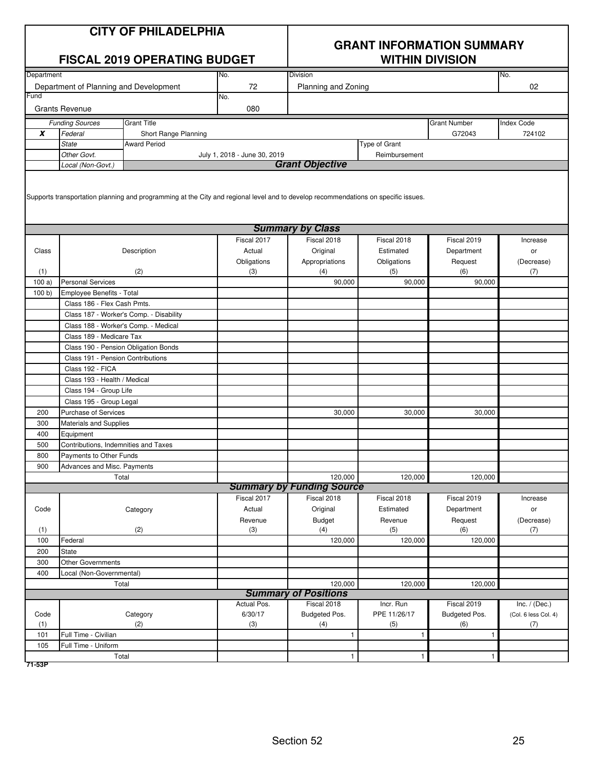# CITY OF PHILADELPHIA

## FISCAL 2019 OPERATING BUDGET

## GRANT INFORMATION SUMMARY WITHIN DIVISION

| Department | No. | Division | No. |
|---|---|---|---|
| Department of Planning and Development | 72 | Planning and Zoning | 02 |
| **Fund** | **No.** | | |
| Grants Revenue | 080 | | |

| | Funding Sources | Grant Title | | Grant Number | Index Code |
|---|---|---|---|---|---|
| **X** | *Federal* | Short Range Planning | | G72043 | 724102 |
| | *State* | Award Period | Type of Grant | | |
| | *Other Govt.* | July 1, 2018 - June 30, 2019 | Reimbursement | | |
| | *Local (Non-Govt.)* | | | | |

### Grant Objective

Supports transportation planning and programming at the City and regional level and to develop recommendations on specific issues.

### Summary by Class

| Class (1) | Description (2) | Fiscal 2017 Actual Obligations (3) | Fiscal 2018 Original Appropriations (4) | Fiscal 2018 Estimated Obligations (5) | Fiscal 2019 Department Request (6) | Increase or (Decrease) (7) |
|---|---|---|---|---|---|---|
| 100 a) | Personal Services | | 90,000 | 90,000 | 90,000 | |
| 100 b) | Employee Benefits - Total | | | | | |
| | Class 186 - Flex Cash Pmts. | | | | | |
| | Class 187 - Worker's Comp. - Disability | | | | | |
| | Class 188 - Worker's Comp. - Medical | | | | | |
| | Class 189 - Medicare Tax | | | | | |
| | Class 190 - Pension Obligation Bonds | | | | | |
| | Class 191 - Pension Contributions | | | | | |
| | Class 192 - FICA | | | | | |
| | Class 193 - Health / Medical | | | | | |
| | Class 194 - Group Life | | | | | |
| | Class 195 - Group Legal | | | | | |
| 200 | Purchase of Services | | 30,000 | 30,000 | 30,000 | |
| 300 | Materials and Supplies | | | | | |
| 400 | Equipment | | | | | |
| 500 | Contributions, Indemnities and Taxes | | | | | |
| 800 | Payments to Other Funds | | | | | |
| 900 | Advances and Misc. Payments | | | | | |
| | Total | | 120,000 | 120,000 | 120,000 | |

### Summary by Funding Source

| Code (1) | Category (2) | Fiscal 2017 Actual Revenue (3) | Fiscal 2018 Original Budget (4) | Fiscal 2018 Estimated Revenue (5) | Fiscal 2019 Department Request (6) | Increase or (Decrease) (7) |
|---|---|---|---|---|---|---|
| 100 | Federal | | 120,000 | 120,000 | 120,000 | |
| 200 | State | | | | | |
| 300 | Other Governments | | | | | |
| 400 | Local (Non-Governmental) | | | | | |
| | Total | | 120,000 | 120,000 | 120,000 | |

### Summary of Positions

| Code (1) | Category (2) | Actual Pos. 6/30/17 (3) | Fiscal 2018 Budgeted Pos. (4) | Incr. Run PPE 11/26/17 (5) | Fiscal 2019 Budgeted Pos. (6) | Inc. / (Dec.) (Col. 6 less Col. 4) (7) |
|---|---|---|---|---|---|---|
| 101 | Full Time - Civilian | | 1 | 1 | 1 | |
| 105 | Full Time - Uniform | | | | | |
| | Total | | 1 | 1 | 1 | |

71-53P

Section 52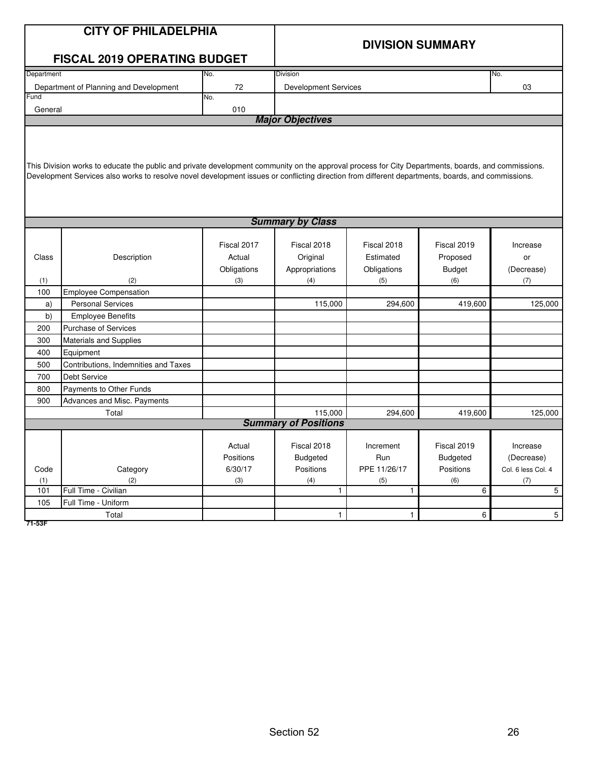# CITY OF PHILADELPHIA

## FISCAL 2019 OPERATING BUDGET

## DIVISION SUMMARY

| Department | No. | Division | No. |
|---|---|---|---|
| Department of Planning and Development | 72 | Development Services | 03 |
| **Fund** | **No.** | | |
| General | 010 | | |

### *Major Objectives*

This Division works to educate the public and private development community on the approval process for City Departments, boards, and commissions. Development Services also works to resolve novel development issues or conflicting direction from different departments, boards, and commissions.

### *Summary by Class*

| Class (1) | Description (2) | Fiscal 2017 Actual Obligations (3) | Fiscal 2018 Original Appropriations (4) | Fiscal 2018 Estimated Obligations (5) | Fiscal 2019 Proposed Budget (6) | Increase or (Decrease) (7) |
|---|---|---|---|---|---|---|
| 100 | Employee Compensation | | | | | |
| a) | Personal Services | | 115,000 | 294,600 | 419,600 | 125,000 |
| b) | Employee Benefits | | | | | |
| 200 | Purchase of Services | | | | | |
| 300 | Materials and Supplies | | | | | |
| 400 | Equipment | | | | | |
| 500 | Contributions, Indemnities and Taxes | | | | | |
| 700 | Debt Service | | | | | |
| 800 | Payments to Other Funds | | | | | |
| 900 | Advances and Misc. Payments | | | | | |
| | Total | | 115,000 | 294,600 | 419,600 | 125,000 |

### *Summary of Positions*

| Code (1) | Category (2) | Actual Positions 6/30/17 (3) | Fiscal 2018 Budgeted Positions (4) | Increment Run PPE 11/26/17 (5) | Fiscal 2019 Budgeted Positions (6) | Increase (Decrease) Col. 6 less Col. 4 (7) |
|---|---|---|---|---|---|---|
| 101 | Full Time - Civilian | | 1 | 1 | 6 | 5 |
| 105 | Full Time - Uniform | | | | | |
| | Total | | 1 | 1 | 6 | 5 |

71-53F

Section 52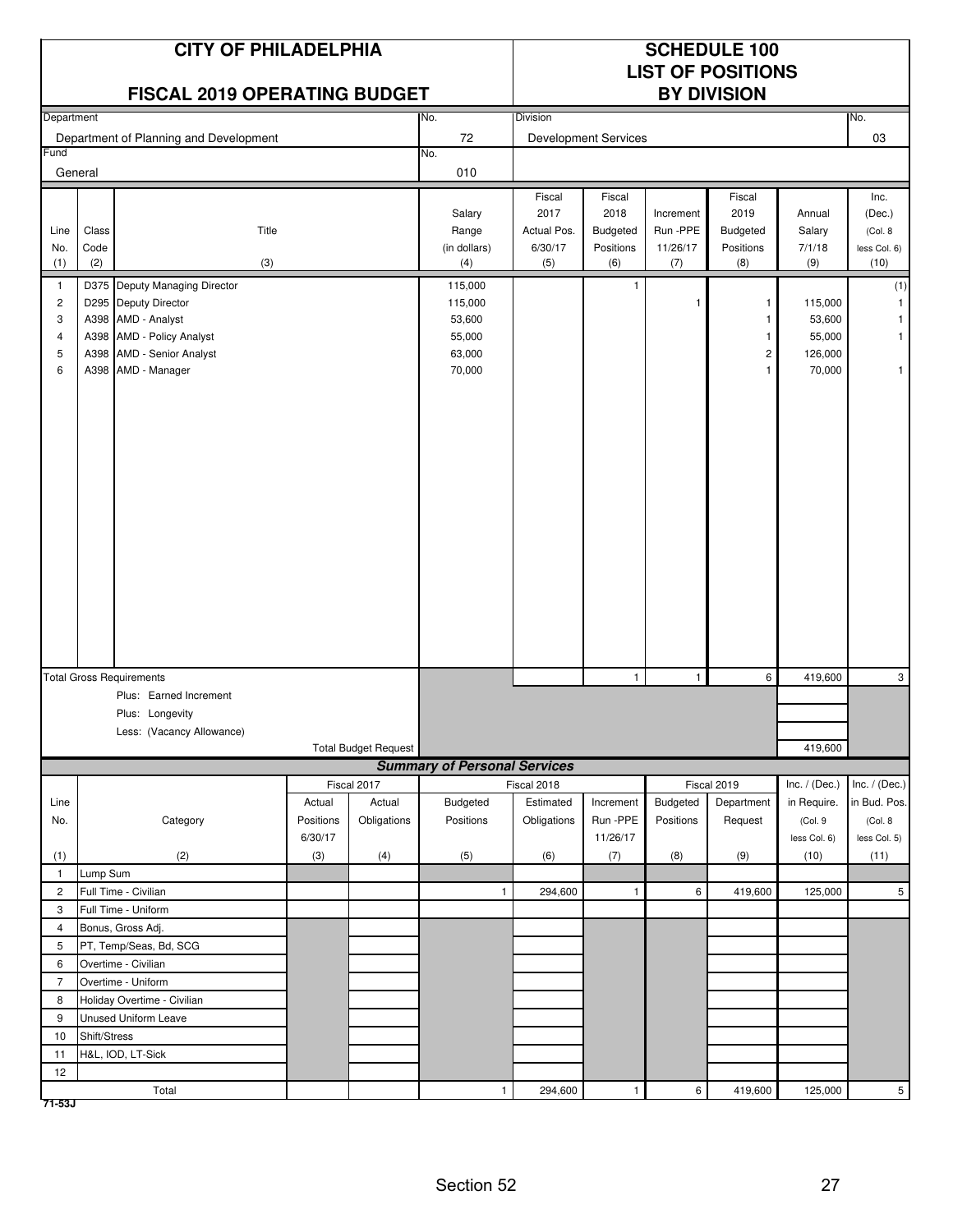# CITY OF PHILADELPHIA

## FISCAL 2019 OPERATING BUDGET

## SCHEDULE 100
## LIST OF POSITIONS
## BY DIVISION

| Department | No. | Division | No. |
|---|---|---|---|
| Department of Planning and Development | 72 | Development Services | 03 |

| Fund | No. |
|---|---|
| General | 010 |

| Line No. (1) | Class Code (2) | Title (3) | Salary Range (in dollars) (4) | Fiscal 2017 Actual Pos. 6/30/17 (5) | Fiscal 2018 Budgeted Positions (6) | Increment Run -PPE 11/26/17 (7) | Fiscal 2019 Budgeted Positions (8) | Annual Salary 7/1/18 (9) | Inc. (Dec.) (Col. 8 less Col. 6) (10) |
|---|---|---|---|---|---|---|---|---|---|
| 1 | D375 | Deputy Managing Director | 115,000 | | 1 | | | | (1) |
| 2 | D295 | Deputy Director | 115,000 | | | 1 | 1 | 115,000 | 1 |
| 3 | A398 | AMD - Analyst | 53,600 | | | | 1 | 53,600 | 1 |
| 4 | A398 | AMD - Policy Analyst | 55,000 | | | | 1 | 55,000 | 1 |
| 5 | A398 | AMD - Senior Analyst | 63,000 | | | | 2 | 126,000 | |
| 6 | A398 | AMD - Manager | 70,000 | | | | 1 | 70,000 | 1 |
| | | Total Gross Requirements | | | 1 | 1 | 6 | 419,600 | 3 |
| | | Plus: Earned Increment | | | | | | | |
| | | Plus: Longevity | | | | | | | |
| | | Less: (Vacancy Allowance) | | | | | | | |
| | | Total Budget Request | | | | | | 419,600 | |

### Summary of Personal Services

| Line No. (1) | Category (2) | Fiscal 2017 Actual Positions 6/30/17 (3) | Fiscal 2017 Actual Obligations (4) | Fiscal 2018 Budgeted Positions (5) | Fiscal 2018 Estimated Obligations (6) | Fiscal 2019 Increment Run -PPE 11/26/17 (7) | Fiscal 2019 Budgeted Positions (8) | Fiscal 2019 Department Request (9) | Inc. / (Dec.) in Require. (Col. 9 less Col. 6) (10) | Inc. / (Dec.) in Bud. Pos. (Col. 8 less Col. 5) (11) |
|---|---|---|---|---|---|---|---|---|---|---|
| 1 | Lump Sum | | | | | | | | | |
| 2 | Full Time - Civilian | | | 1 | 294,600 | 1 | 6 | 419,600 | 125,000 | 5 |
| 3 | Full Time - Uniform | | | | | | | | | |
| 4 | Bonus, Gross Adj. | | | | | | | | | |
| 5 | PT, Temp/Seas, Bd, SCG | | | | | | | | | |
| 6 | Overtime - Civilian | | | | | | | | | |
| 7 | Overtime - Uniform | | | | | | | | | |
| 8 | Holiday Overtime - Civilian | | | | | | | | | |
| 9 | Unused Uniform Leave | | | | | | | | | |
| 10 | Shift/Stress | | | | | | | | | |
| 11 | H&L, IOD, LT-Sick | | | | | | | | | |
| 12 | | | | | | | | | | |
| | Total | | | 1 | 294,600 | 1 | 6 | 419,600 | 125,000 | 5 |

71-53J

Section 52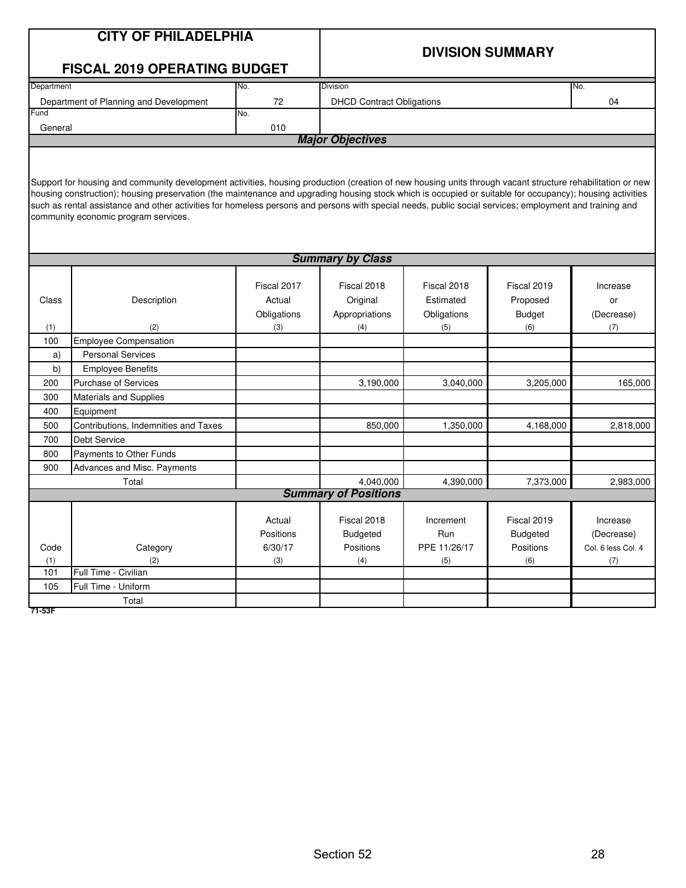# CITY OF PHILADELPHIA

## FISCAL 2019 OPERATING BUDGET

## DIVISION SUMMARY

| Department | No. | Division | No. |
|---|---|---|---|
| Department of Planning and Development | 72 | DHCD Contract Obligations | 04 |
| **Fund** | **No.** | | |
| General | 010 | | |

### *Major Objectives*

Support for housing and community development activities, housing production (creation of new housing units through vacant structure rehabilitation or new housing construction); housing preservation (the maintenance and upgrading housing stock which is occupied or suitable for occupancy); housing activities such as rental assistance and other activities for homeless persons and persons with special needs, public social services; employment and training and community economic program services.

### *Summary by Class*

| Class (1) | Description (2) | Fiscal 2017 Actual Obligations (3) | Fiscal 2018 Original Appropriations (4) | Fiscal 2018 Estimated Obligations (5) | Fiscal 2019 Proposed Budget (6) | Increase or (Decrease) (7) |
|---|---|---|---|---|---|---|
| 100 | Employee Compensation | | | | | |
| a) | Personal Services | | | | | |
| b) | Employee Benefits | | | | | |
| 200 | Purchase of Services | | 3,190,000 | 3,040,000 | 3,205,000 | 165,000 |
| 300 | Materials and Supplies | | | | | |
| 400 | Equipment | | | | | |
| 500 | Contributions, Indemnities and Taxes | | 850,000 | 1,350,000 | 4,168,000 | 2,818,000 |
| 700 | Debt Service | | | | | |
| 800 | Payments to Other Funds | | | | | |
| 900 | Advances and Misc. Payments | | | | | |
| | Total | | 4,040,000 | 4,390,000 | 7,373,000 | 2,983,000 |

### *Summary of Positions*

| Code (1) | Category (2) | Actual Positions 6/30/17 (3) | Fiscal 2018 Budgeted Positions (4) | Increment Run PPE 11/26/17 (5) | Fiscal 2019 Budgeted Positions (6) | Increase (Decrease) Col. 6 less Col. 4 (7) |
|---|---|---|---|---|---|---|
| 101 | Full Time - Civilian | | | | | |
| 105 | Full Time - Uniform | | | | | |
| | Total | | | | | |

71-53F

Section 52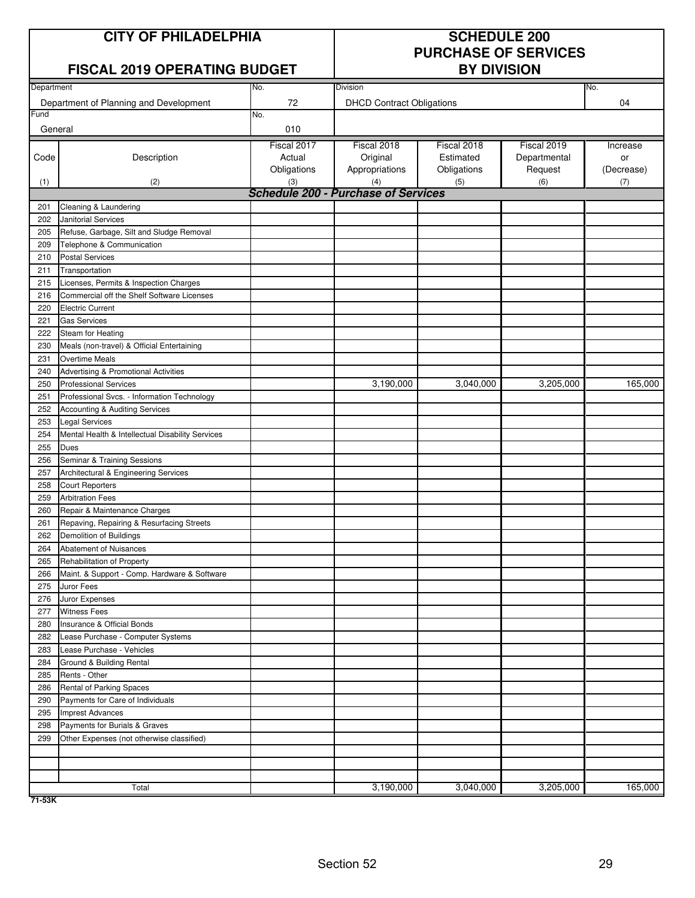# CITY OF PHILADELPHIA

## FISCAL 2019 OPERATING BUDGET

## SCHEDULE 200 PURCHASE OF SERVICES BY DIVISION

| Department | No. | Division | No. |
|---|---|---|---|
| Department of Planning and Development | 72 | DHCD Contract Obligations | 04 |
| **Fund** | **No.** | | |
| General | 010 | | |

| Code (1) | Description (2) | Fiscal 2017 Actual Obligations (3) | Fiscal 2018 Original Appropriations (4) | Fiscal 2018 Estimated Obligations (5) | Fiscal 2019 Departmental Request (6) | Increase or (Decrease) (7) |
|---|---|---|---|---|---|---|
| | ***Schedule 200 - Purchase of Services*** | | | | | |
| 201 | Cleaning & Laundering | | | | | |
| 202 | Janitorial Services | | | | | |
| 205 | Refuse, Garbage, Silt and Sludge Removal | | | | | |
| 209 | Telephone & Communication | | | | | |
| 210 | Postal Services | | | | | |
| 211 | Transportation | | | | | |
| 215 | Licenses, Permits & Inspection Charges | | | | | |
| 216 | Commercial off the Shelf Software Licenses | | | | | |
| 220 | Electric Current | | | | | |
| 221 | Gas Services | | | | | |
| 222 | Steam for Heating | | | | | |
| 230 | Meals (non-travel) & Official Entertaining | | | | | |
| 231 | Overtime Meals | | | | | |
| 240 | Advertising & Promotional Activities | | | | | |
| 250 | Professional Services | | 3,190,000 | 3,040,000 | 3,205,000 | 165,000 |
| 251 | Professional Svcs. - Information Technology | | | | | |
| 252 | Accounting & Auditing Services | | | | | |
| 253 | Legal Services | | | | | |
| 254 | Mental Health & Intellectual Disability Services | | | | | |
| 255 | Dues | | | | | |
| 256 | Seminar & Training Sessions | | | | | |
| 257 | Architectural & Engineering Services | | | | | |
| 258 | Court Reporters | | | | | |
| 259 | Arbitration Fees | | | | | |
| 260 | Repair & Maintenance Charges | | | | | |
| 261 | Repaving, Repairing & Resurfacing Streets | | | | | |
| 262 | Demolition of Buildings | | | | | |
| 264 | Abatement of Nuisances | | | | | |
| 265 | Rehabilitation of Property | | | | | |
| 266 | Maint. & Support - Comp. Hardware & Software | | | | | |
| 275 | Juror Fees | | | | | |
| 276 | Juror Expenses | | | | | |
| 277 | Witness Fees | | | | | |
| 280 | Insurance & Official Bonds | | | | | |
| 282 | Lease Purchase - Computer Systems | | | | | |
| 283 | Lease Purchase - Vehicles | | | | | |
| 284 | Ground & Building Rental | | | | | |
| 285 | Rents - Other | | | | | |
| 286 | Rental of Parking Spaces | | | | | |
| 290 | Payments for Care of Individuals | | | | | |
| 295 | Imprest Advances | | | | | |
| 298 | Payments for Burials & Graves | | | | | |
| 299 | Other Expenses (not otherwise classified) | | | | | |
| | | | | | | |
| | | | | | | |
| | | | | | | |
| | Total | | 3,190,000 | 3,040,000 | 3,205,000 | 165,000 |

**71-53K**

Section 52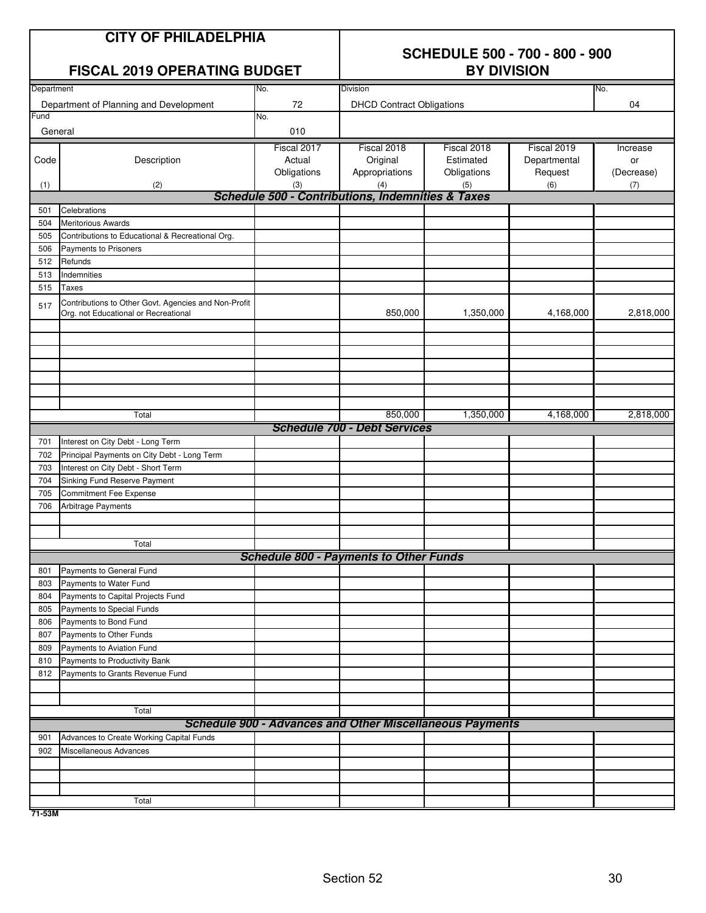# CITY OF PHILADELPHIA

## FISCAL 2019 OPERATING BUDGET

## SCHEDULE 500 - 700 - 800 - 900 BY DIVISION

| Department | No. | Division | No. |
|---|---|---|---|
| Department of Planning and Development | 72 | DHCD Contract Obligations | 04 |
| **Fund** | **No.** | | |
| General | 010 | | |

| Code (1) | Description (2) | Fiscal 2017 Actual Obligations (3) | Fiscal 2018 Original Appropriations (4) | Fiscal 2018 Estimated Obligations (5) | Fiscal 2019 Departmental Request (6) | Increase or (Decrease) (7) |
|---|---|---|---|---|---|---|
| | ***Schedule 500 - Contributions, Indemnities & Taxes*** | | | | | |
| 501 | Celebrations | | | | | |
| 504 | Meritorious Awards | | | | | |
| 505 | Contributions to Educational & Recreational Org. | | | | | |
| 506 | Payments to Prisoners | | | | | |
| 512 | Refunds | | | | | |
| 513 | Indemnities | | | | | |
| 515 | Taxes | | | | | |
| 517 | Contributions to Other Govt. Agencies and Non-Profit Org. not Educational or Recreational | | 850,000 | 1,350,000 | 4,168,000 | 2,818,000 |
| | Total | | 850,000 | 1,350,000 | 4,168,000 | 2,818,000 |
| | ***Schedule 700 - Debt Services*** | | | | | |
| 701 | Interest on City Debt - Long Term | | | | | |
| 702 | Principal Payments on City Debt - Long Term | | | | | |
| 703 | Interest on City Debt - Short Term | | | | | |
| 704 | Sinking Fund Reserve Payment | | | | | |
| 705 | Commitment Fee Expense | | | | | |
| 706 | Arbitrage Payments | | | | | |
| | Total | | | | | |
| | ***Schedule 800 - Payments to Other Funds*** | | | | | |
| 801 | Payments to General Fund | | | | | |
| 803 | Payments to Water Fund | | | | | |
| 804 | Payments to Capital Projects Fund | | | | | |
| 805 | Payments to Special Funds | | | | | |
| 806 | Payments to Bond Fund | | | | | |
| 807 | Payments to Other Funds | | | | | |
| 809 | Payments to Aviation Fund | | | | | |
| 810 | Payments to Productivity Bank | | | | | |
| 812 | Payments to Grants Revenue Fund | | | | | |
| | Total | | | | | |
| | ***Schedule 900 - Advances and Other Miscellaneous Payments*** | | | | | |
| 901 | Advances to Create Working Capital Funds | | | | | |
| 902 | Miscellaneous Advances | | | | | |
| | Total | | | | | |

**71-53M**

Section 52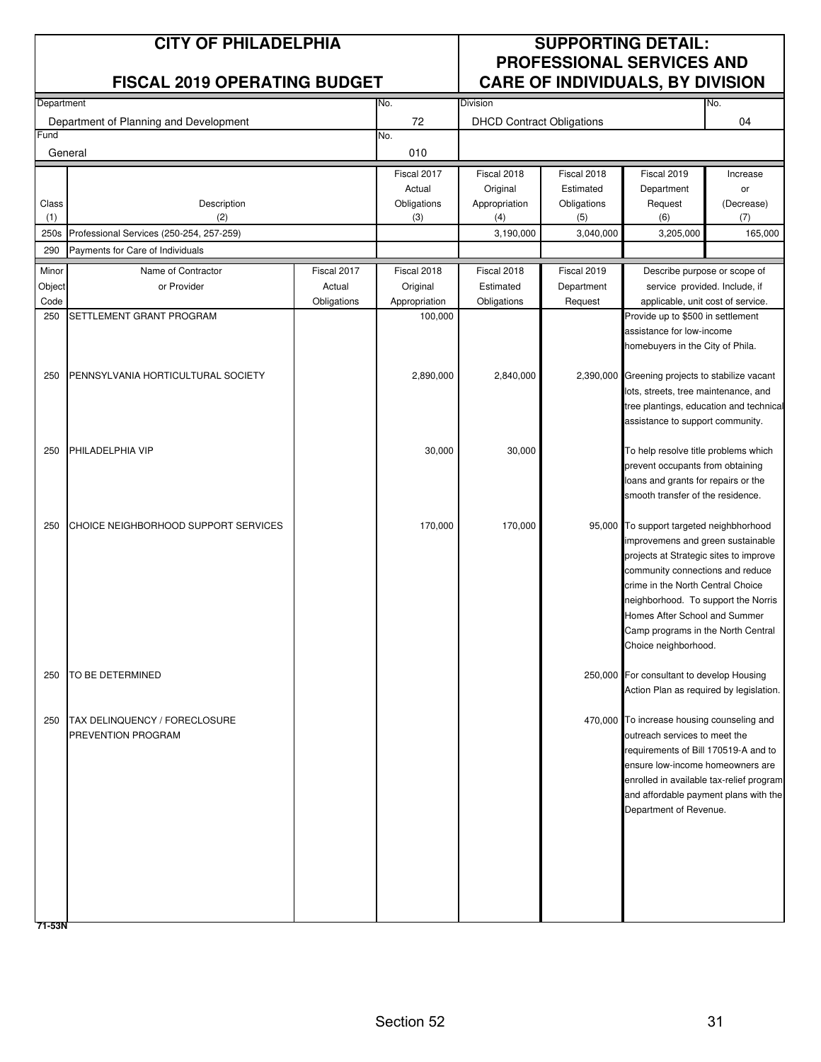# CITY OF PHILADELPHIA

## FISCAL 2019 OPERATING BUDGET

## SUPPORTING DETAIL: PROFESSIONAL SERVICES AND CARE OF INDIVIDUALS, BY DIVISION

| Department | No. | Division | No. |
|---|---|---|---|
| Department of Planning and Development | 72 | DHCD Contract Obligations | 04 |

| Fund | No. |
|---|---|
| General | 010 |

| Class (1) | Description (2) | Fiscal 2017 Actual Obligations (3) | Fiscal 2018 Original Appropriation (4) | Fiscal 2018 Estimated Obligations (5) | Fiscal 2019 Department Request (6) | Increase or (Decrease) (7) |
|---|---|---|---|---|---|---|
| 250s | Professional Services (250-254, 257-259) | | 3,190,000 | 3,040,000 | 3,205,000 | 165,000 |
| 290 | Payments for Care of Individuals | | | | | |

| Minor Object Code | Name of Contractor or Provider | Fiscal 2017 Actual Obligations | Fiscal 2018 Original Appropriation | Fiscal 2018 Estimated Obligations | Fiscal 2019 Department Request | Describe purpose or scope of service provided. Include, if applicable, unit cost of service. |
|---|---|---|---|---|---|---|
| 250 | SETTLEMENT GRANT PROGRAM | | 100,000 | | | Provide up to $500 in settlement assistance for low-income homebuyers in the City of Phila. |
| 250 | PENNSYLVANIA HORTICULTURAL SOCIETY | | 2,890,000 | 2,840,000 | 2,390,000 | Greening projects to stabilize vacant lots, streets, tree maintenance, and tree plantings, education and technical assistance to support community. |
| 250 | PHILADELPHIA VIP | | 30,000 | 30,000 | | To help resolve title problems which prevent occupants from obtaining loans and grants for repairs or the smooth transfer of the residence. |
| 250 | CHOICE NEIGHBORHOOD SUPPORT SERVICES | | 170,000 | 170,000 | 95,000 | To support targeted neighbhorhood improvemens and green sustainable projects at Strategic sites to improve community connections and reduce crime in the North Central Choice neighborhood. To support the Norris Homes After School and Summer Camp programs in the North Central Choice neighborhood. |
| 250 | TO BE DETERMINED | | | | 250,000 | For consultant to develop Housing Action Plan as required by legislation. |
| 250 | TAX DELINQUENCY / FORECLOSURE PREVENTION PROGRAM | | | | 470,000 | To increase housing counseling and outreach services to meet the requirements of Bill 170519-A and to ensure low-income homeowners are enrolled in available tax-relief program and affordable payment plans with the Department of Revenue. |

71-53N

Section 52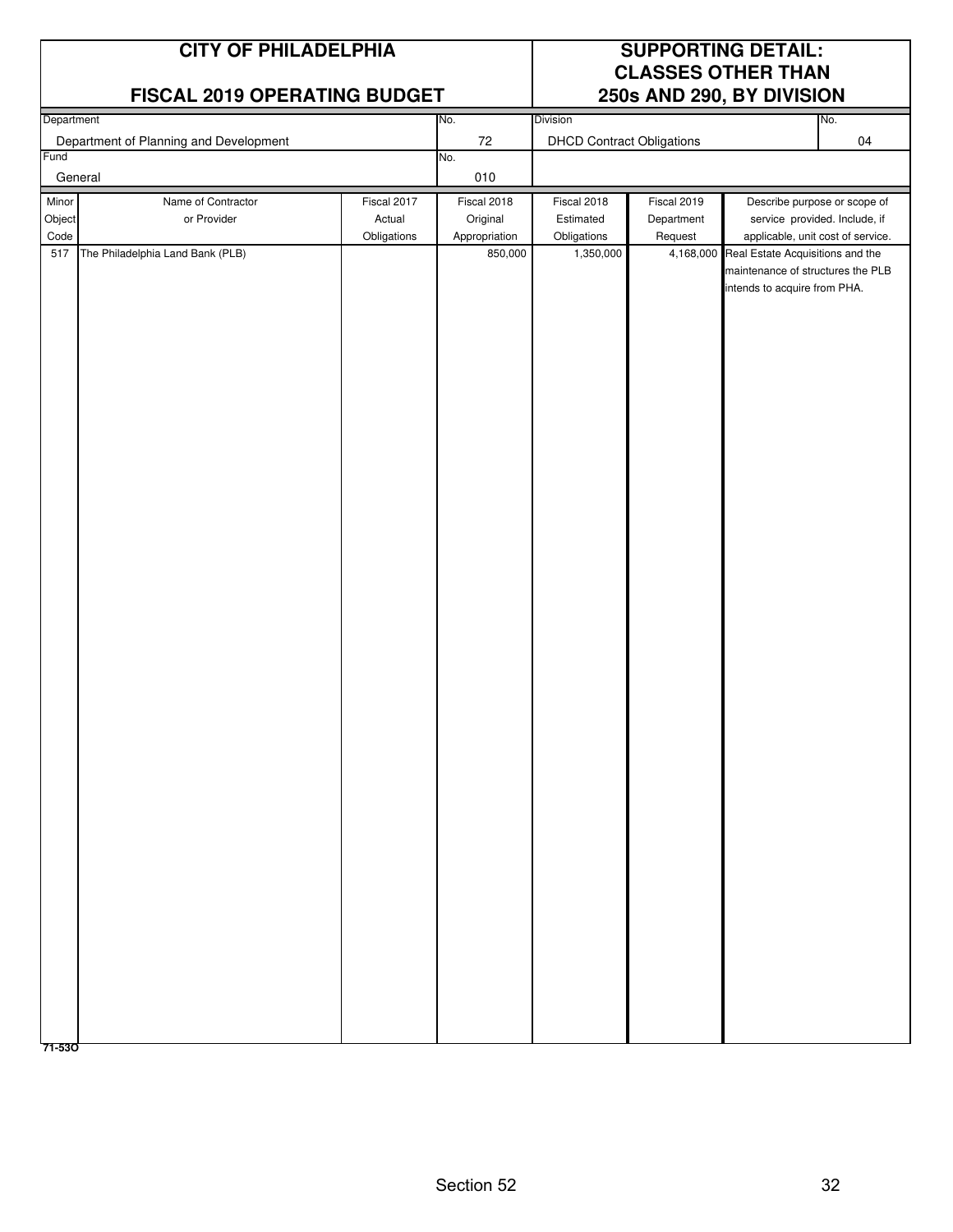# CITY OF PHILADELPHIA

## FISCAL 2019 OPERATING BUDGET

## SUPPORTING DETAIL: CLASSES OTHER THAN 250s AND 290, BY DIVISION

| Department | No. | Division | No. |
|---|---|---|---|
| Department of Planning and Development | 72 | DHCD Contract Obligations | 04 |
| **Fund** | **No.** | | |
| General | 010 | | |

| Minor Object Code | Name of Contractor or Provider | Fiscal 2017 Actual Obligations | Fiscal 2018 Original Appropriation | Fiscal 2018 Estimated Obligations | Fiscal 2019 Department Request | Describe purpose or scope of service provided. Include, if applicable, unit cost of service. |
|---|---|---|---|---|---|---|
| 517 | The Philadelphia Land Bank (PLB) | | 850,000 | 1,350,000 | 4,168,000 | Real Estate Acquisitions and the maintenance of structures the PLB intends to acquire from PHA. |

71-53O

Section 52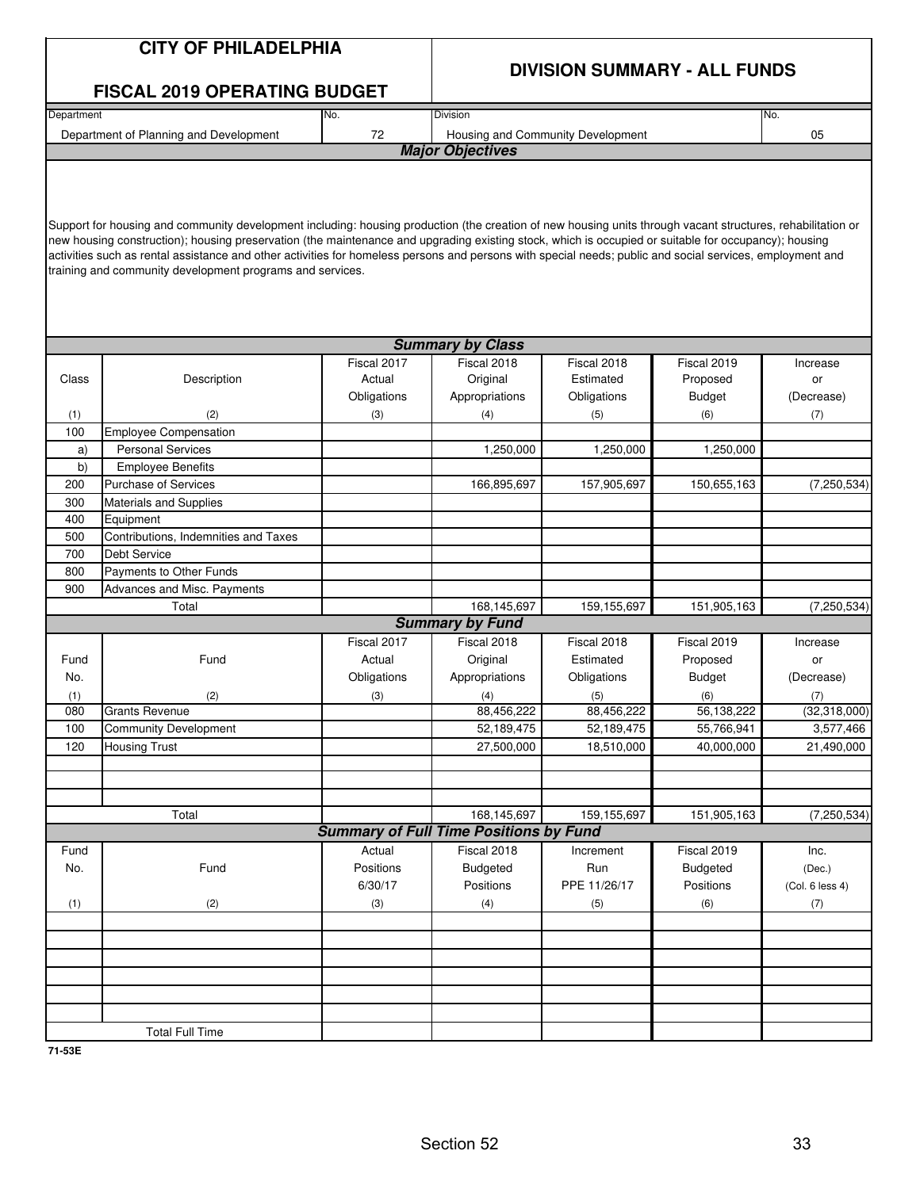# CITY OF PHILADELPHIA

## FISCAL 2019 OPERATING BUDGET

## DIVISION SUMMARY - ALL FUNDS

| Department | No. | Division | No. |
|---|---|---|---|
| Department of Planning and Development | 72 | Housing and Community Development | 05 |

### *Major Objectives*

Support for housing and community development including: housing production (the creation of new housing units through vacant structures, rehabilitation or new housing construction); housing preservation (the maintenance and upgrading existing stock, which is occupied or suitable for occupancy); housing activities such as rental assistance and other activities for homeless persons and persons with special needs; public and social services, employment and training and community development programs and services.

### *Summary by Class*

| Class | Description | Fiscal 2017 Actual Obligations | Fiscal 2018 Original Appropriations | Fiscal 2018 Estimated Obligations | Fiscal 2019 Proposed Budget | Increase or (Decrease) |
|---|---|---|---|---|---|---|
| (1) | (2) | (3) | (4) | (5) | (6) | (7) |
| 100 | Employee Compensation | | | | | |
| a) | Personal Services | | 1,250,000 | 1,250,000 | 1,250,000 | |
| b) | Employee Benefits | | | | | |
| 200 | Purchase of Services | | 166,895,697 | 157,905,697 | 150,655,163 | (7,250,534) |
| 300 | Materials and Supplies | | | | | |
| 400 | Equipment | | | | | |
| 500 | Contributions, Indemnities and Taxes | | | | | |
| 700 | Debt Service | | | | | |
| 800 | Payments to Other Funds | | | | | |
| 900 | Advances and Misc. Payments | | | | | |
| | Total | | 168,145,697 | 159,155,697 | 151,905,163 | (7,250,534) |

### *Summary by Fund*

| Fund No. | Fund | Fiscal 2017 Actual Obligations | Fiscal 2018 Original Appropriations | Fiscal 2018 Estimated Obligations | Fiscal 2019 Proposed Budget | Increase or (Decrease) |
|---|---|---|---|---|---|---|
| (1) | (2) | (3) | (4) | (5) | (6) | (7) |
| 080 | Grants Revenue | | 88,456,222 | 88,456,222 | 56,138,222 | (32,318,000) |
| 100 | Community Development | | 52,189,475 | 52,189,475 | 55,766,941 | 3,577,466 |
| 120 | Housing Trust | | 27,500,000 | 18,510,000 | 40,000,000 | 21,490,000 |
| | Total | | 168,145,697 | 159,155,697 | 151,905,163 | (7,250,534) |

### *Summary of Full Time Positions by Fund*

| Fund No. | Fund | Actual Positions 6/30/17 | Fiscal 2018 Budgeted Positions | Increment Run PPE 11/26/17 | Fiscal 2019 Budgeted Positions | Inc. (Dec.) (Col. 6 less 4) |
|---|---|---|---|---|---|---|
| (1) | (2) | (3) | (4) | (5) | (6) | (7) |
| | Total Full Time | | | | | |

71-53E

Section 52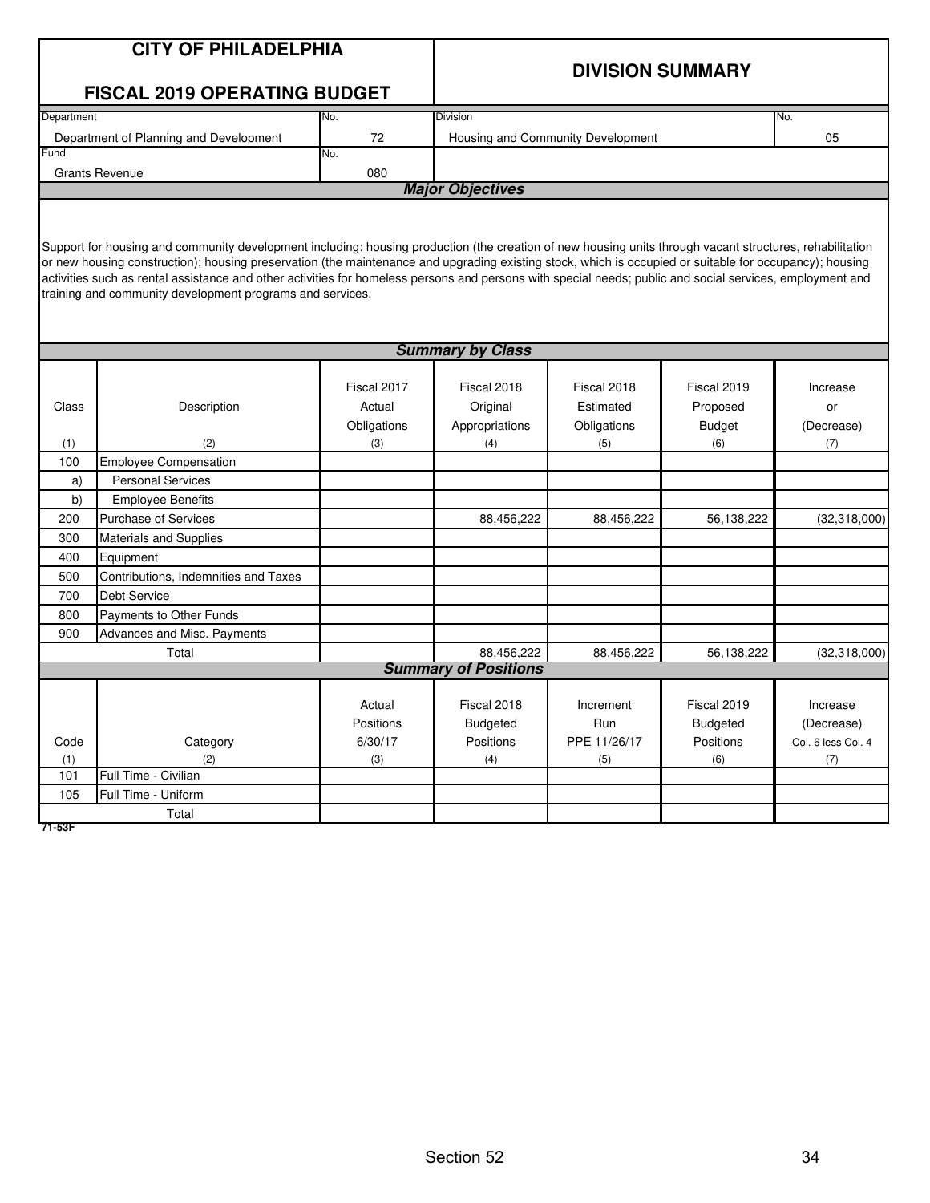| CITY OF PHILADELPHIA<br>FISCAL 2019 OPERATING BUDGET | | DIVISION SUMMARY | |
|---|---|---|---|
| Department | No. | Division | No. |
| Department of Planning and Development | 72 | Housing and Community Development | 05 |
| Fund | No. | | |
| Grants Revenue | 080 | | |

### *Major Objectives*

Support for housing and community development including: housing production (the creation of new housing units through vacant structures, rehabilitation or new housing construction); housing preservation (the maintenance and upgrading existing stock, which is occupied or suitable for occupancy); housing activities such as rental assistance and other activities for homeless persons and persons with special needs; public and social services, employment and training and community development programs and services.

### *Summary by Class*

| Class<br>(1) | Description<br>(2) | Fiscal 2017 Actual Obligations<br>(3) | Fiscal 2018 Original Appropriations<br>(4) | Fiscal 2018 Estimated Obligations<br>(5) | Fiscal 2019 Proposed Budget<br>(6) | Increase or (Decrease)<br>(7) |
|---|---|---|---|---|---|---|
| 100 | Employee Compensation | | | | | |
| a) | Personal Services | | | | | |
| b) | Employee Benefits | | | | | |
| 200 | Purchase of Services | | 88,456,222 | 88,456,222 | 56,138,222 | (32,318,000) |
| 300 | Materials and Supplies | | | | | |
| 400 | Equipment | | | | | |
| 500 | Contributions, Indemnities and Taxes | | | | | |
| 700 | Debt Service | | | | | |
| 800 | Payments to Other Funds | | | | | |
| 900 | Advances and Misc. Payments | | | | | |
| | Total | | 88,456,222 | 88,456,222 | 56,138,222 | (32,318,000) |

### *Summary of Positions*

| Code<br>(1) | Category<br>(2) | Actual Positions 6/30/17<br>(3) | Fiscal 2018 Budgeted Positions<br>(4) | Increment Run PPE 11/26/17<br>(5) | Fiscal 2019 Budgeted Positions<br>(6) | Increase (Decrease) Col. 6 less Col. 4<br>(7) |
|---|---|---|---|---|---|---|
| 101 | Full Time - Civilian | | | | | |
| 105 | Full Time - Uniform | | | | | |
| | Total | | | | | |

71-53F

Section 52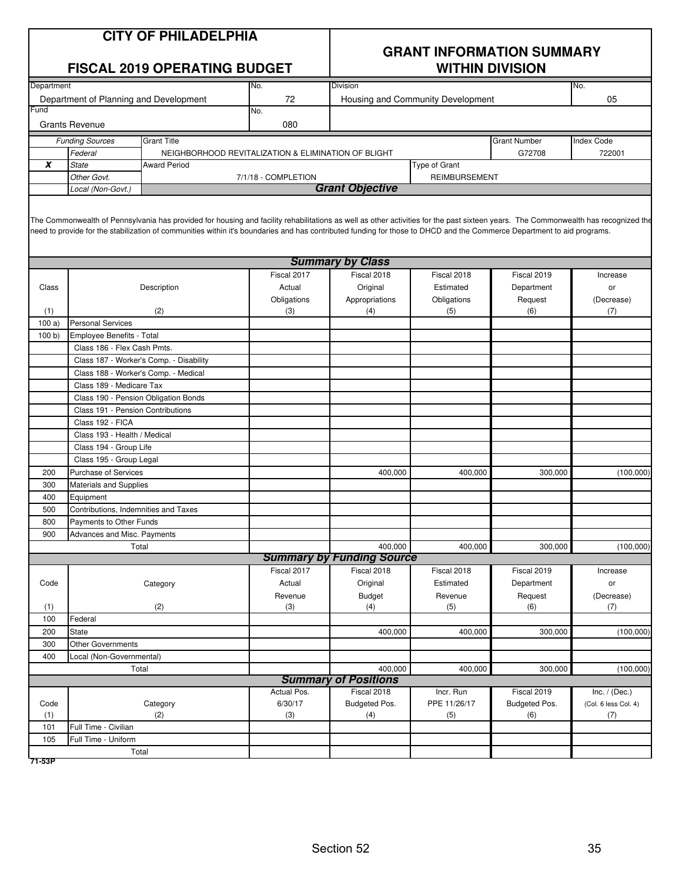# CITY OF PHILADELPHIA

## FISCAL 2019 OPERATING BUDGET

## GRANT INFORMATION SUMMARY WITHIN DIVISION

| Department | No. | Division | No. |
|---|---|---|---|
| Department of Planning and Development | 72 | Housing and Community Development | 05 |

| Fund | No. |
|---|---|
| Grants Revenue | 080 |

| | *Funding Sources* | Grant Title | Grant Number | Index Code |
|---|---|---|---|---|
| | *Federal* | NEIGHBORHOOD REVITALIZATION & ELIMINATION OF BLIGHT | G72708 | 722001 |
| **X** | *State* | Award Period: 7/1/18 - COMPLETION | Type of Grant: REIMBURSEMENT | |
| | *Other Govt.* | | | |
| | *Local (Non-Govt.)* | | | |

### Grant Objective

The Commonwealth of Pennsylvania has provided for housing and facility rehabilitations as well as other activities for the past sixteen years. The Commonwealth has recognized the need to provide for the stabilization of communities within it's boundaries and has contributed funding for those to DHCD and the Commerce Department to aid programs.

### Summary by Class

| Class (1) | Description (2) | Fiscal 2017 Actual Obligations (3) | Fiscal 2018 Original Appropriations (4) | Fiscal 2018 Estimated Obligations (5) | Fiscal 2019 Department Request (6) | Increase or (Decrease) (7) |
|---|---|---|---|---|---|---|
| 100 a) | Personal Services | | | | | |
| 100 b) | Employee Benefits - Total | | | | | |
| | Class 186 - Flex Cash Pmts. | | | | | |
| | Class 187 - Worker's Comp. - Disability | | | | | |
| | Class 188 - Worker's Comp. - Medical | | | | | |
| | Class 189 - Medicare Tax | | | | | |
| | Class 190 - Pension Obligation Bonds | | | | | |
| | Class 191 - Pension Contributions | | | | | |
| | Class 192 - FICA | | | | | |
| | Class 193 - Health / Medical | | | | | |
| | Class 194 - Group Life | | | | | |
| | Class 195 - Group Legal | | | | | |
| 200 | Purchase of Services | | 400,000 | 400,000 | 300,000 | (100,000) |
| 300 | Materials and Supplies | | | | | |
| 400 | Equipment | | | | | |
| 500 | Contributions, Indemnities and Taxes | | | | | |
| 800 | Payments to Other Funds | | | | | |
| 900 | Advances and Misc. Payments | | | | | |
| | Total | | 400,000 | 400,000 | 300,000 | (100,000) |

### Summary by Funding Source

| Code (1) | Category (2) | Fiscal 2017 Actual Revenue (3) | Fiscal 2018 Original Budget (4) | Fiscal 2018 Estimated Revenue (5) | Fiscal 2019 Department Request (6) | Increase or (Decrease) (7) |
|---|---|---|---|---|---|---|
| 100 | Federal | | | | | |
| 200 | State | | 400,000 | 400,000 | 300,000 | (100,000) |
| 300 | Other Governments | | | | | |
| 400 | Local (Non-Governmental) | | | | | |
| | Total | | 400,000 | 400,000 | 300,000 | (100,000) |

### Summary of Positions

| Code (1) | Category (2) | Actual Pos. 6/30/17 (3) | Fiscal 2018 Budgeted Pos. (4) | Incr. Run PPE 11/26/17 (5) | Fiscal 2019 Budgeted Pos. (6) | Inc. / (Dec.) (Col. 6 less Col. 4) (7) |
|---|---|---|---|---|---|---|
| 101 | Full Time - Civilian | | | | | |
| 105 | Full Time - Uniform | | | | | |
| | Total | | | | | |

71-53P

Section 52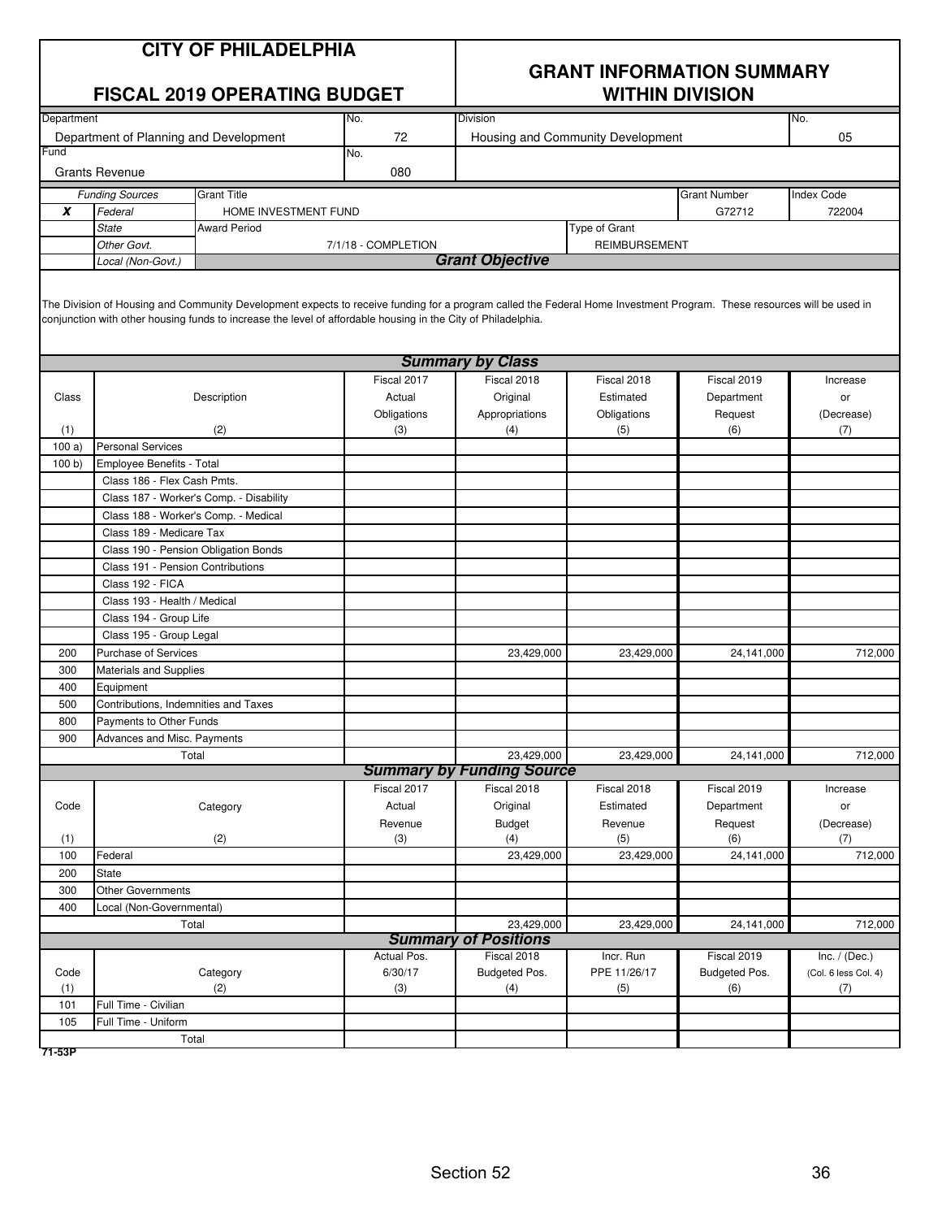# CITY OF PHILADELPHIA

## FISCAL 2019 OPERATING BUDGET

## GRANT INFORMATION SUMMARY WITHIN DIVISION

| Department | No. | Division | No. |
|---|---|---|---|
| Department of Planning and Development | 72 | Housing and Community Development | 05 |
| **Fund** | **No.** | | |
| Grants Revenue | 080 | | |

| | *Funding Sources* | Grant Title | Grant Number | Index Code |
|---|---|---|---|---|
| **X** | *Federal* | HOME INVESTMENT FUND | G72712 | 722004 |
| | *State* | Award Period: 7/1/18 - COMPLETION | Type of Grant: REIMBURSEMENT | |
| | *Other Govt.* | | | |
| | *Local (Non-Govt.)* | | | |

### Grant Objective

The Division of Housing and Community Development expects to receive funding for a program called the Federal Home Investment Program. These resources will be used in conjunction with other housing funds to increase the level of affordable housing in the City of Philadelphia.

### Summary by Class

| Class (1) | Description (2) | Fiscal 2017 Actual Obligations (3) | Fiscal 2018 Original Appropriations (4) | Fiscal 2018 Estimated Obligations (5) | Fiscal 2019 Department Request (6) | Increase or (Decrease) (7) |
|---|---|---|---|---|---|---|
| 100 a) | Personal Services | | | | | |
| 100 b) | Employee Benefits - Total | | | | | |
| | Class 186 - Flex Cash Pmts. | | | | | |
| | Class 187 - Worker's Comp. - Disability | | | | | |
| | Class 188 - Worker's Comp. - Medical | | | | | |
| | Class 189 - Medicare Tax | | | | | |
| | Class 190 - Pension Obligation Bonds | | | | | |
| | Class 191 - Pension Contributions | | | | | |
| | Class 192 - FICA | | | | | |
| | Class 193 - Health / Medical | | | | | |
| | Class 194 - Group Life | | | | | |
| | Class 195 - Group Legal | | | | | |
| 200 | Purchase of Services | | 23,429,000 | 23,429,000 | 24,141,000 | 712,000 |
| 300 | Materials and Supplies | | | | | |
| 400 | Equipment | | | | | |
| 500 | Contributions, Indemnities and Taxes | | | | | |
| 800 | Payments to Other Funds | | | | | |
| 900 | Advances and Misc. Payments | | | | | |
| | Total | | 23,429,000 | 23,429,000 | 24,141,000 | 712,000 |

### Summary by Funding Source

| Code (1) | Category (2) | Fiscal 2017 Actual Revenue (3) | Fiscal 2018 Original Budget (4) | Fiscal 2018 Estimated Revenue (5) | Fiscal 2019 Department Request (6) | Increase or (Decrease) (7) |
|---|---|---|---|---|---|---|
| 100 | Federal | | 23,429,000 | 23,429,000 | 24,141,000 | 712,000 |
| 200 | State | | | | | |
| 300 | Other Governments | | | | | |
| 400 | Local (Non-Governmental) | | | | | |
| | Total | | 23,429,000 | 23,429,000 | 24,141,000 | 712,000 |

### Summary of Positions

| Code (1) | Category (2) | Actual Pos. 6/30/17 (3) | Fiscal 2018 Budgeted Pos. (4) | Incr. Run PPE 11/26/17 (5) | Fiscal 2019 Budgeted Pos. (6) | Inc. / (Dec.) (Col. 6 less Col. 4) (7) |
|---|---|---|---|---|---|---|
| 101 | Full Time - Civilian | | | | | |
| 105 | Full Time - Uniform | | | | | |
| | Total | | | | | |

71-53P

Section 52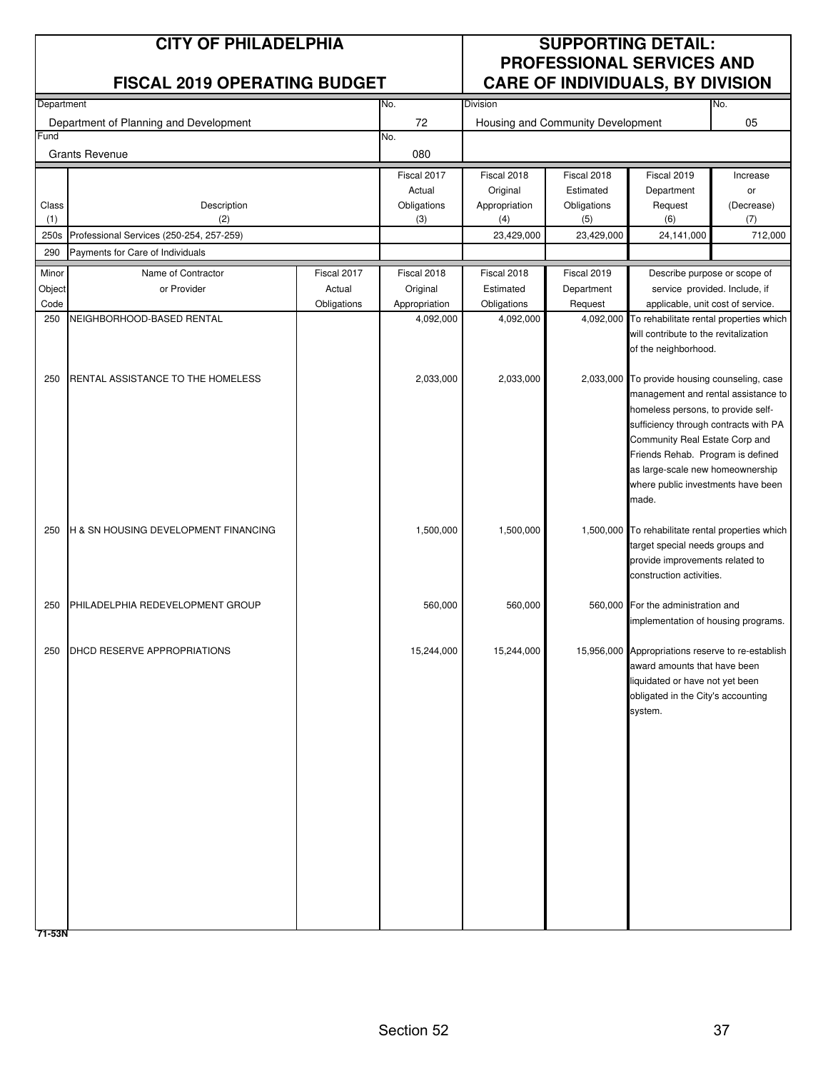# CITY OF PHILADELPHIA

## FISCAL 2019 OPERATING BUDGET

## SUPPORTING DETAIL: PROFESSIONAL SERVICES AND CARE OF INDIVIDUALS, BY DIVISION

| Department | No. | Division | No. |
|---|---|---|---|
| Department of Planning and Development | 72 | Housing and Community Development | 05 |
| **Fund** | **No.** | | |
| Grants Revenue | 080 | | |

| Class (1) | Description (2) | Fiscal 2017 Actual Obligations (3) | Fiscal 2018 Original Appropriation (4) | Fiscal 2018 Estimated Obligations (5) | Fiscal 2019 Department Request (6) | Increase or (Decrease) (7) |
|---|---|---|---|---|---|---|
| 250s | Professional Services (250-254, 257-259) | | 23,429,000 | 23,429,000 | 24,141,000 | 712,000 |
| 290 | Payments for Care of Individuals | | | | | |

| Minor Object Code | Name of Contractor or Provider | Fiscal 2017 Actual Obligations | Fiscal 2018 Original Appropriation | Fiscal 2018 Estimated Obligations | Fiscal 2019 Department Request | Describe purpose or scope of service provided. Include, if applicable, unit cost of service. |
|---|---|---|---|---|---|---|
| 250 | NEIGHBORHOOD-BASED RENTAL | | 4,092,000 | 4,092,000 | 4,092,000 | To rehabilitate rental properties which will contribute to the revitalization of the neighborhood. |
| 250 | RENTAL ASSISTANCE TO THE HOMELESS | | 2,033,000 | 2,033,000 | 2,033,000 | To provide housing counseling, case management and rental assistance to homeless persons, to provide self-sufficiency through contracts with PA Community Real Estate Corp and Friends Rehab. Program is defined as large-scale new homeownership where public investments have been made. |
| 250 | H & SN HOUSING DEVELOPMENT FINANCING | | 1,500,000 | 1,500,000 | 1,500,000 | To rehabilitate rental properties which target special needs groups and provide improvements related to construction activities. |
| 250 | PHILADELPHIA REDEVELOPMENT GROUP | | 560,000 | 560,000 | 560,000 | For the administration and implementation of housing programs. |
| 250 | DHCD RESERVE APPROPRIATIONS | | 15,244,000 | 15,244,000 | 15,956,000 | Appropriations reserve to re-establish award amounts that have been liquidated or have not yet been obligated in the City's accounting system. |

71-53N

Section 52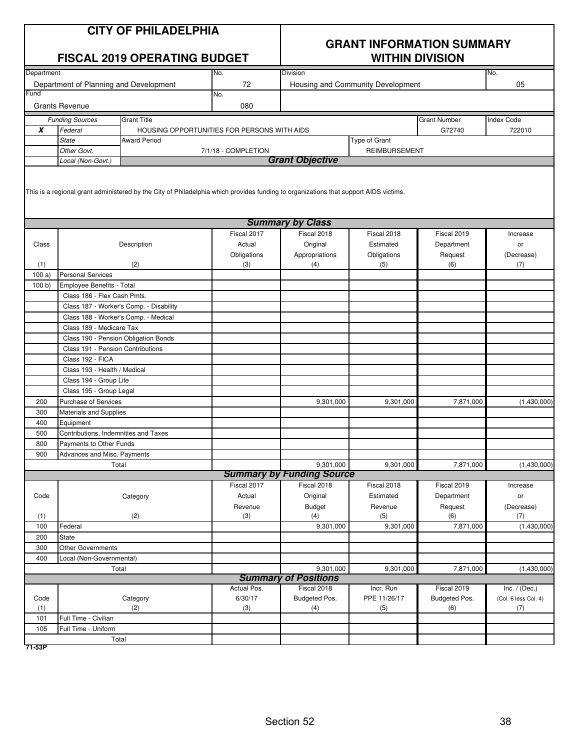# CITY OF PHILADELPHIA

## FISCAL 2019 OPERATING BUDGET

## GRANT INFORMATION SUMMARY WITHIN DIVISION

| Department | No. | Division | No. |
|---|---|---|---|
| Department of Planning and Development | 72 | Housing and Community Development | 05 |

| Fund | No. |
|---|---|
| Grants Revenue | 080 |

| | *Funding Sources* | Grant Title | Grant Number | Index Code |
|---|---|---|---|---|
| **X** | *Federal* | HOUSING OPPORTUNITIES FOR PERSONS WITH AIDS | G72740 | 722010 |
| | *State* | Award Period: 7/1/18 - COMPLETION | Type of Grant: REIMBURSEMENT | |
| | *Other Govt.* | | | |
| | *Local (Non-Govt.)* | | | |

### *Grant Objective*

This is a regional grant administered by the City of Philadelphia which provides funding to organizations that support AIDS victims.

### *Summary by Class*

| Class (1) | Description (2) | Fiscal 2017 Actual Obligations (3) | Fiscal 2018 Original Appropriations (4) | Fiscal 2018 Estimated Obligations (5) | Fiscal 2019 Department Request (6) | Increase or (Decrease) (7) |
|---|---|---|---|---|---|---|
| 100 a) | Personal Services | | | | | |
| 100 b) | Employee Benefits - Total | | | | | |
| | Class 186 - Flex Cash Pmts. | | | | | |
| | Class 187 - Worker's Comp. - Disability | | | | | |
| | Class 188 - Worker's Comp. - Medical | | | | | |
| | Class 189 - Medicare Tax | | | | | |
| | Class 190 - Pension Obligation Bonds | | | | | |
| | Class 191 - Pension Contributions | | | | | |
| | Class 192 - FICA | | | | | |
| | Class 193 - Health / Medical | | | | | |
| | Class 194 - Group Life | | | | | |
| | Class 195 - Group Legal | | | | | |
| 200 | Purchase of Services | | 9,301,000 | 9,301,000 | 7,871,000 | (1,430,000) |
| 300 | Materials and Supplies | | | | | |
| 400 | Equipment | | | | | |
| 500 | Contributions, Indemnities and Taxes | | | | | |
| 800 | Payments to Other Funds | | | | | |
| 900 | Advances and Misc. Payments | | | | | |
| | Total | | 9,301,000 | 9,301,000 | 7,871,000 | (1,430,000) |

### *Summary by Funding Source*

| Code (1) | Category (2) | Fiscal 2017 Actual Revenue (3) | Fiscal 2018 Original Budget (4) | Fiscal 2018 Estimated Revenue (5) | Fiscal 2019 Department Request (6) | Increase or (Decrease) (7) |
|---|---|---|---|---|---|---|
| 100 | Federal | | 9,301,000 | 9,301,000 | 7,871,000 | (1,430,000) |
| 200 | State | | | | | |
| 300 | Other Governments | | | | | |
| 400 | Local (Non-Governmental) | | | | | |
| | Total | | 9,301,000 | 9,301,000 | 7,871,000 | (1,430,000) |

### *Summary of Positions*

| Code (1) | Category (2) | Actual Pos. 6/30/17 (3) | Fiscal 2018 Budgeted Pos. (4) | Incr. Run PPE 11/26/17 (5) | Fiscal 2019 Budgeted Pos. (6) | Inc. / (Dec.) (Col. 6 less Col. 4) (7) |
|---|---|---|---|---|---|---|
| 101 | Full Time - Civilian | | | | | |
| 105 | Full Time - Uniform | | | | | |
| | Total | | | | | |

71-53P

Section 52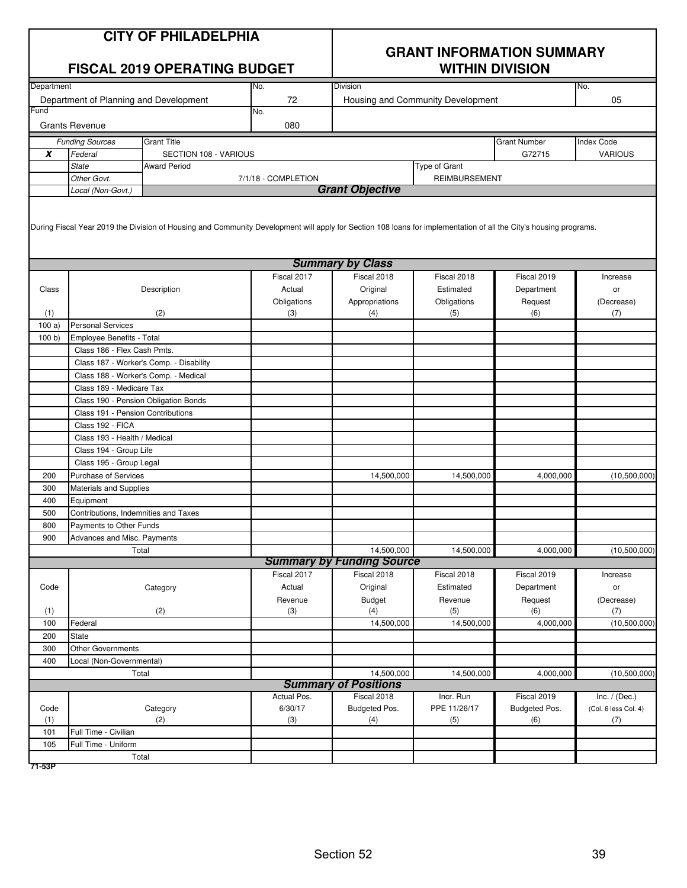# CITY OF PHILADELPHIA

## FISCAL 2019 OPERATING BUDGET

## GRANT INFORMATION SUMMARY WITHIN DIVISION

| Department | No. | Division | No. |
|---|---|---|---|
| Department of Planning and Development | 72 | Housing and Community Development | 05 |
| Fund | No. | | |
| Grants Revenue | 080 | | |

| | Funding Sources | Grant Title | | Grant Number | Index Code |
|---|---|---|---|---|---|
| X | Federal | SECTION 108 - VARIOUS | | G72715 | VARIOUS |
| | State | Award Period | Type of Grant | | |
| | Other Govt. | 7/1/18 - COMPLETION | REIMBURSEMENT | | |
| | Local (Non-Govt.) | | | | |

### Grant Objective

During Fiscal Year 2019 the Division of Housing and Community Development will apply for Section 108 loans for implementation of all the City's housing programs.

### Summary by Class

| Class (1) | Description (2) | Fiscal 2017 Actual Obligations (3) | Fiscal 2018 Original Appropriations (4) | Fiscal 2018 Estimated Obligations (5) | Fiscal 2019 Department Request (6) | Increase or (Decrease) (7) |
|---|---|---|---|---|---|---|
| 100 a) | Personal Services | | | | | |
| 100 b) | Employee Benefits - Total | | | | | |
| | Class 186 - Flex Cash Pmts. | | | | | |
| | Class 187 - Worker's Comp. - Disability | | | | | |
| | Class 188 - Worker's Comp. - Medical | | | | | |
| | Class 189 - Medicare Tax | | | | | |
| | Class 190 - Pension Obligation Bonds | | | | | |
| | Class 191 - Pension Contributions | | | | | |
| | Class 192 - FICA | | | | | |
| | Class 193 - Health / Medical | | | | | |
| | Class 194 - Group Life | | | | | |
| | Class 195 - Group Legal | | | | | |
| 200 | Purchase of Services | | 14,500,000 | 14,500,000 | 4,000,000 | (10,500,000) |
| 300 | Materials and Supplies | | | | | |
| 400 | Equipment | | | | | |
| 500 | Contributions, Indemnities and Taxes | | | | | |
| 800 | Payments to Other Funds | | | | | |
| 900 | Advances and Misc. Payments | | | | | |
| | Total | | 14,500,000 | 14,500,000 | 4,000,000 | (10,500,000) |

### Summary by Funding Source

| Code (1) | Category (2) | Fiscal 2017 Actual Revenue (3) | Fiscal 2018 Original Budget (4) | Fiscal 2018 Estimated Revenue (5) | Fiscal 2019 Department Request (6) | Increase or (Decrease) (7) |
|---|---|---|---|---|---|---|
| 100 | Federal | | 14,500,000 | 14,500,000 | 4,000,000 | (10,500,000) |
| 200 | State | | | | | |
| 300 | Other Governments | | | | | |
| 400 | Local (Non-Governmental) | | | | | |
| | Total | | 14,500,000 | 14,500,000 | 4,000,000 | (10,500,000) |

### Summary of Positions

| Code (1) | Category (2) | Actual Pos. 6/30/17 (3) | Fiscal 2018 Budgeted Pos. (4) | Incr. Run PPE 11/26/17 (5) | Fiscal 2019 Budgeted Pos. (6) | Inc. / (Dec.) (Col. 6 less Col. 4) (7) |
|---|---|---|---|---|---|---|
| 101 | Full Time - Civilian | | | | | |
| 105 | Full Time - Uniform | | | | | |
| | Total | | | | | |

71-53P

Section 52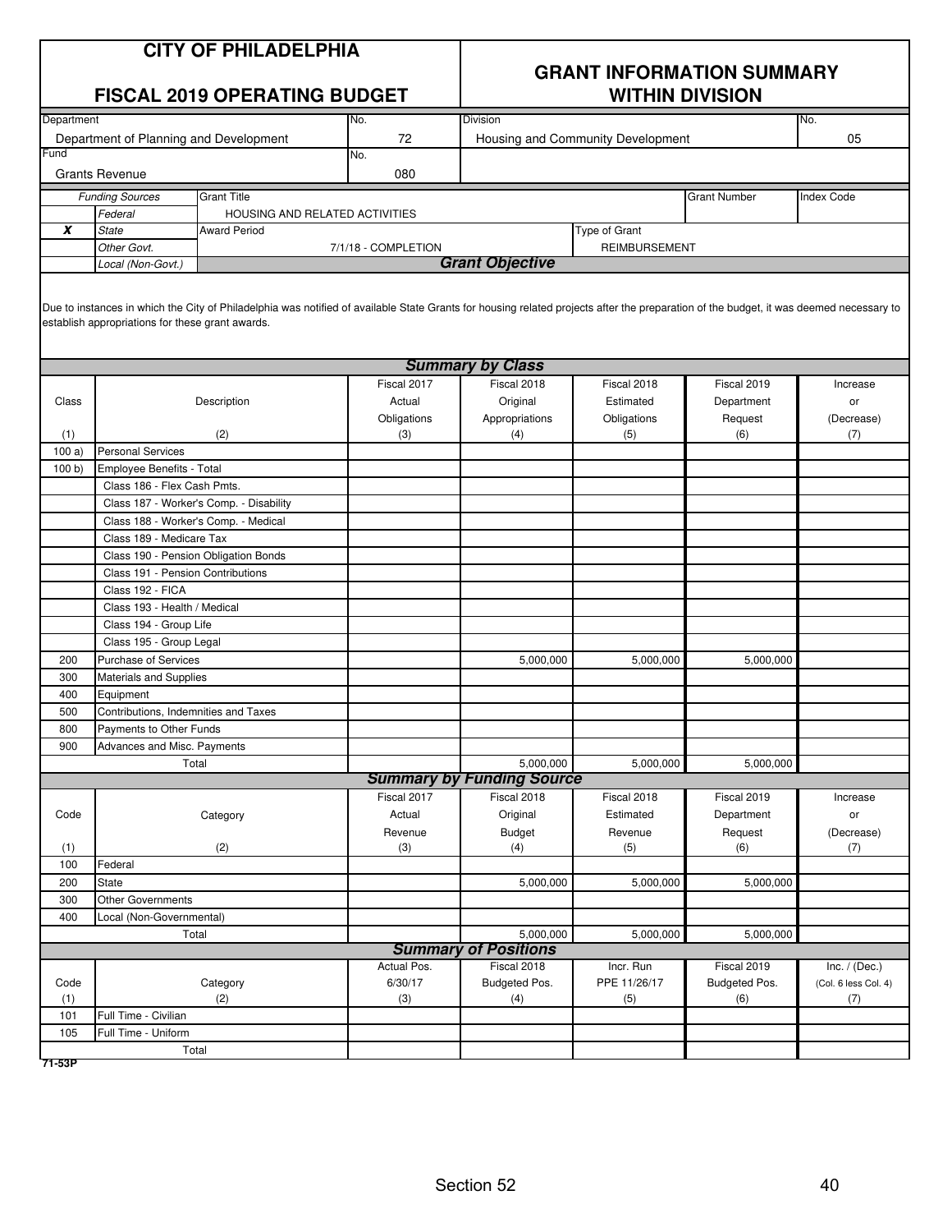# CITY OF PHILADELPHIA

## FISCAL 2019 OPERATING BUDGET

## GRANT INFORMATION SUMMARY WITHIN DIVISION

| Department | No. | Division | No. |
|---|---|---|---|
| Department of Planning and Development | 72 | Housing and Community Development | 05 |

| Fund | No. |
|---|---|
| Grants Revenue | 080 |

| | Funding Sources | Grant Title | Grant Number | Index Code |
|---|---|---|---|---|
| | *Federal* | HOUSING AND RELATED ACTIVITIES | | |
| **X** | *State* | Award Period: 7/1/18 - COMPLETION | Type of Grant: REIMBURSEMENT | |
| | *Other Govt.* | | | |
| | *Local (Non-Govt.)* | | | |

### Grant Objective

Due to instances in which the City of Philadelphia was notified of available State Grants for housing related projects after the preparation of the budget, it was deemed necessary to establish appropriations for these grant awards.

### Summary by Class

| Class (1) | Description (2) | Fiscal 2017 Actual Obligations (3) | Fiscal 2018 Original Appropriations (4) | Fiscal 2018 Estimated Obligations (5) | Fiscal 2019 Department Request (6) | Increase or (Decrease) (7) |
|---|---|---|---|---|---|---|
| 100 a) | Personal Services | | | | | |
| 100 b) | Employee Benefits - Total | | | | | |
| | Class 186 - Flex Cash Pmts. | | | | | |
| | Class 187 - Worker's Comp. - Disability | | | | | |
| | Class 188 - Worker's Comp. - Medical | | | | | |
| | Class 189 - Medicare Tax | | | | | |
| | Class 190 - Pension Obligation Bonds | | | | | |
| | Class 191 - Pension Contributions | | | | | |
| | Class 192 - FICA | | | | | |
| | Class 193 - Health / Medical | | | | | |
| | Class 194 - Group Life | | | | | |
| | Class 195 - Group Legal | | | | | |
| 200 | Purchase of Services | | 5,000,000 | 5,000,000 | 5,000,000 | |
| 300 | Materials and Supplies | | | | | |
| 400 | Equipment | | | | | |
| 500 | Contributions, Indemnities and Taxes | | | | | |
| 800 | Payments to Other Funds | | | | | |
| 900 | Advances and Misc. Payments | | | | | |
| | Total | | 5,000,000 | 5,000,000 | 5,000,000 | |

### Summary by Funding Source

| Code (1) | Category (2) | Fiscal 2017 Actual Revenue (3) | Fiscal 2018 Original Budget (4) | Fiscal 2018 Estimated Revenue (5) | Fiscal 2019 Department Request (6) | Increase or (Decrease) (7) |
|---|---|---|---|---|---|---|
| 100 | Federal | | | | | |
| 200 | State | | 5,000,000 | 5,000,000 | 5,000,000 | |
| 300 | Other Governments | | | | | |
| 400 | Local (Non-Governmental) | | | | | |
| | Total | | 5,000,000 | 5,000,000 | 5,000,000 | |

### Summary of Positions

| Code (1) | Category (2) | Actual Pos. 6/30/17 (3) | Fiscal 2018 Budgeted Pos. (4) | Incr. Run PPE 11/26/17 (5) | Fiscal 2019 Budgeted Pos. (6) | Inc. / (Dec.) (Col. 6 less Col. 4) (7) |
|---|---|---|---|---|---|---|
| 101 | Full Time - Civilian | | | | | |
| 105 | Full Time - Uniform | | | | | |
| | Total | | | | | |

71-53P

Section 52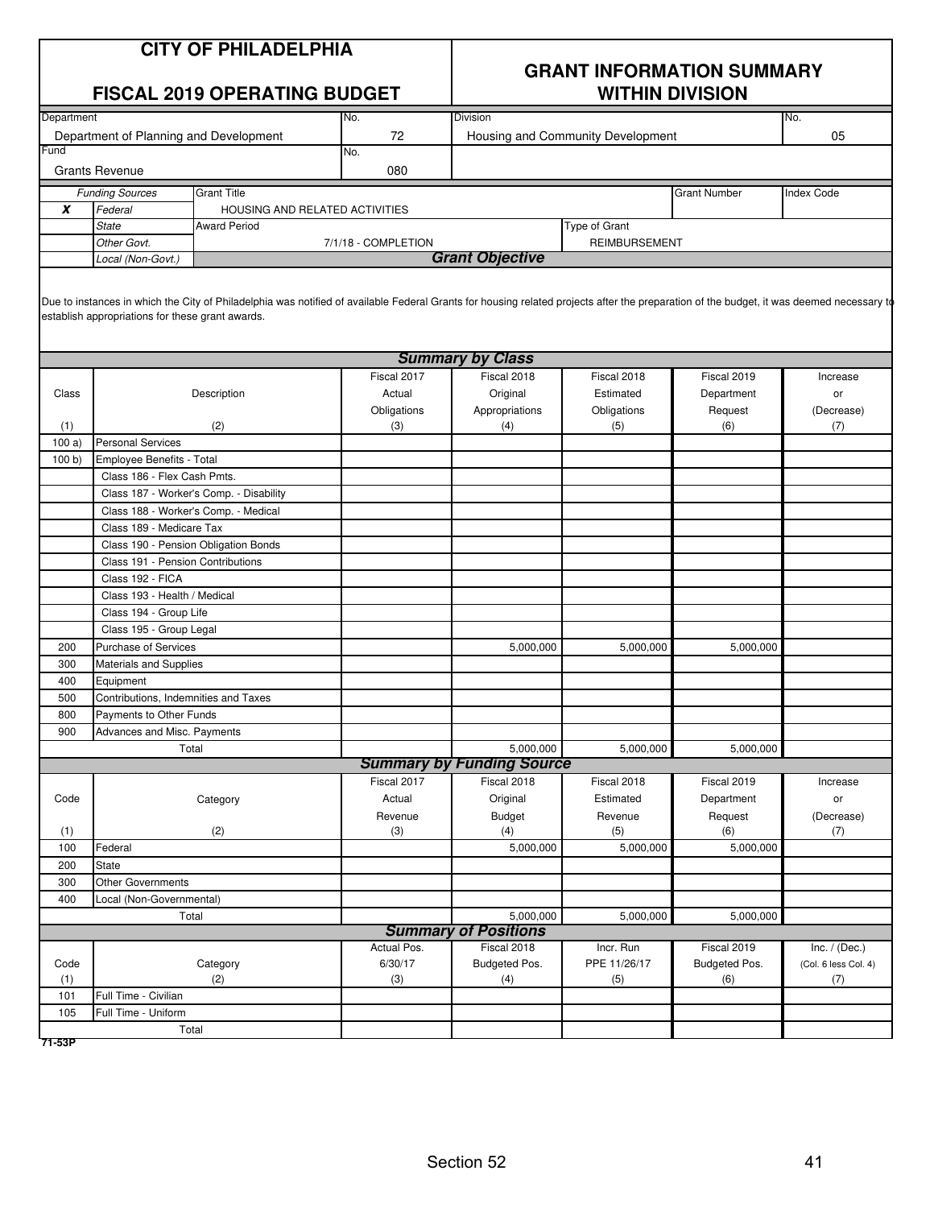# CITY OF PHILADELPHIA

## FISCAL 2019 OPERATING BUDGET

## GRANT INFORMATION SUMMARY WITHIN DIVISION

| Department | No. | Division | No. |
|---|---|---|---|
| Department of Planning and Development | 72 | Housing and Community Development | 05 |
| **Fund** | **No.** | | |
| Grants Revenue | 080 | | |

| | Funding Sources | Grant Title | | Grant Number | Index Code |
|---|---|---|---|---|---|
| **X** | *Federal* | HOUSING AND RELATED ACTIVITIES | | | |
| | *State* | Award Period: 7/1/18 - COMPLETION | Type of Grant: REIMBURSEMENT | | |
| | *Other Govt.* | | | | |
| | *Local (Non-Govt.)* | | | | |

### Grant Objective

Due to instances in which the City of Philadelphia was notified of available Federal Grants for housing related projects after the preparation of the budget, it was deemed necessary to establish appropriations for these grant awards.

### Summary by Class

| Class (1) | Description (2) | Fiscal 2017 Actual Obligations (3) | Fiscal 2018 Original Appropriations (4) | Fiscal 2018 Estimated Obligations (5) | Fiscal 2019 Department Request (6) | Increase or (Decrease) (7) |
|---|---|---|---|---|---|---|
| 100 a) | Personal Services | | | | | |
| 100 b) | Employee Benefits - Total | | | | | |
| | Class 186 - Flex Cash Pmts. | | | | | |
| | Class 187 - Worker's Comp. - Disability | | | | | |
| | Class 188 - Worker's Comp. - Medical | | | | | |
| | Class 189 - Medicare Tax | | | | | |
| | Class 190 - Pension Obligation Bonds | | | | | |
| | Class 191 - Pension Contributions | | | | | |
| | Class 192 - FICA | | | | | |
| | Class 193 - Health / Medical | | | | | |
| | Class 194 - Group Life | | | | | |
| | Class 195 - Group Legal | | | | | |
| 200 | Purchase of Services | | 5,000,000 | 5,000,000 | 5,000,000 | |
| 300 | Materials and Supplies | | | | | |
| 400 | Equipment | | | | | |
| 500 | Contributions, Indemnities and Taxes | | | | | |
| 800 | Payments to Other Funds | | | | | |
| 900 | Advances and Misc. Payments | | | | | |
| | Total | | 5,000,000 | 5,000,000 | 5,000,000 | |

### Summary by Funding Source

| Code (1) | Category (2) | Fiscal 2017 Actual Revenue (3) | Fiscal 2018 Original Budget (4) | Fiscal 2018 Estimated Revenue (5) | Fiscal 2019 Department Request (6) | Increase or (Decrease) (7) |
|---|---|---|---|---|---|---|
| 100 | Federal | | 5,000,000 | 5,000,000 | 5,000,000 | |
| 200 | State | | | | | |
| 300 | Other Governments | | | | | |
| 400 | Local (Non-Governmental) | | | | | |
| | Total | | 5,000,000 | 5,000,000 | 5,000,000 | |

### Summary of Positions

| Code (1) | Category (2) | Actual Pos. 6/30/17 (3) | Fiscal 2018 Budgeted Pos. (4) | Incr. Run PPE 11/26/17 (5) | Fiscal 2019 Budgeted Pos. (6) | Inc. / (Dec.) (Col. 6 less Col. 4) (7) |
|---|---|---|---|---|---|---|
| 101 | Full Time - Civilian | | | | | |
| 105 | Full Time - Uniform | | | | | |
| | Total | | | | | |

71-53P

Section 52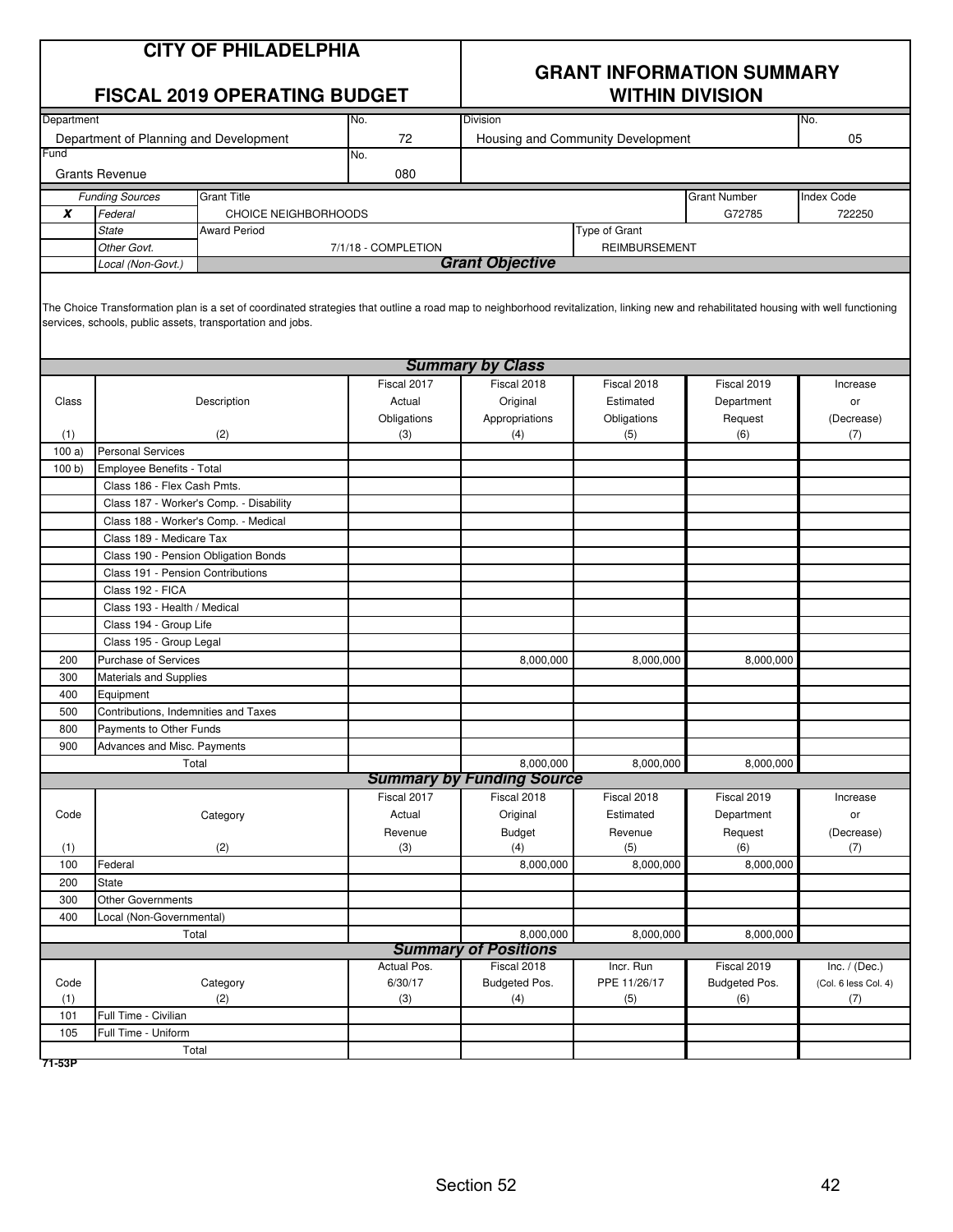# CITY OF PHILADELPHIA

## FISCAL 2019 OPERATING BUDGET

## GRANT INFORMATION SUMMARY WITHIN DIVISION

| Department | No. | Division | No. |
|---|---|---|---|
| Department of Planning and Development | 72 | Housing and Community Development | 05 |
| **Fund** | **No.** | | |
| Grants Revenue | 080 | | |

| | Funding Sources | Grant Title | Grant Number | Index Code |
|---|---|---|---|---|
| X | Federal | CHOICE NEIGHBORHOODS | G72785 | 722250 |
| | State | Award Period: 7/1/18 - COMPLETION | Type of Grant: REIMBURSEMENT | |
| | Other Govt. | | | |
| | Local (Non-Govt.) | | | |

### Grant Objective

The Choice Transformation plan is a set of coordinated strategies that outline a road map to neighborhood revitalization, linking new and rehabilitated housing with well functioning services, schools, public assets, transportation and jobs.

### Summary by Class

| Class (1) | Description (2) | Fiscal 2017 Actual Obligations (3) | Fiscal 2018 Original Appropriations (4) | Fiscal 2018 Estimated Obligations (5) | Fiscal 2019 Department Request (6) | Increase or (Decrease) (7) |
|---|---|---|---|---|---|---|
| 100 a) | Personal Services | | | | | |
| 100 b) | Employee Benefits - Total | | | | | |
| | Class 186 - Flex Cash Pmts. | | | | | |
| | Class 187 - Worker's Comp. - Disability | | | | | |
| | Class 188 - Worker's Comp. - Medical | | | | | |
| | Class 189 - Medicare Tax | | | | | |
| | Class 190 - Pension Obligation Bonds | | | | | |
| | Class 191 - Pension Contributions | | | | | |
| | Class 192 - FICA | | | | | |
| | Class 193 - Health / Medical | | | | | |
| | Class 194 - Group Life | | | | | |
| | Class 195 - Group Legal | | | | | |
| 200 | Purchase of Services | | 8,000,000 | 8,000,000 | 8,000,000 | |
| 300 | Materials and Supplies | | | | | |
| 400 | Equipment | | | | | |
| 500 | Contributions, Indemnities and Taxes | | | | | |
| 800 | Payments to Other Funds | | | | | |
| 900 | Advances and Misc. Payments | | | | | |
| | Total | | 8,000,000 | 8,000,000 | 8,000,000 | |

### Summary by Funding Source

| Code (1) | Category (2) | Fiscal 2017 Actual Revenue (3) | Fiscal 2018 Original Budget (4) | Fiscal 2018 Estimated Revenue (5) | Fiscal 2019 Department Request (6) | Increase or (Decrease) (7) |
|---|---|---|---|---|---|---|
| 100 | Federal | | 8,000,000 | 8,000,000 | 8,000,000 | |
| 200 | State | | | | | |
| 300 | Other Governments | | | | | |
| 400 | Local (Non-Governmental) | | | | | |
| | Total | | 8,000,000 | 8,000,000 | 8,000,000 | |

### Summary of Positions

| Code (1) | Category (2) | Actual Pos. 6/30/17 (3) | Fiscal 2018 Budgeted Pos. (4) | Incr. Run PPE 11/26/17 (5) | Fiscal 2019 Budgeted Pos. (6) | Inc. / (Dec.) (Col. 6 less Col. 4) (7) |
|---|---|---|---|---|---|---|
| 101 | Full Time - Civilian | | | | | |
| 105 | Full Time - Uniform | | | | | |
| | Total | | | | | |

71-53P

Section 52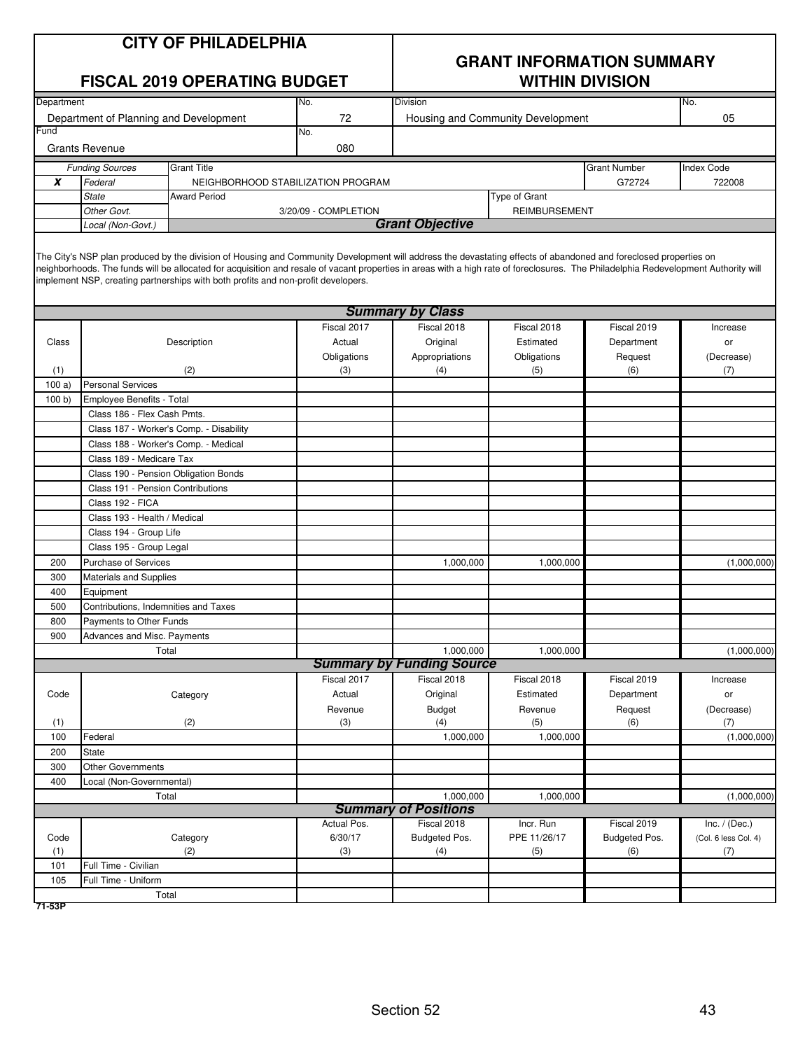# CITY OF PHILADELPHIA

## FISCAL 2019 OPERATING BUDGET

## GRANT INFORMATION SUMMARY WITHIN DIVISION

| Department | No. | Division | No. |
|---|---|---|---|
| Department of Planning and Development | 72 | Housing and Community Development | 05 |
| **Fund** | **No.** | | |
| Grants Revenue | 080 | | |

| | Funding Sources | Grant Title | Grant Number | Index Code |
|---|---|---|---|---|
| X | Federal | NEIGHBORHOOD STABILIZATION PROGRAM | G72724 | 722008 |
| | State | Award Period: 3/20/09 - COMPLETION | Type of Grant: REIMBURSEMENT | |
| | Other Govt. | | | |
| | Local (Non-Govt.) | | | |

### Grant Objective

The City's NSP plan produced by the division of Housing and Community Development will address the devastating effects of abandoned and foreclosed properties on neighborhoods. The funds will be allocated for acquisition and resale of vacant properties in areas with a high rate of foreclosures. The Philadelphia Redevelopment Authority will implement NSP, creating partnerships with both profits and non-profit developers.

### Summary by Class

| Class (1) | Description (2) | Fiscal 2017 Actual Obligations (3) | Fiscal 2018 Original Appropriations (4) | Fiscal 2018 Estimated Obligations (5) | Fiscal 2019 Department Request (6) | Increase or (Decrease) (7) |
|---|---|---|---|---|---|---|
| 100 a) | Personal Services | | | | | |
| 100 b) | Employee Benefits - Total | | | | | |
| | Class 186 - Flex Cash Pmts. | | | | | |
| | Class 187 - Worker's Comp. - Disability | | | | | |
| | Class 188 - Worker's Comp. - Medical | | | | | |
| | Class 189 - Medicare Tax | | | | | |
| | Class 190 - Pension Obligation Bonds | | | | | |
| | Class 191 - Pension Contributions | | | | | |
| | Class 192 - FICA | | | | | |
| | Class 193 - Health / Medical | | | | | |
| | Class 194 - Group Life | | | | | |
| | Class 195 - Group Legal | | | | | |
| 200 | Purchase of Services | | 1,000,000 | 1,000,000 | | (1,000,000) |
| 300 | Materials and Supplies | | | | | |
| 400 | Equipment | | | | | |
| 500 | Contributions, Indemnities and Taxes | | | | | |
| 800 | Payments to Other Funds | | | | | |
| 900 | Advances and Misc. Payments | | | | | |
| | Total | | 1,000,000 | 1,000,000 | | (1,000,000) |

### Summary by Funding Source

| Code (1) | Category (2) | Fiscal 2017 Actual Revenue (3) | Fiscal 2018 Original Budget (4) | Fiscal 2018 Estimated Revenue (5) | Fiscal 2019 Department Request (6) | Increase or (Decrease) (7) |
|---|---|---|---|---|---|---|
| 100 | Federal | | 1,000,000 | 1,000,000 | | (1,000,000) |
| 200 | State | | | | | |
| 300 | Other Governments | | | | | |
| 400 | Local (Non-Governmental) | | | | | |
| | Total | | 1,000,000 | 1,000,000 | | (1,000,000) |

### Summary of Positions

| Code (1) | Category (2) | Actual Pos. 6/30/17 (3) | Fiscal 2018 Budgeted Pos. (4) | Incr. Run PPE 11/26/17 (5) | Fiscal 2019 Budgeted Pos. (6) | Inc. / (Dec.) (Col. 6 less Col. 4) (7) |
|---|---|---|---|---|---|---|
| 101 | Full Time - Civilian | | | | | |
| 105 | Full Time - Uniform | | | | | |
| | Total | | | | | |

71-53P

Section 52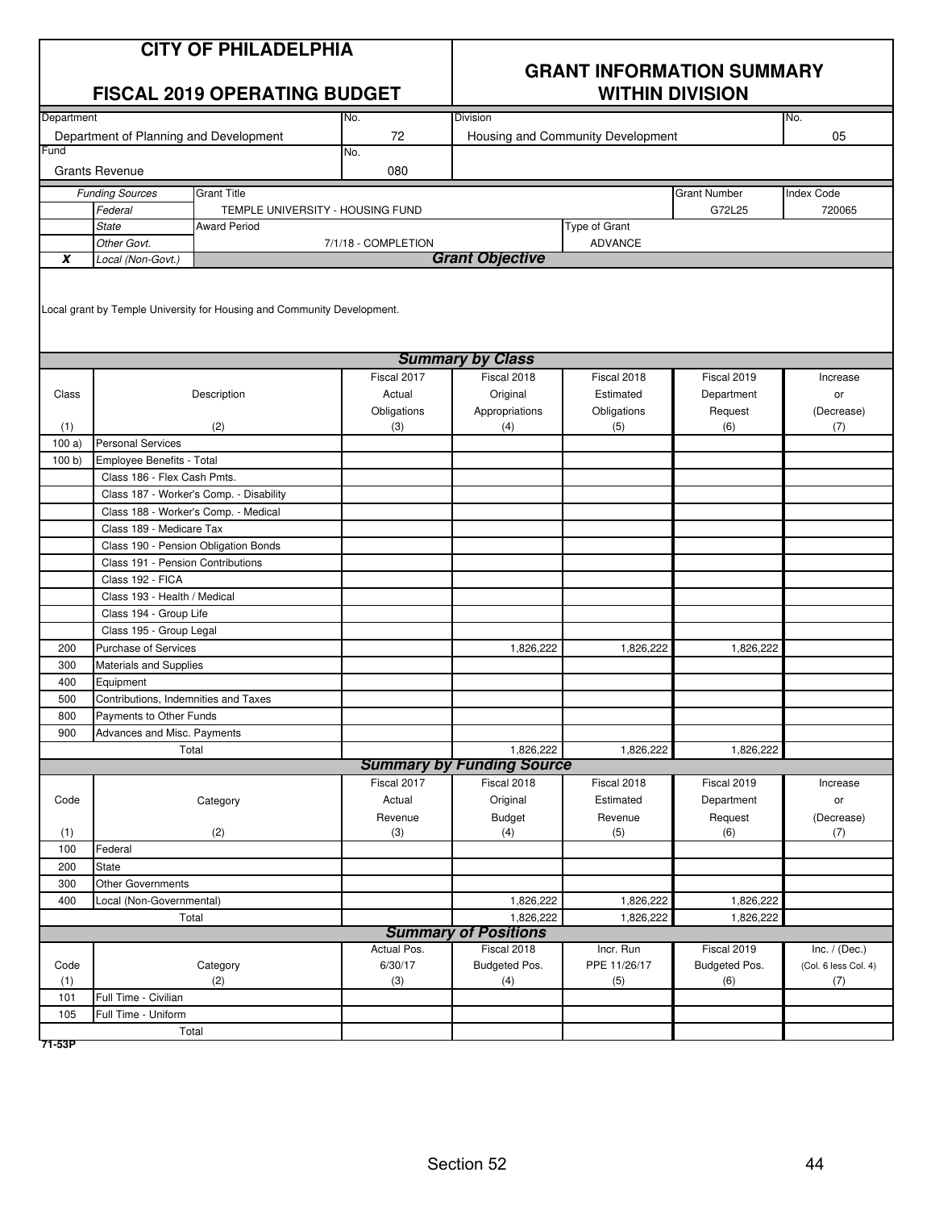# CITY OF PHILADELPHIA

## FISCAL 2019 OPERATING BUDGET

## GRANT INFORMATION SUMMARY WITHIN DIVISION

| Department | No. | Division | No. |
|---|---|---|---|
| Department of Planning and Development | 72 | Housing and Community Development | 05 |
| **Fund** | **No.** | | |
| Grants Revenue | 080 | | |

| | Funding Sources | Grant Title | Grant Number | Index Code |
|---|---|---|---|---|
| | Federal | TEMPLE UNIVERSITY - HOUSING FUND | G72L25 | 720065 |
| | State | Award Period: 7/1/18 - COMPLETION | Type of Grant: ADVANCE | |
| | Other Govt. | | | |
| X | Local (Non-Govt.) | | | |

### Grant Objective

Local grant by Temple University for Housing and Community Development.

### Summary by Class

| Class (1) | Description (2) | Fiscal 2017 Actual Obligations (3) | Fiscal 2018 Original Appropriations (4) | Fiscal 2018 Estimated Obligations (5) | Fiscal 2019 Department Request (6) | Increase or (Decrease) (7) |
|---|---|---|---|---|---|---|
| 100 a) | Personal Services | | | | | |
| 100 b) | Employee Benefits - Total | | | | | |
| | Class 186 - Flex Cash Pmts. | | | | | |
| | Class 187 - Worker's Comp. - Disability | | | | | |
| | Class 188 - Worker's Comp. - Medical | | | | | |
| | Class 189 - Medicare Tax | | | | | |
| | Class 190 - Pension Obligation Bonds | | | | | |
| | Class 191 - Pension Contributions | | | | | |
| | Class 192 - FICA | | | | | |
| | Class 193 - Health / Medical | | | | | |
| | Class 194 - Group Life | | | | | |
| | Class 195 - Group Legal | | | | | |
| 200 | Purchase of Services | | 1,826,222 | 1,826,222 | 1,826,222 | |
| 300 | Materials and Supplies | | | | | |
| 400 | Equipment | | | | | |
| 500 | Contributions, Indemnities and Taxes | | | | | |
| 800 | Payments to Other Funds | | | | | |
| 900 | Advances and Misc. Payments | | | | | |
| | Total | | 1,826,222 | 1,826,222 | 1,826,222 | |

### Summary by Funding Source

| Code (1) | Category (2) | Fiscal 2017 Actual Revenue (3) | Fiscal 2018 Original Budget (4) | Fiscal 2018 Estimated Revenue (5) | Fiscal 2019 Department Request (6) | Increase or (Decrease) (7) |
|---|---|---|---|---|---|---|
| 100 | Federal | | | | | |
| 200 | State | | | | | |
| 300 | Other Governments | | | | | |
| 400 | Local (Non-Governmental) | | 1,826,222 | 1,826,222 | 1,826,222 | |
| | Total | | 1,826,222 | 1,826,222 | 1,826,222 | |

### Summary of Positions

| Code (1) | Category (2) | Actual Pos. 6/30/17 (3) | Fiscal 2018 Budgeted Pos. (4) | Incr. Run PPE 11/26/17 (5) | Fiscal 2019 Budgeted Pos. (6) | Inc. / (Dec.) (Col. 6 less Col. 4) (7) |
|---|---|---|---|---|---|---|
| 101 | Full Time - Civilian | | | | | |
| 105 | Full Time - Uniform | | | | | |
| | Total | | | | | |

71-53P

Section 52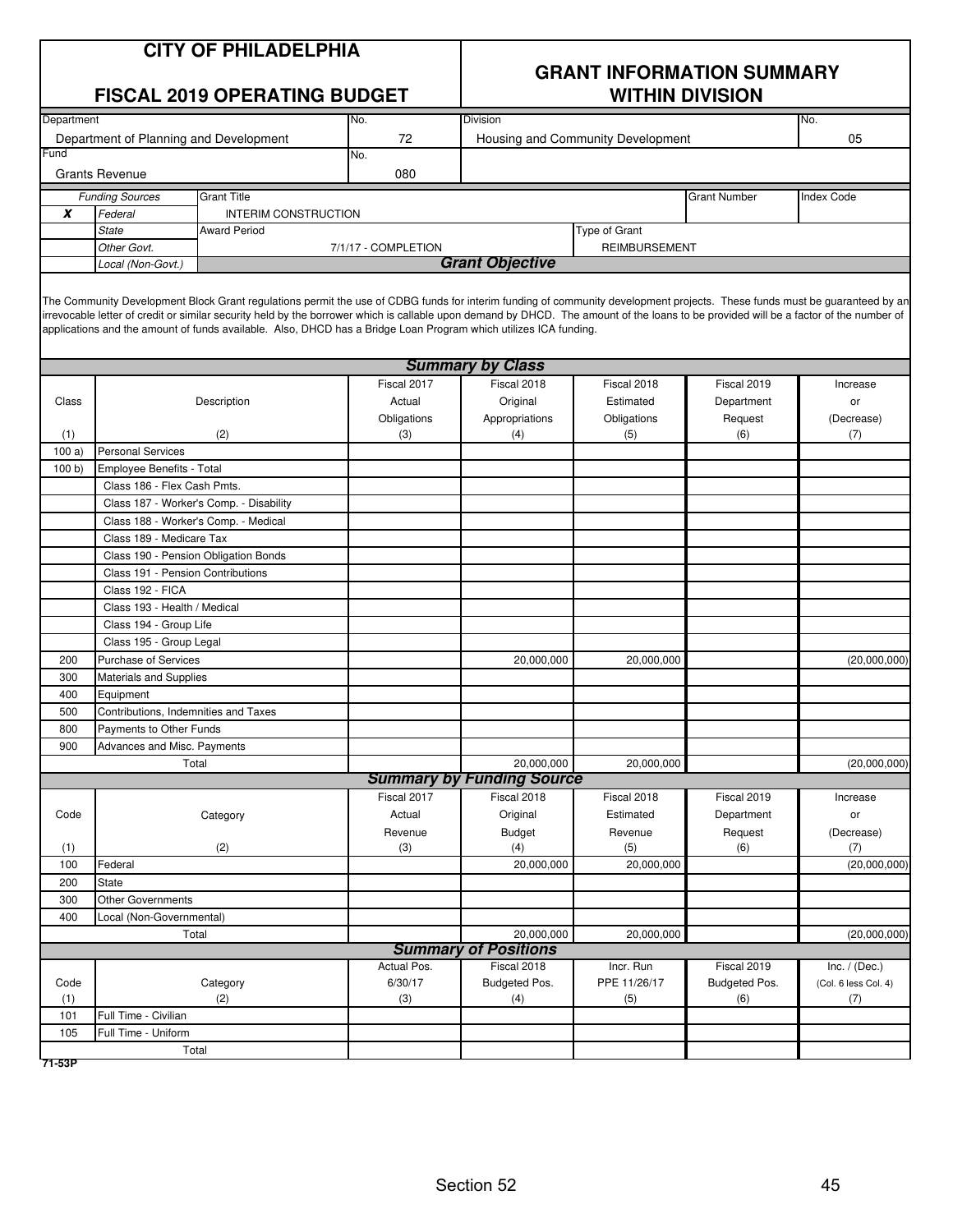# CITY OF PHILADELPHIA

## FISCAL 2019 OPERATING BUDGET

## GRANT INFORMATION SUMMARY WITHIN DIVISION

| Department | No. | Division | No. |
|---|---|---|---|
| Department of Planning and Development | 72 | Housing and Community Development | 05 |
| **Fund** | **No.** | | |
| Grants Revenue | 080 | | |

| | Funding Sources | Grant Title | | Grant Number | Index Code |
|---|---|---|---|---|---|
| X | Federal | INTERIM CONSTRUCTION | | | |
| | State | Award Period | Type of Grant | | |
| | Other Govt. | 7/1/17 - COMPLETION | REIMBURSEMENT | | |
| | Local (Non-Govt.) | | | | |

### Grant Objective

The Community Development Block Grant regulations permit the use of CDBG funds for interim funding of community development projects. These funds must be guaranteed by an irrevocable letter of credit or similar security held by the borrower which is callable upon demand by DHCD. The amount of the loans to be provided will be a factor of the number of applications and the amount of funds available. Also, DHCD has a Bridge Loan Program which utilizes ICA funding.

### Summary by Class

| Class (1) | Description (2) | Fiscal 2017 Actual Obligations (3) | Fiscal 2018 Original Appropriations (4) | Fiscal 2018 Estimated Obligations (5) | Fiscal 2019 Department Request (6) | Increase or (Decrease) (7) |
|---|---|---|---|---|---|---|
| 100 a) | Personal Services | | | | | |
| 100 b) | Employee Benefits - Total | | | | | |
| | Class 186 - Flex Cash Pmts. | | | | | |
| | Class 187 - Worker's Comp. - Disability | | | | | |
| | Class 188 - Worker's Comp. - Medical | | | | | |
| | Class 189 - Medicare Tax | | | | | |
| | Class 190 - Pension Obligation Bonds | | | | | |
| | Class 191 - Pension Contributions | | | | | |
| | Class 192 - FICA | | | | | |
| | Class 193 - Health / Medical | | | | | |
| | Class 194 - Group Life | | | | | |
| | Class 195 - Group Legal | | | | | |
| 200 | Purchase of Services | | 20,000,000 | 20,000,000 | | (20,000,000) |
| 300 | Materials and Supplies | | | | | |
| 400 | Equipment | | | | | |
| 500 | Contributions, Indemnities and Taxes | | | | | |
| 800 | Payments to Other Funds | | | | | |
| 900 | Advances and Misc. Payments | | | | | |
| | Total | | 20,000,000 | 20,000,000 | | (20,000,000) |

### Summary by Funding Source

| Code (1) | Category (2) | Fiscal 2017 Actual Revenue (3) | Fiscal 2018 Original Budget (4) | Fiscal 2018 Estimated Revenue (5) | Fiscal 2019 Department Request (6) | Increase or (Decrease) (7) |
|---|---|---|---|---|---|---|
| 100 | Federal | | 20,000,000 | 20,000,000 | | (20,000,000) |
| 200 | State | | | | | |
| 300 | Other Governments | | | | | |
| 400 | Local (Non-Governmental) | | | | | |
| | Total | | 20,000,000 | 20,000,000 | | (20,000,000) |

### Summary of Positions

| Code (1) | Category (2) | Actual Pos. 6/30/17 (3) | Fiscal 2018 Budgeted Pos. (4) | Incr. Run PPE 11/26/17 (5) | Fiscal 2019 Budgeted Pos. (6) | Inc. / (Dec.) (Col. 6 less Col. 4) (7) |
|---|---|---|---|---|---|---|
| 101 | Full Time - Civilian | | | | | |
| 105 | Full Time - Uniform | | | | | |
| | Total | | | | | |

71-53P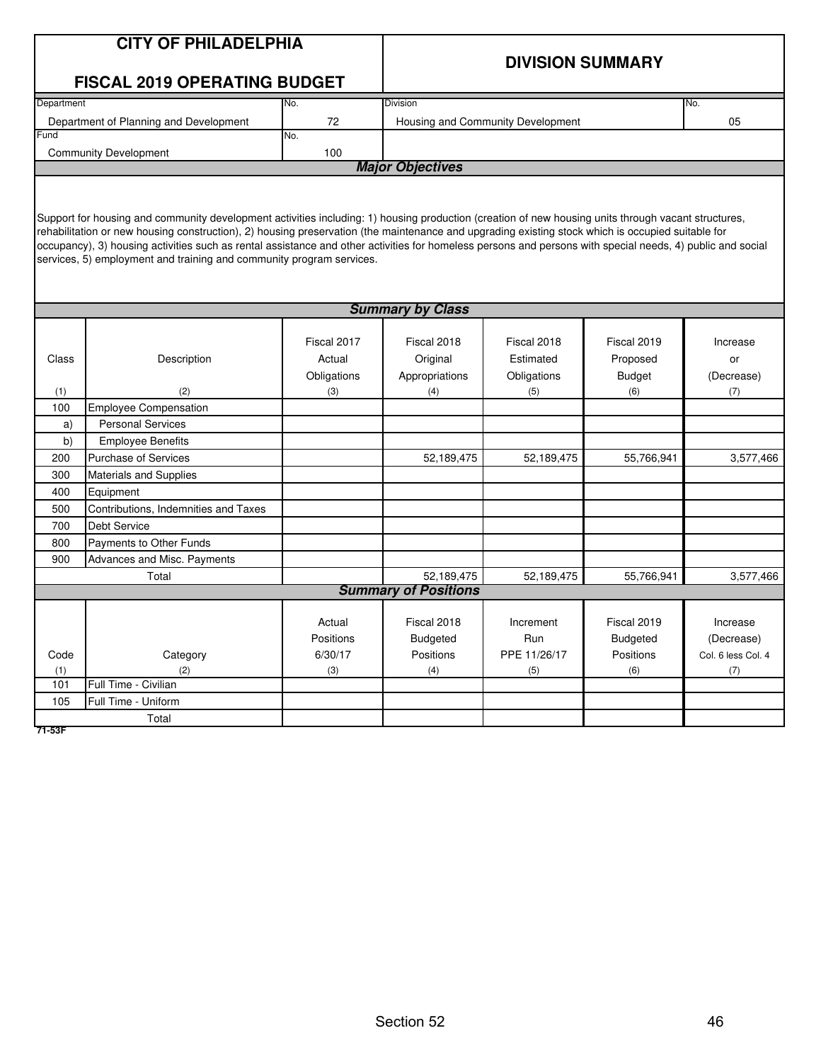# CITY OF PHILADELPHIA

## FISCAL 2019 OPERATING BUDGET

## DIVISION SUMMARY

| Department | No. | Division | No. |
|---|---|---|---|
| Department of Planning and Development | 72 | Housing and Community Development | 05 |
| **Fund** | **No.** | | |
| Community Development | 100 | | |

### *Major Objectives*

Support for housing and community development activities including: 1) housing production (creation of new housing units through vacant structures, rehabilitation or new housing construction), 2) housing preservation (the maintenance and upgrading existing stock which is occupied suitable for occupancy), 3) housing activities such as rental assistance and other activities for homeless persons and persons with special needs, 4) public and social services, 5) employment and training and community program services.

### *Summary by Class*

| Class (1) | Description (2) | Fiscal 2017 Actual Obligations (3) | Fiscal 2018 Original Appropriations (4) | Fiscal 2018 Estimated Obligations (5) | Fiscal 2019 Proposed Budget (6) | Increase or (Decrease) (7) |
|---|---|---|---|---|---|---|
| 100 | Employee Compensation | | | | | |
| a) | Personal Services | | | | | |
| b) | Employee Benefits | | | | | |
| 200 | Purchase of Services | | 52,189,475 | 52,189,475 | 55,766,941 | 3,577,466 |
| 300 | Materials and Supplies | | | | | |
| 400 | Equipment | | | | | |
| 500 | Contributions, Indemnities and Taxes | | | | | |
| 700 | Debt Service | | | | | |
| 800 | Payments to Other Funds | | | | | |
| 900 | Advances and Misc. Payments | | | | | |
| | Total | | 52,189,475 | 52,189,475 | 55,766,941 | 3,577,466 |

### *Summary of Positions*

| Code (1) | Category (2) | Actual Positions 6/30/17 (3) | Fiscal 2018 Budgeted Positions (4) | Increment Run PPE 11/26/17 (5) | Fiscal 2019 Budgeted Positions (6) | Increase (Decrease) Col. 6 less Col. 4 (7) |
|---|---|---|---|---|---|---|
| 101 | Full Time - Civilian | | | | | |
| 105 | Full Time - Uniform | | | | | |
| | Total | | | | | |

71-53F

Section 52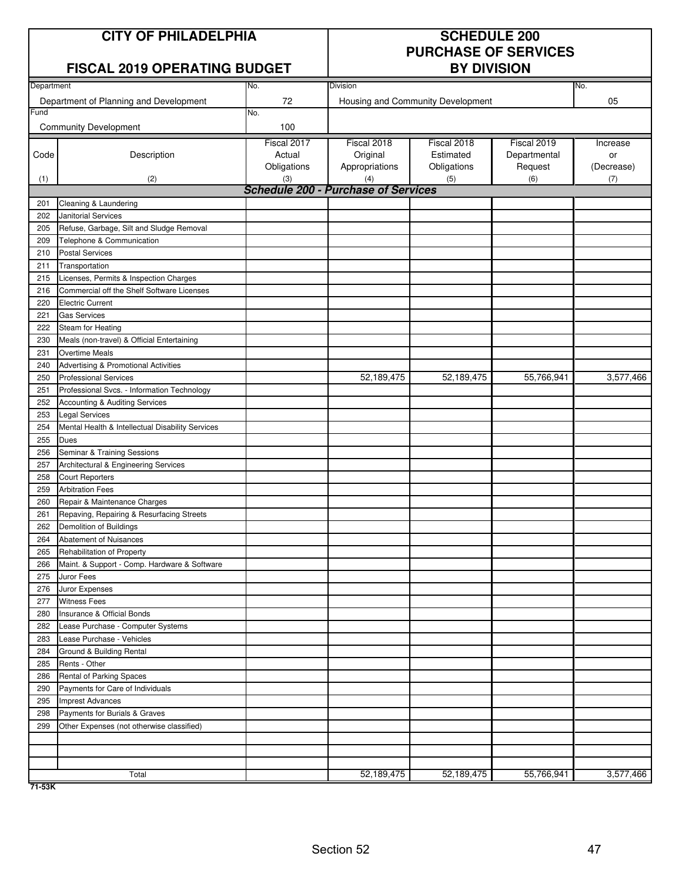# CITY OF PHILADELPHIA

## FISCAL 2019 OPERATING BUDGET

## SCHEDULE 200 PURCHASE OF SERVICES BY DIVISION

| Department | No. | Division | No. |
|---|---|---|---|
| Department of Planning and Development | 72 | Housing and Community Development | 05 |
| **Fund** | **No.** | | |
| Community Development | 100 | | |

| Code (1) | Description (2) | Fiscal 2017 Actual Obligations (3) | Fiscal 2018 Original Appropriations (4) | Fiscal 2018 Estimated Obligations (5) | Fiscal 2019 Departmental Request (6) | Increase or (Decrease) (7) |
|---|---|---|---|---|---|---|
| | ***Schedule 200 - Purchase of Services*** | | | | | |
| 201 | Cleaning & Laundering | | | | | |
| 202 | Janitorial Services | | | | | |
| 205 | Refuse, Garbage, Silt and Sludge Removal | | | | | |
| 209 | Telephone & Communication | | | | | |
| 210 | Postal Services | | | | | |
| 211 | Transportation | | | | | |
| 215 | Licenses, Permits & Inspection Charges | | | | | |
| 216 | Commercial off the Shelf Software Licenses | | | | | |
| 220 | Electric Current | | | | | |
| 221 | Gas Services | | | | | |
| 222 | Steam for Heating | | | | | |
| 230 | Meals (non-travel) & Official Entertaining | | | | | |
| 231 | Overtime Meals | | | | | |
| 240 | Advertising & Promotional Activities | | | | | |
| 250 | Professional Services | | 52,189,475 | 52,189,475 | 55,766,941 | 3,577,466 |
| 251 | Professional Svcs. - Information Technology | | | | | |
| 252 | Accounting & Auditing Services | | | | | |
| 253 | Legal Services | | | | | |
| 254 | Mental Health & Intellectual Disability Services | | | | | |
| 255 | Dues | | | | | |
| 256 | Seminar & Training Sessions | | | | | |
| 257 | Architectural & Engineering Services | | | | | |
| 258 | Court Reporters | | | | | |
| 259 | Arbitration Fees | | | | | |
| 260 | Repair & Maintenance Charges | | | | | |
| 261 | Repaving, Repairing & Resurfacing Streets | | | | | |
| 262 | Demolition of Buildings | | | | | |
| 264 | Abatement of Nuisances | | | | | |
| 265 | Rehabilitation of Property | | | | | |
| 266 | Maint. & Support - Comp. Hardware & Software | | | | | |
| 275 | Juror Fees | | | | | |
| 276 | Juror Expenses | | | | | |
| 277 | Witness Fees | | | | | |
| 280 | Insurance & Official Bonds | | | | | |
| 282 | Lease Purchase - Computer Systems | | | | | |
| 283 | Lease Purchase - Vehicles | | | | | |
| 284 | Ground & Building Rental | | | | | |
| 285 | Rents - Other | | | | | |
| 286 | Rental of Parking Spaces | | | | | |
| 290 | Payments for Care of Individuals | | | | | |
| 295 | Imprest Advances | | | | | |
| 298 | Payments for Burials & Graves | | | | | |
| 299 | Other Expenses (not otherwise classified) | | | | | |
| | | | | | | |
| | | | | | | |
| | | | | | | |
| | Total | | 52,189,475 | 52,189,475 | 55,766,941 | 3,577,466 |

**71-53K**

Section 52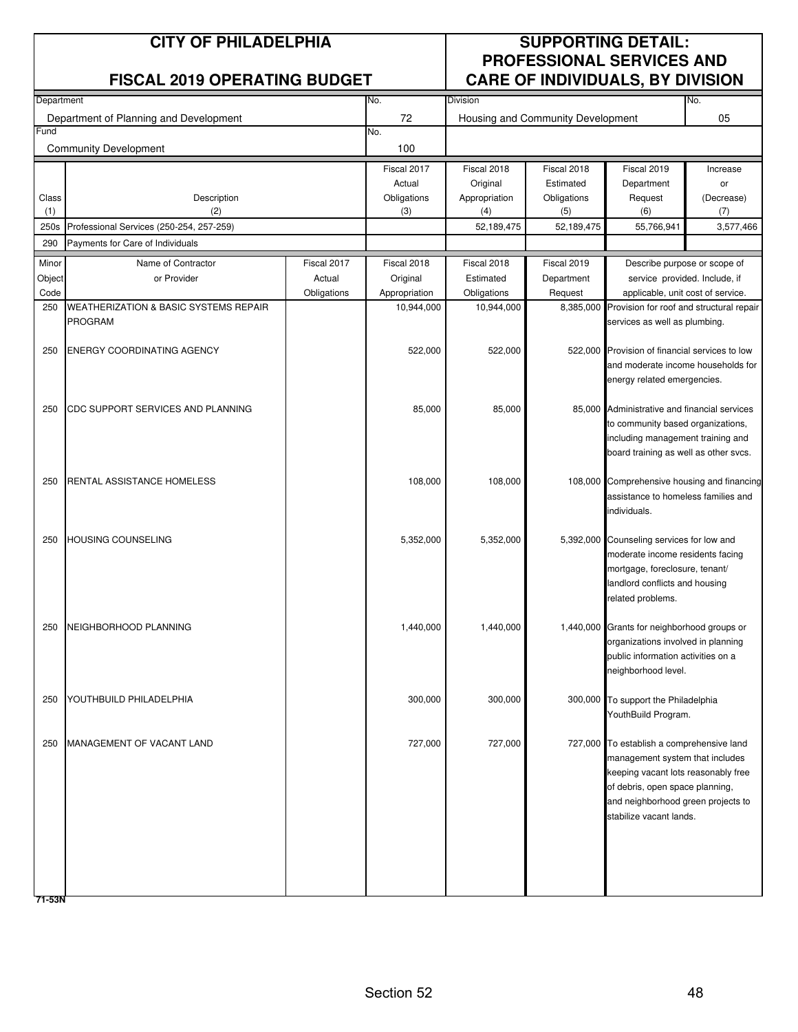# CITY OF PHILADELPHIA

## FISCAL 2019 OPERATING BUDGET

# SUPPORTING DETAIL: PROFESSIONAL SERVICES AND CARE OF INDIVIDUALS, BY DIVISION

| Department | No. | Division | No. |
|---|---|---|---|
| Department of Planning and Development | 72 | Housing and Community Development | 05 |

| Fund | No. |
|---|---|
| Community Development | 100 |

| Class (1) | Description (2) | Fiscal 2017 Actual Obligations (3) | Fiscal 2018 Original Appropriation (4) | Fiscal 2018 Estimated Obligations (5) | Fiscal 2019 Department Request (6) | Increase or (Decrease) (7) |
|---|---|---|---|---|---|---|
| 250s | Professional Services (250-254, 257-259) | | 52,189,475 | 52,189,475 | 55,766,941 | 3,577,466 |
| 290 | Payments for Care of Individuals | | | | | |

| Minor Object Code | Name of Contractor or Provider | Fiscal 2017 Actual Obligations | Fiscal 2018 Original Appropriation | Fiscal 2018 Estimated Obligations | Fiscal 2019 Department Request | Describe purpose or scope of service provided. Include, if applicable, unit cost of service. |
|---|---|---|---|---|---|---|
| 250 | WEATHERIZATION & BASIC SYSTEMS REPAIR PROGRAM | | 10,944,000 | 10,944,000 | 8,385,000 | Provision for roof and structural repair services as well as plumbing. |
| 250 | ENERGY COORDINATING AGENCY | | 522,000 | 522,000 | 522,000 | Provision of financial services to low and moderate income households for energy related emergencies. |
| 250 | CDC SUPPORT SERVICES AND PLANNING | | 85,000 | 85,000 | 85,000 | Administrative and financial services to community based organizations, including management training and board training as well as other svcs. |
| 250 | RENTAL ASSISTANCE HOMELESS | | 108,000 | 108,000 | 108,000 | Comprehensive housing and financing assistance to homeless families and individuals. |
| 250 | HOUSING COUNSELING | | 5,352,000 | 5,352,000 | 5,392,000 | Counseling services for low and moderate income residents facing mortgage, foreclosure, tenant/ landlord conflicts and housing related problems. |
| 250 | NEIGHBORHOOD PLANNING | | 1,440,000 | 1,440,000 | 1,440,000 | Grants for neighborhood groups or organizations involved in planning public information activities on a neighborhood level. |
| 250 | YOUTHBUILD PHILADELPHIA | | 300,000 | 300,000 | 300,000 | To support the Philadelphia YouthBuild Program. |
| 250 | MANAGEMENT OF VACANT LAND | | 727,000 | 727,000 | 727,000 | To establish a comprehensive land management system that includes keeping vacant lots reasonably free of debris, open space planning, and neighborhood green projects to stabilize vacant lands. |

71-53N

Section 52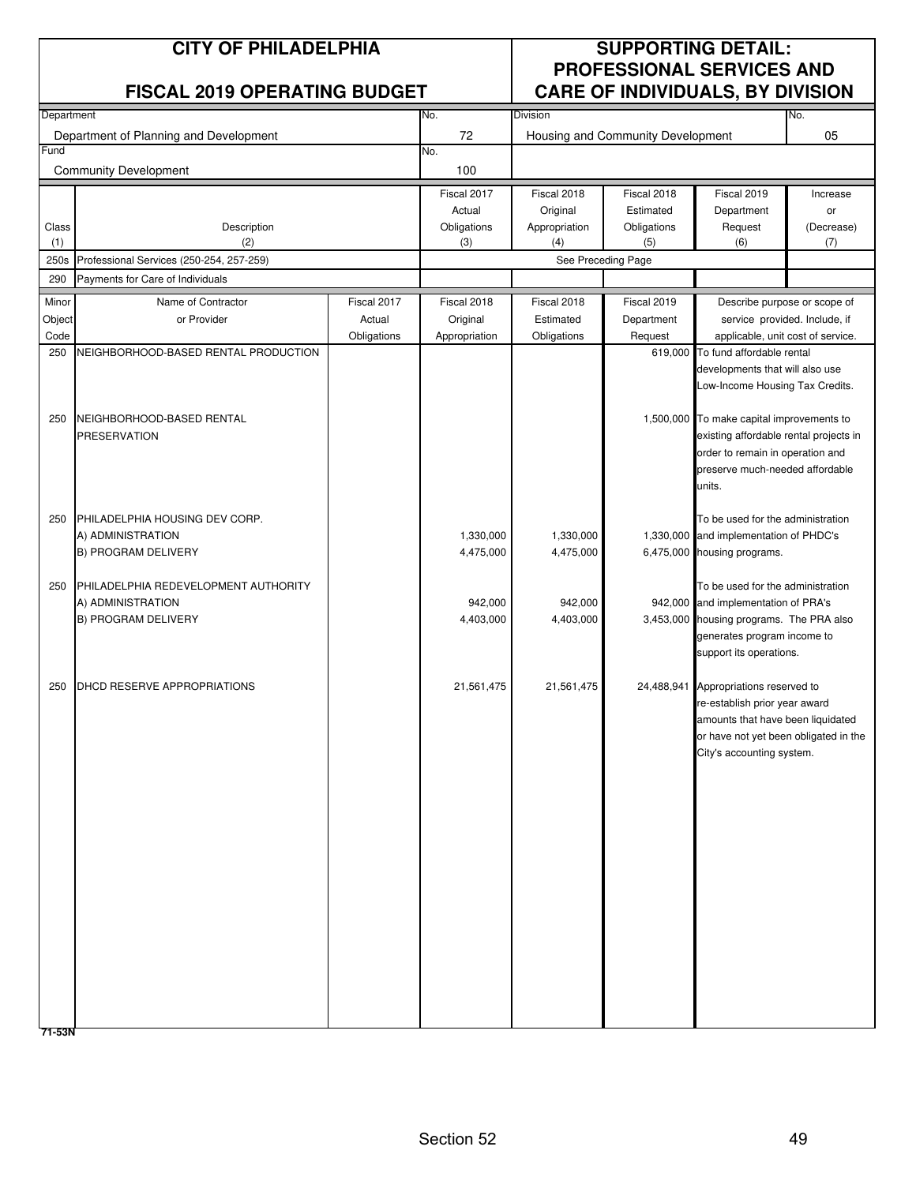# CITY OF PHILADELPHIA

## FISCAL 2019 OPERATING BUDGET

## SUPPORTING DETAIL: PROFESSIONAL SERVICES AND CARE OF INDIVIDUALS, BY DIVISION

| Department | No. | Division | No. |
|---|---|---|---|
| Department of Planning and Development | 72 | Housing and Community Development | 05 |
| **Fund** | **No.** | | |
| Community Development | 100 | | |

| Class (1) | Description (2) | Fiscal 2017 Actual Obligations (3) | Fiscal 2018 Original Appropriation (4) | Fiscal 2018 Estimated Obligations (5) | Fiscal 2019 Department Request (6) | Increase or (Decrease) (7) |
|---|---|---|---|---|---|---|
| 250s | Professional Services (250-254, 257-259) | | | See Preceding Page | | |
| 290 | Payments for Care of Individuals | | | | | |

| Minor Object Code | Name of Contractor or Provider | Fiscal 2017 Actual Obligations | Fiscal 2018 Original Appropriation | Fiscal 2018 Estimated Obligations | Fiscal 2019 Department Request | Describe purpose or scope of service provided. Include, if applicable, unit cost of service. |
|---|---|---|---|---|---|---|
| 250 | NEIGHBORHOOD-BASED RENTAL PRODUCTION | | | | 619,000 | To fund affordable rental developments that will also use Low-Income Housing Tax Credits. |
| 250 | NEIGHBORHOOD-BASED RENTAL PRESERVATION | | | | 1,500,000 | To make capital improvements to existing affordable rental projects in order to remain in operation and preserve much-needed affordable units. |
| 250 | PHILADELPHIA HOUSING DEV CORP. | | | | | To be used for the administration and implementation of PHDC's housing programs. |
| | A) ADMINISTRATION | | 1,330,000 | 1,330,000 | 1,330,000 | |
| | B) PROGRAM DELIVERY | | 4,475,000 | 4,475,000 | 6,475,000 | |
| 250 | PHILADELPHIA REDEVELOPMENT AUTHORITY | | | | | To be used for the administration and implementation of PRA's housing programs. The PRA also generates program income to support its operations. |
| | A) ADMINISTRATION | | 942,000 | 942,000 | 942,000 | |
| | B) PROGRAM DELIVERY | | 4,403,000 | 4,403,000 | 3,453,000 | |
| 250 | DHCD RESERVE APPROPRIATIONS | | 21,561,475 | 21,561,475 | 24,488,941 | Appropriations reserved to re-establish prior year award amounts that have been liquidated or have not yet been obligated in the City's accounting system. |

71-53N

Section 52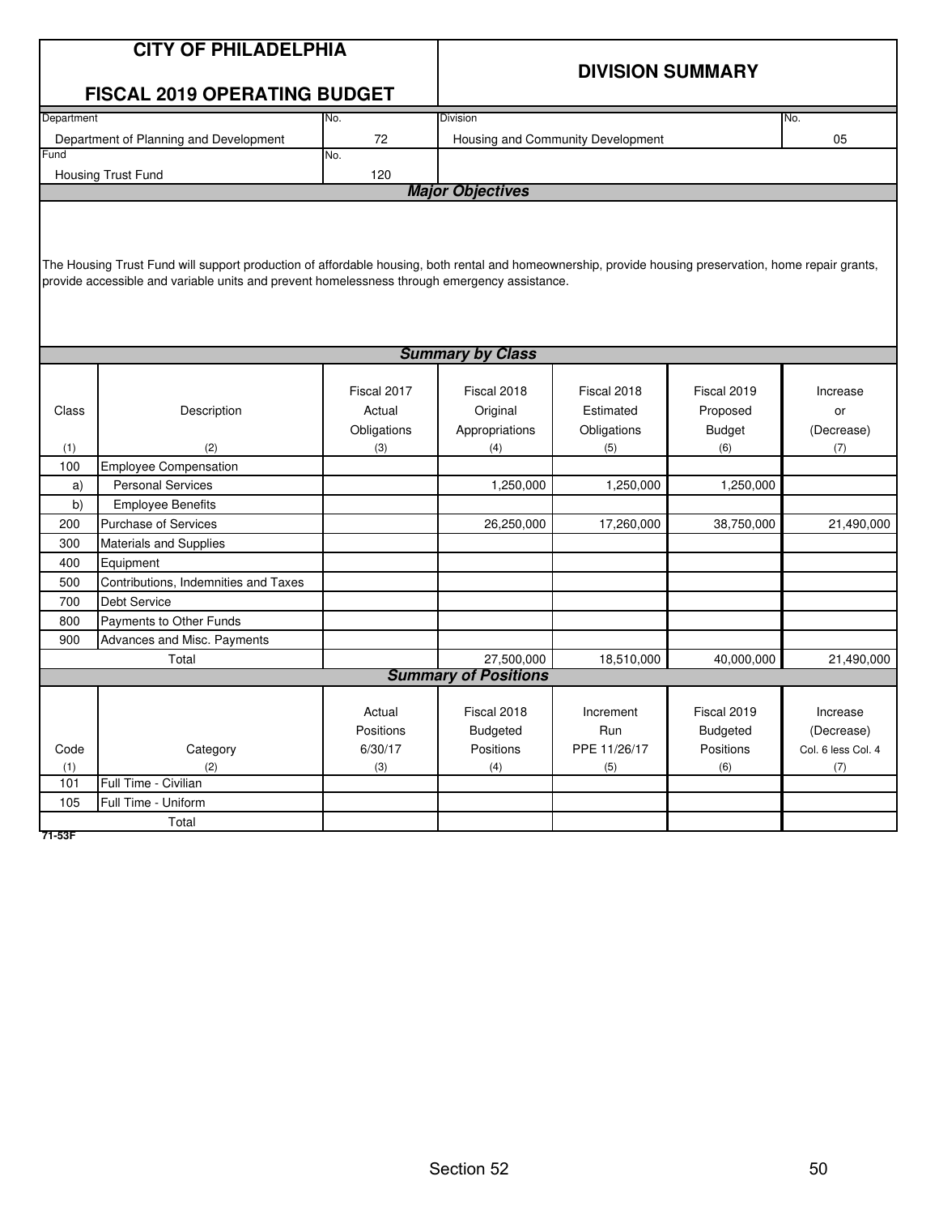# CITY OF PHILADELPHIA

## FISCAL 2019 OPERATING BUDGET

## DIVISION SUMMARY

| Department | No. | Division | No. |
|---|---|---|---|
| Department of Planning and Development | 72 | Housing and Community Development | 05 |
| **Fund** | **No.** | | |
| Housing Trust Fund | 120 | | |

### *Major Objectives*

The Housing Trust Fund will support production of affordable housing, both rental and homeownership, provide housing preservation, home repair grants, provide accessible and variable units and prevent homelessness through emergency assistance.

### *Summary by Class*

| Class (1) | Description (2) | Fiscal 2017 Actual Obligations (3) | Fiscal 2018 Original Appropriations (4) | Fiscal 2018 Estimated Obligations (5) | Fiscal 2019 Proposed Budget (6) | Increase or (Decrease) (7) |
|---|---|---|---|---|---|---|
| 100 | Employee Compensation | | | | | |
| a) | Personal Services | | 1,250,000 | 1,250,000 | 1,250,000 | |
| b) | Employee Benefits | | | | | |
| 200 | Purchase of Services | | 26,250,000 | 17,260,000 | 38,750,000 | 21,490,000 |
| 300 | Materials and Supplies | | | | | |
| 400 | Equipment | | | | | |
| 500 | Contributions, Indemnities and Taxes | | | | | |
| 700 | Debt Service | | | | | |
| 800 | Payments to Other Funds | | | | | |
| 900 | Advances and Misc. Payments | | | | | |
| | Total | | 27,500,000 | 18,510,000 | 40,000,000 | 21,490,000 |

### *Summary of Positions*

| Code (1) | Category (2) | Actual Positions 6/30/17 (3) | Fiscal 2018 Budgeted Positions (4) | Increment Run PPE 11/26/17 (5) | Fiscal 2019 Budgeted Positions (6) | Increase (Decrease) Col. 6 less Col. 4 (7) |
|---|---|---|---|---|---|---|
| 101 | Full Time - Civilian | | | | | |
| 105 | Full Time - Uniform | | | | | |
| | Total | | | | | |

71-53F

Section 52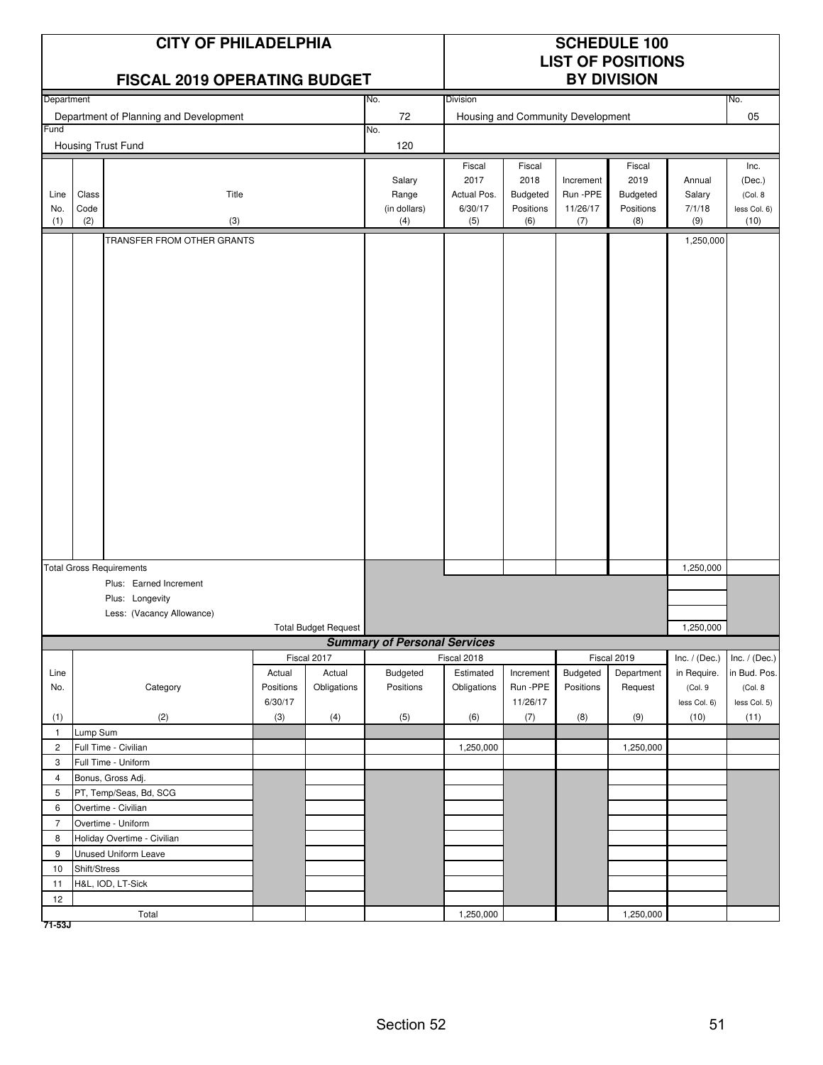# CITY OF PHILADELPHIA

## FISCAL 2019 OPERATING BUDGET

## SCHEDULE 100
## LIST OF POSITIONS
## BY DIVISION

| Department | No. | Division | No. |
|---|---|---|---|
| Department of Planning and Development | 72 | Housing and Community Development | 05 |
| **Fund** | **No.** | | |
| Housing Trust Fund | 120 | | |

| Line No. (1) | Class Code (2) | Title (3) | Salary Range (in dollars) (4) | Fiscal 2017 Actual Pos. 6/30/17 (5) | Fiscal 2018 Budgeted Positions (6) | Increment Run -PPE 11/26/17 (7) | Fiscal 2019 Budgeted Positions (8) | Annual Salary 7/1/18 (9) | Inc. (Dec.) (Col. 8 less Col. 6) (10) |
|---|---|---|---|---|---|---|---|---|---|
| | | TRANSFER FROM OTHER GRANTS | | | | | | 1,250,000 | |
| Total Gross Requirements | | | | | | | | 1,250,000 | |
| | | Plus: Earned Increment | | | | | | | |
| | | Plus: Longevity | | | | | | | |
| | | Less: (Vacancy Allowance) | | | | | | | |
| | | Total Budget Request | | | | | | 1,250,000 | |

### Summary of Personal Services

| Line No. (1) | Category (2) | Fiscal 2017 Actual Positions 6/30/17 (3) | Fiscal 2017 Actual Obligations (4) | Fiscal 2018 Budgeted Positions (5) | Fiscal 2018 Estimated Obligations (6) | Increment Run -PPE 11/26/17 (7) | Fiscal 2019 Budgeted Positions (8) | Fiscal 2019 Department Request (9) | Inc. / (Dec.) in Require. (Col. 9 less Col. 6) (10) | Inc. / (Dec.) in Bud. Pos. (Col. 8 less Col. 5) (11) |
|---|---|---|---|---|---|---|---|---|---|---|
| 1 | Lump Sum | | | | | | | | | |
| 2 | Full Time - Civilian | | | | 1,250,000 | | | 1,250,000 | | |
| 3 | Full Time - Uniform | | | | | | | | | |
| 4 | Bonus, Gross Adj. | | | | | | | | | |
| 5 | PT, Temp/Seas, Bd, SCG | | | | | | | | | |
| 6 | Overtime - Civilian | | | | | | | | | |
| 7 | Overtime - Uniform | | | | | | | | | |
| 8 | Holiday Overtime - Civilian | | | | | | | | | |
| 9 | Unused Uniform Leave | | | | | | | | | |
| 10 | Shift/Stress | | | | | | | | | |
| 11 | H&L, IOD, LT-Sick | | | | | | | | | |
| 12 | | | | | | | | | | |
| | Total | | | | 1,250,000 | | | 1,250,000 | | |

71-53J

Section 52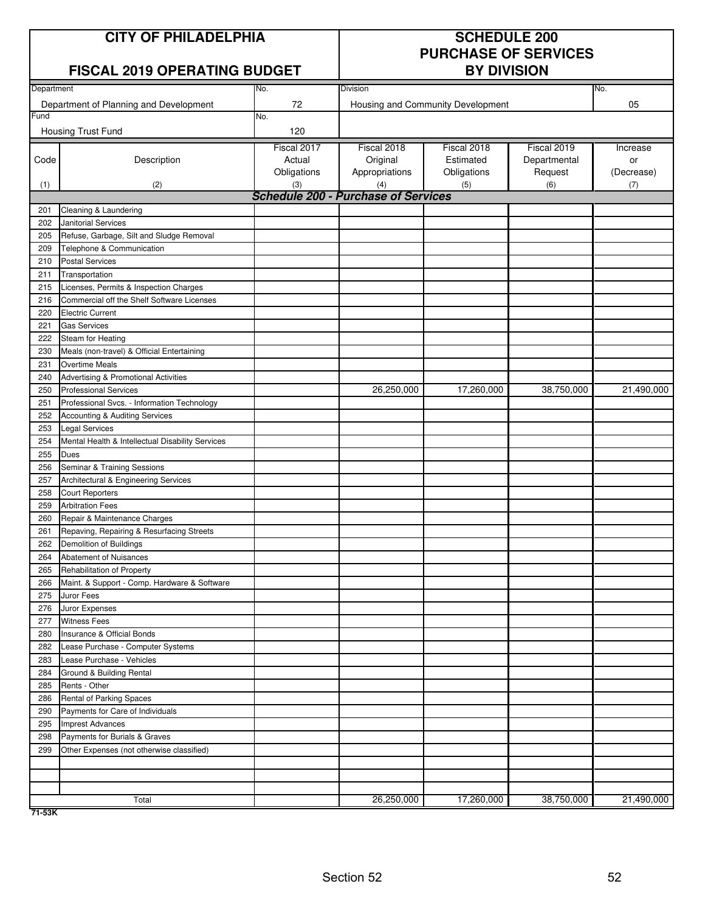# CITY OF PHILADELPHIA

## FISCAL 2019 OPERATING BUDGET

## SCHEDULE 200 PURCHASE OF SERVICES BY DIVISION

| Department | No. | Division | No. |
|---|---|---|---|
| Department of Planning and Development | 72 | Housing and Community Development | 05 |
| **Fund** | **No.** | | |
| Housing Trust Fund | 120 | | |

| Code (1) | Description (2) | Fiscal 2017 Actual Obligations (3) | Fiscal 2018 Original Appropriations (4) | Fiscal 2018 Estimated Obligations (5) | Fiscal 2019 Departmental Request (6) | Increase or (Decrease) (7) |
|---|---|---|---|---|---|---|
| | ***Schedule 200 - Purchase of Services*** | | | | | |
| 201 | Cleaning & Laundering | | | | | |
| 202 | Janitorial Services | | | | | |
| 205 | Refuse, Garbage, Silt and Sludge Removal | | | | | |
| 209 | Telephone & Communication | | | | | |
| 210 | Postal Services | | | | | |
| 211 | Transportation | | | | | |
| 215 | Licenses, Permits & Inspection Charges | | | | | |
| 216 | Commercial off the Shelf Software Licenses | | | | | |
| 220 | Electric Current | | | | | |
| 221 | Gas Services | | | | | |
| 222 | Steam for Heating | | | | | |
| 230 | Meals (non-travel) & Official Entertaining | | | | | |
| 231 | Overtime Meals | | | | | |
| 240 | Advertising & Promotional Activities | | | | | |
| 250 | Professional Services | | 26,250,000 | 17,260,000 | 38,750,000 | 21,490,000 |
| 251 | Professional Svcs. - Information Technology | | | | | |
| 252 | Accounting & Auditing Services | | | | | |
| 253 | Legal Services | | | | | |
| 254 | Mental Health & Intellectual Disability Services | | | | | |
| 255 | Dues | | | | | |
| 256 | Seminar & Training Sessions | | | | | |
| 257 | Architectural & Engineering Services | | | | | |
| 258 | Court Reporters | | | | | |
| 259 | Arbitration Fees | | | | | |
| 260 | Repair & Maintenance Charges | | | | | |
| 261 | Repaving, Repairing & Resurfacing Streets | | | | | |
| 262 | Demolition of Buildings | | | | | |
| 264 | Abatement of Nuisances | | | | | |
| 265 | Rehabilitation of Property | | | | | |
| 266 | Maint. & Support - Comp. Hardware & Software | | | | | |
| 275 | Juror Fees | | | | | |
| 276 | Juror Expenses | | | | | |
| 277 | Witness Fees | | | | | |
| 280 | Insurance & Official Bonds | | | | | |
| 282 | Lease Purchase - Computer Systems | | | | | |
| 283 | Lease Purchase - Vehicles | | | | | |
| 284 | Ground & Building Rental | | | | | |
| 285 | Rents - Other | | | | | |
| 286 | Rental of Parking Spaces | | | | | |
| 290 | Payments for Care of Individuals | | | | | |
| 295 | Imprest Advances | | | | | |
| 298 | Payments for Burials & Graves | | | | | |
| 299 | Other Expenses (not otherwise classified) | | | | | |
| | | | | | | |
| | | | | | | |
| | | | | | | |
| | Total | | 26,250,000 | 17,260,000 | 38,750,000 | 21,490,000 |

**71-53K**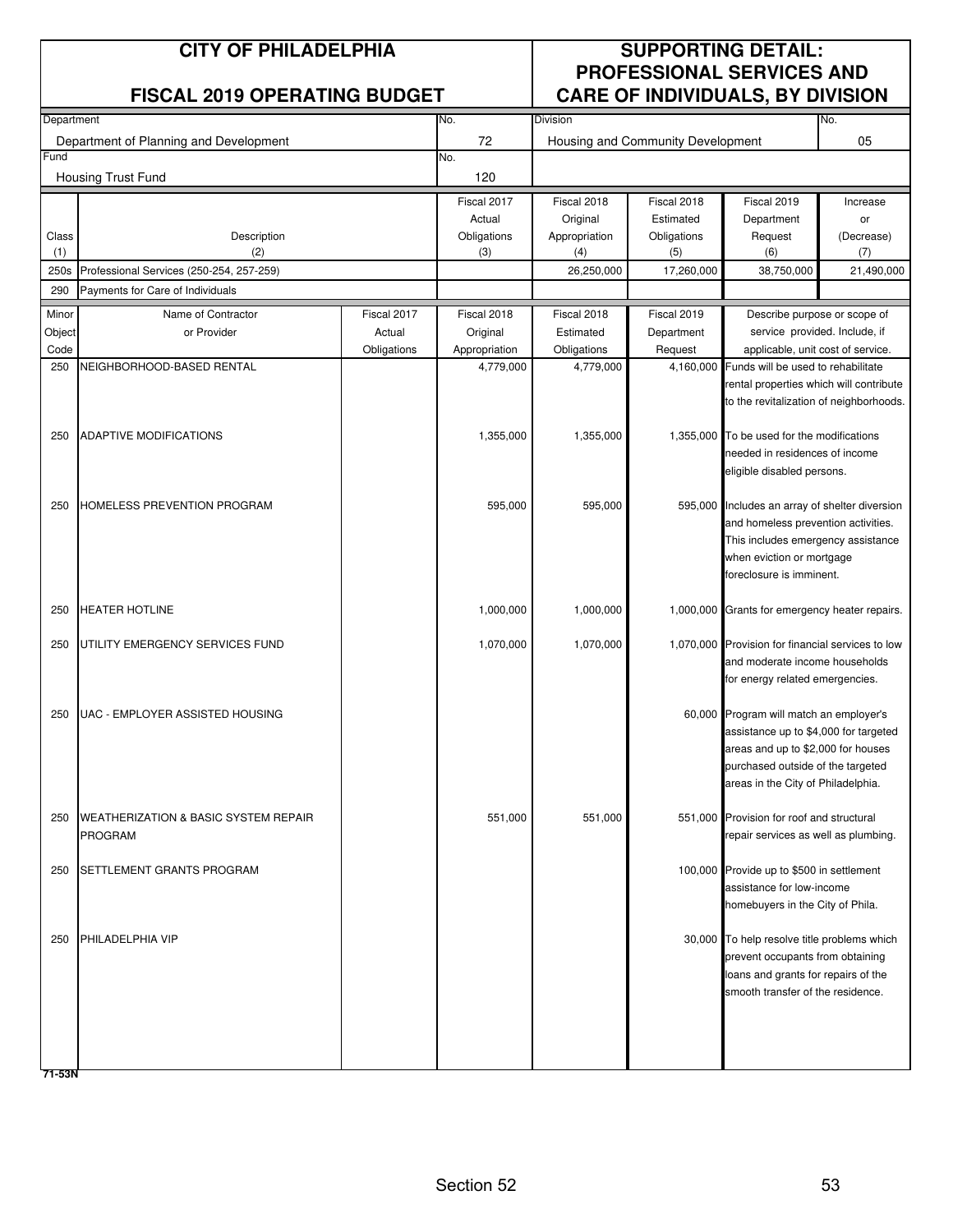# CITY OF PHILADELPHIA

## FISCAL 2019 OPERATING BUDGET

# SUPPORTING DETAIL: PROFESSIONAL SERVICES AND CARE OF INDIVIDUALS, BY DIVISION

| Department | No. | Division | No. |
|---|---|---|---|
| Department of Planning and Development | 72 | Housing and Community Development | 05 |
| **Fund** | **No.** | | |
| Housing Trust Fund | 120 | | |

| Class (1) | Description (2) | Fiscal 2017 Actual Obligations (3) | Fiscal 2018 Original Appropriation (4) | Fiscal 2018 Estimated Obligations (5) | Fiscal 2019 Department Request (6) | Increase or (Decrease) (7) |
|---|---|---|---|---|---|---|
| 250s | Professional Services (250-254, 257-259) | | 26,250,000 | 17,260,000 | 38,750,000 | 21,490,000 |
| 290 | Payments for Care of Individuals | | | | | |

| Minor Object Code | Name of Contractor or Provider | Fiscal 2017 Actual Obligations | Fiscal 2018 Original Appropriation | Fiscal 2018 Estimated Obligations | Fiscal 2019 Department Request | Describe purpose or scope of service provided. Include, if applicable, unit cost of service. |
|---|---|---|---|---|---|---|
| 250 | NEIGHBORHOOD-BASED RENTAL | | 4,779,000 | 4,779,000 | 4,160,000 | Funds will be used to rehabilitate rental properties which will contribute to the revitalization of neighborhoods. |
| 250 | ADAPTIVE MODIFICATIONS | | 1,355,000 | 1,355,000 | 1,355,000 | To be used for the modifications needed in residences of income eligible disabled persons. |
| 250 | HOMELESS PREVENTION PROGRAM | | 595,000 | 595,000 | 595,000 | Includes an array of shelter diversion and homeless prevention activities. This includes emergency assistance when eviction or mortgage foreclosure is imminent. |
| 250 | HEATER HOTLINE | | 1,000,000 | 1,000,000 | 1,000,000 | Grants for emergency heater repairs. |
| 250 | UTILITY EMERGENCY SERVICES FUND | | 1,070,000 | 1,070,000 | 1,070,000 | Provision for financial services to low and moderate income households for energy related emergencies. |
| 250 | UAC - EMPLOYER ASSISTED HOUSING | | | | 60,000 | Program will match an employer's assistance up to $4,000 for targeted areas and up to $2,000 for houses purchased outside of the targeted areas in the City of Philadelphia. |
| 250 | WEATHERIZATION & BASIC SYSTEM REPAIR PROGRAM | | 551,000 | 551,000 | 551,000 | Provision for roof and structural repair services as well as plumbing. |
| 250 | SETTLEMENT GRANTS PROGRAM | | | | 100,000 | Provide up to $500 in settlement assistance for low-income homebuyers in the City of Phila. |
| 250 | PHILADELPHIA VIP | | | | 30,000 | To help resolve title problems which prevent occupants from obtaining loans and grants for repairs of the smooth transfer of the residence. |

71-53N

Section 52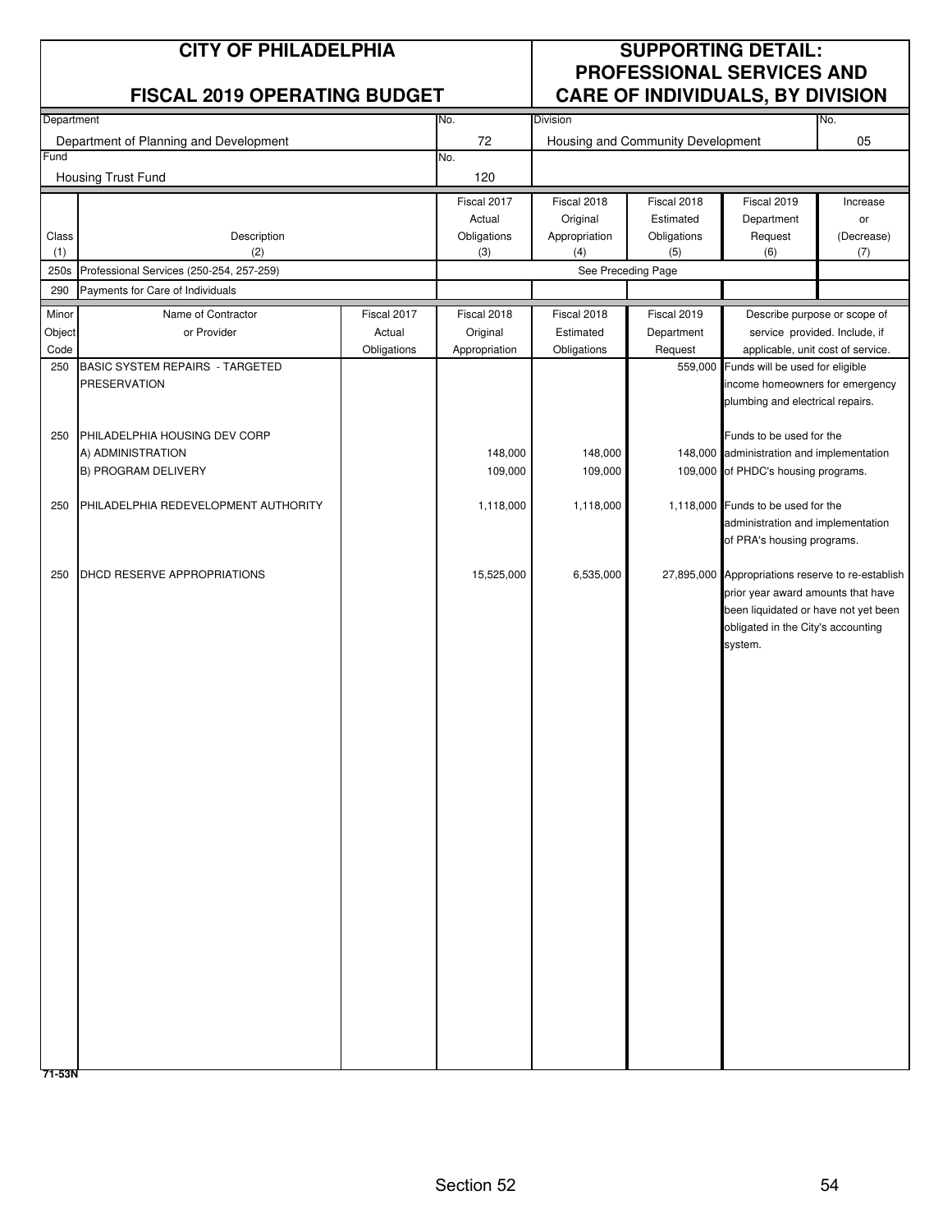# CITY OF PHILADELPHIA

## FISCAL 2019 OPERATING BUDGET

## SUPPORTING DETAIL: PROFESSIONAL SERVICES AND CARE OF INDIVIDUALS, BY DIVISION

| Department | No. | Division | No. |
|---|---|---|---|
| Department of Planning and Development | 72 | Housing and Community Development | 05 |
| **Fund** | **No.** | | |
| Housing Trust Fund | 120 | | |

| Class (1) | Description (2) | Fiscal 2017 Actual Obligations (3) | Fiscal 2018 Original Appropriation (4) | Fiscal 2018 Estimated Obligations (5) | Fiscal 2019 Department Request (6) | Increase or (Decrease) (7) |
|---|---|---|---|---|---|---|
| 250s | Professional Services (250-254, 257-259) | See Preceding Page | | | | |
| 290 | Payments for Care of Individuals | | | | | |

| Minor Object Code | Name of Contractor or Provider | Fiscal 2017 Actual Obligations | Fiscal 2018 Original Appropriation | Fiscal 2018 Estimated Obligations | Fiscal 2019 Department Request | Describe purpose or scope of service provided. Include, if applicable, unit cost of service. |
|---|---|---|---|---|---|---|
| 250 | BASIC SYSTEM REPAIRS - TARGETED PRESERVATION | | | | 559,000 | Funds will be used for eligible income homeowners for emergency plumbing and electrical repairs. |
| 250 | PHILADELPHIA HOUSING DEV CORP | | | | | Funds to be used for the administration and implementation of PHDC's housing programs. |
| | A) ADMINISTRATION | | 148,000 | 148,000 | 148,000 | |
| | B) PROGRAM DELIVERY | | 109,000 | 109,000 | 109,000 | |
| 250 | PHILADELPHIA REDEVELOPMENT AUTHORITY | | 1,118,000 | 1,118,000 | 1,118,000 | Funds to be used for the administration and implementation of PRA's housing programs. |
| 250 | DHCD RESERVE APPROPRIATIONS | | 15,525,000 | 6,535,000 | 27,895,000 | Appropriations reserve to re-establish prior year award amounts that have been liquidated or have not yet been obligated in the City's accounting system. |

71-53N

Section 52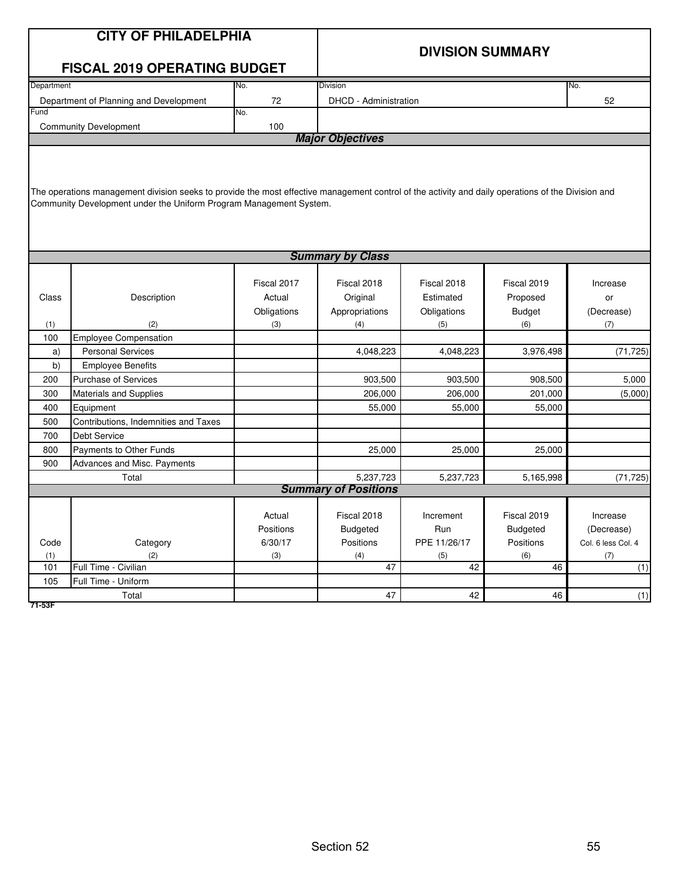# CITY OF PHILADELPHIA

## FISCAL 2019 OPERATING BUDGET

## DIVISION SUMMARY

| Department | No. | Division | No. |
|---|---|---|---|
| Department of Planning and Development | 72 | DHCD - Administration | 52 |
| **Fund** | **No.** | | |
| Community Development | 100 | | |

### *Major Objectives*

The operations management division seeks to provide the most effective management control of the activity and daily operations of the Division and Community Development under the Uniform Program Management System.

### *Summary by Class*

| Class (1) | Description (2) | Fiscal 2017 Actual Obligations (3) | Fiscal 2018 Original Appropriations (4) | Fiscal 2018 Estimated Obligations (5) | Fiscal 2019 Proposed Budget (6) | Increase or (Decrease) (7) |
|---|---|---|---|---|---|---|
| 100 | Employee Compensation | | | | | |
| a) | Personal Services | | 4,048,223 | 4,048,223 | 3,976,498 | (71,725) |
| b) | Employee Benefits | | | | | |
| 200 | Purchase of Services | | 903,500 | 903,500 | 908,500 | 5,000 |
| 300 | Materials and Supplies | | 206,000 | 206,000 | 201,000 | (5,000) |
| 400 | Equipment | | 55,000 | 55,000 | 55,000 | |
| 500 | Contributions, Indemnities and Taxes | | | | | |
| 700 | Debt Service | | | | | |
| 800 | Payments to Other Funds | | 25,000 | 25,000 | 25,000 | |
| 900 | Advances and Misc. Payments | | | | | |
| | Total | | 5,237,723 | 5,237,723 | 5,165,998 | (71,725) |

### *Summary of Positions*

| Code (1) | Category (2) | Actual Positions 6/30/17 (3) | Fiscal 2018 Budgeted Positions (4) | Increment Run PPE 11/26/17 (5) | Fiscal 2019 Budgeted Positions (6) | Increase (Decrease) Col. 6 less Col. 4 (7) |
|---|---|---|---|---|---|---|
| 101 | Full Time - Civilian | | 47 | 42 | 46 | (1) |
| 105 | Full Time - Uniform | | | | | |
| | Total | | 47 | 42 | 46 | (1) |

71-53F

Section 52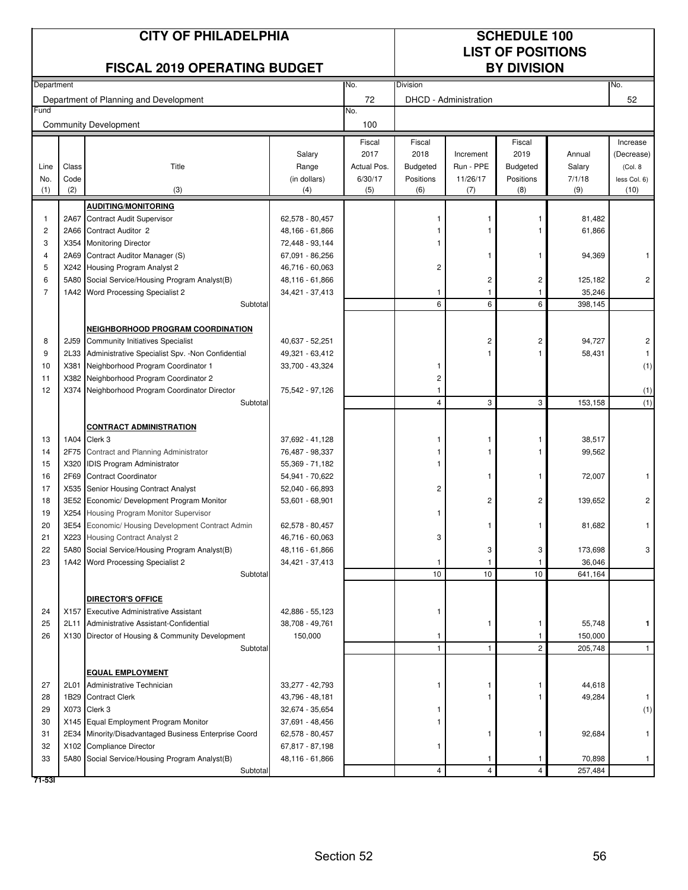# CITY OF PHILADELPHIA

## FISCAL 2019 OPERATING BUDGET

## SCHEDULE 100 LIST OF POSITIONS BY DIVISION

| Department | No. | Division | No. |
|---|---|---|---|
| Department of Planning and Development | 72 | DHCD - Administration | 52 |
| **Fund** | **No.** | | |
| Community Development | 100 | | |

| Line No. (1) | Class Code (2) | Title (3) | Salary Range (in dollars) (4) | Fiscal 2017 Actual Pos. 6/30/17 (5) | Fiscal 2018 Budgeted Positions (6) | Increment Run - PPE 11/26/17 (7) | Fiscal 2019 Budgeted Positions (8) | Annual Salary 7/1/18 (9) | Increase (Decrease) (Col. 8 less Col. 6) (10) |
|---|---|---|---|---|---|---|---|---|---|
| | | **AUDITING/MONITORING** | | | | | | | |
| 1 | 2A67 | Contract Audit Supervisor | 62,578 - 80,457 | | 1 | 1 | 1 | 81,482 | |
| 2 | 2A66 | Contract Auditor 2 | 48,166 - 61,866 | | 1 | 1 | 1 | 61,866 | |
| 3 | X354 | Monitoring Director | 72,448 - 93,144 | | 1 | | | | |
| 4 | 2A69 | Contract Auditor Manager (S) | 67,091 - 86,256 | | | 1 | 1 | 94,369 | 1 |
| 5 | X242 | Housing Program Analyst 2 | 46,716 - 60,063 | | 2 | | | | |
| 6 | 5A80 | Social Service/Housing Program Analyst(B) | 48,116 - 61,866 | | | 2 | 2 | 125,182 | 2 |
| 7 | 1A42 | Word Processing Specialist 2 | 34,421 - 37,413 | | 1 | 1 | 1 | 35,246 | |
| | | Subtotal | | | 6 | 6 | 6 | 398,145 | |
| | | **NEIGHBORHOOD PROGRAM COORDINATION** | | | | | | | |
| 8 | 2J59 | Community Initiatives Specialist | 40,637 - 52,251 | | | 2 | 2 | 94,727 | 2 |
| 9 | 2L33 | Administrative Specialist Spv. -Non Confidential | 49,321 - 63,412 | | | 1 | 1 | 58,431 | 1 |
| 10 | X381 | Neighborhood Program Coordinator 1 | 33,700 - 43,324 | | 1 | | | | (1) |
| 11 | X382 | Neighborhood Program Coordinator 2 | | | 2 | | | | |
| 12 | X374 | Neighborhood Program Coordinator Director | 75,542 - 97,126 | | 1 | | | | (1) |
| | | Subtotal | | | 4 | 3 | 3 | 153,158 | (1) |
| | | **CONTRACT ADMINISTRATION** | | | | | | | |
| 13 | 1A04 | Clerk 3 | 37,692 - 41,128 | | 1 | 1 | 1 | 38,517 | |
| 14 | 2F75 | Contract and Planning Administrator | 76,487 - 98,337 | | 1 | 1 | 1 | 99,562 | |
| 15 | X320 | IDIS Program Administrator | 55,369 - 71,182 | | 1 | | | | |
| 16 | 2F69 | Contract Coordinator | 54,941 - 70,622 | | | 1 | 1 | 72,007 | 1 |
| 17 | X535 | Senior Housing Contract Analyst | 52,040 - 66,893 | | 2 | | | | |
| 18 | 3E52 | Economic/ Development Program Monitor | 53,601 - 68,901 | | | 2 | 2 | 139,652 | 2 |
| 19 | X254 | Housing Program Monitor Supervisor | | | 1 | | | | |
| 20 | 3E54 | Economic/ Housing Development Contract Admin | 62,578 - 80,457 | | | 1 | 1 | 81,682 | 1 |
| 21 | X223 | Housing Contract Analyst 2 | 46,716 - 60,063 | | 3 | | | | |
| 22 | 5A80 | Social Service/Housing Program Analyst(B) | 48,116 - 61,866 | | | 3 | 3 | 173,698 | 3 |
| 23 | 1A42 | Word Processing Specialist 2 | 34,421 - 37,413 | | 1 | 1 | 1 | 36,046 | |
| | | Subtotal | | | 10 | 10 | 10 | 641,164 | |
| | | **DIRECTOR'S OFFICE** | | | | | | | |
| 24 | X157 | Executive Administrative Assistant | 42,886 - 55,123 | | 1 | | | | |
| 25 | 2L11 | Administrative Assistant-Confidential | 38,708 - 49,761 | | | 1 | 1 | 55,748 | **1** |
| 26 | X130 | Director of Housing & Community Development | 150,000 | | 1 | | 1 | 150,000 | |
| | | Subtotal | | | 1 | 1 | 2 | 205,748 | 1 |
| | | **EQUAL EMPLOYMENT** | | | | | | | |
| 27 | 2L01 | Administrative Technician | 33,277 - 42,793 | | 1 | 1 | 1 | 44,618 | |
| 28 | 1B29 | Contract Clerk | 43,796 - 48,181 | | | 1 | 1 | 49,284 | 1 |
| 29 | X073 | Clerk 3 | 32,674 - 35,654 | | 1 | | | | (1) |
| 30 | X145 | Equal Employment Program Monitor | 37,691 - 48,456 | | 1 | | | | |
| 31 | 2E34 | Minority/Disadvantaged Business Enterprise Coord | 62,578 - 80,457 | | | 1 | 1 | 92,684 | 1 |
| 32 | X102 | Compliance Director | 67,817 - 87,198 | | 1 | | | | |
| 33 | 5A80 | Social Service/Housing Program Analyst(B) | 48,116 - 61,866 | | | 1 | 1 | 70,898 | 1 |
| | | Subtotal | | | 4 | 4 | 4 | 257,484 | |

71-53I

Section 52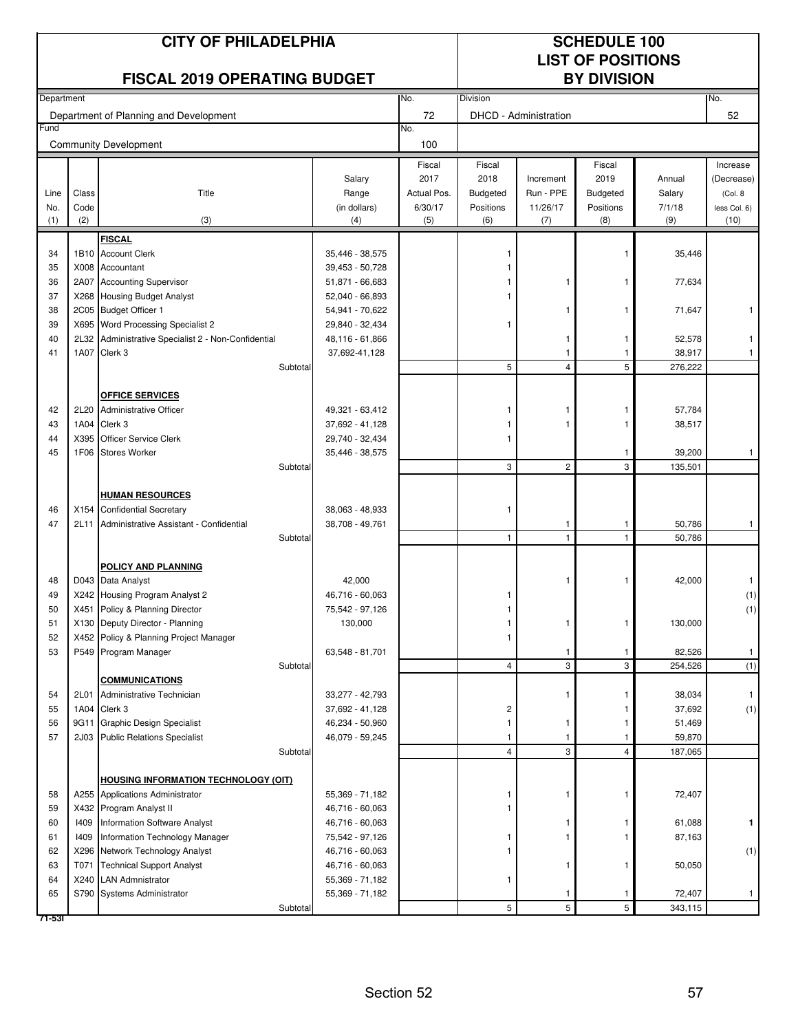# CITY OF PHILADELPHIA

## FISCAL 2019 OPERATING BUDGET

# SCHEDULE 100
## LIST OF POSITIONS BY DIVISION

| Department | | No. | Division | No. |
|---|---|---|---|---|
| Department of Planning and Development | | 72 | DHCD - Administration | 52 |
| Fund | | No. | | |
| Community Development | | 100 | | |

| Line No. (1) | Class Code (2) | Title (3) | Salary Range (in dollars) (4) | Fiscal 2017 Actual Pos. 6/30/17 (5) | Fiscal 2018 Budgeted Positions (6) | Increment Run - PPE 11/26/17 (7) | Fiscal 2019 Budgeted Positions (8) | Annual Salary 7/1/18 (9) | Increase (Decrease) (Col. 8 less Col. 6) (10) |
|---|---|---|---|---|---|---|---|---|---|
| | | **FISCAL** | | | | | | | |
| 34 | 1B10 | Account Clerk | 35,446 - 38,575 | | 1 | | 1 | 35,446 | |
| 35 | X008 | Accountant | 39,453 - 50,728 | | 1 | | | | |
| 36 | 2A07 | Accounting Supervisor | 51,871 - 66,683 | | 1 | 1 | 1 | 77,634 | |
| 37 | X268 | Housing Budget Analyst | 52,040 - 66,893 | | 1 | | | | |
| 38 | 2C05 | Budget Officer 1 | 54,941 - 70,622 | | | 1 | 1 | 71,647 | 1 |
| 39 | X695 | Word Processing Specialist 2 | 29,840 - 32,434 | | 1 | | | | |
| 40 | 2L32 | Administrative Specialist 2 - Non-Confidential | 48,116 - 61,866 | | | 1 | 1 | 52,578 | 1 |
| 41 | 1A07 | Clerk 3 | 37,692-41,128 | | | 1 | 1 | 38,917 | 1 |
| | | Subtotal | | | 5 | 4 | 5 | 276,222 | |
| | | **OFFICE SERVICES** | | | | | | | |
| 42 | 2L20 | Administrative Officer | 49,321 - 63,412 | | 1 | 1 | 1 | 57,784 | |
| 43 | 1A04 | Clerk 3 | 37,692 - 41,128 | | 1 | 1 | 1 | 38,517 | |
| 44 | X395 | Officer Service Clerk | 29,740 - 32,434 | | 1 | | | | |
| 45 | 1F06 | Stores Worker | 35,446 - 38,575 | | | | 1 | 39,200 | 1 |
| | | Subtotal | | | 3 | 2 | 3 | 135,501 | |
| | | **HUMAN RESOURCES** | | | | | | | |
| 46 | X154 | Confidential Secretary | 38,063 - 48,933 | | 1 | | | | |
| 47 | 2L11 | Administrative Assistant - Confidential | 38,708 - 49,761 | | | 1 | 1 | 50,786 | 1 |
| | | Subtotal | | | 1 | 1 | 1 | 50,786 | |
| | | **POLICY AND PLANNING** | | | | | | | |
| 48 | D043 | Data Analyst | 42,000 | | | 1 | 1 | 42,000 | 1 |
| 49 | X242 | Housing Program Analyst 2 | 46,716 - 60,063 | | 1 | | | | (1) |
| 50 | X451 | Policy & Planning Director | 75,542 - 97,126 | | 1 | | | | (1) |
| 51 | X130 | Deputy Director - Planning | 130,000 | | 1 | 1 | 1 | 130,000 | |
| 52 | X452 | Policy & Planning Project Manager | | | 1 | | | | |
| 53 | P549 | Program Manager | 63,548 - 81,701 | | | 1 | 1 | 82,526 | 1 |
| | | Subtotal | | | 4 | 3 | 3 | 254,526 | (1) |
| | | **COMMUNICATIONS** | | | | | | | |
| 54 | 2L01 | Administrative Technician | 33,277 - 42,793 | | | 1 | 1 | 38,034 | 1 |
| 55 | 1A04 | Clerk 3 | 37,692 - 41,128 | | 2 | | 1 | 37,692 | (1) |
| 56 | 9G11 | Graphic Design Specialist | 46,234 - 50,960 | | 1 | 1 | 1 | 51,469 | |
| 57 | 2J03 | Public Relations Specialist | 46,079 - 59,245 | | 1 | 1 | 1 | 59,870 | |
| | | Subtotal | | | 4 | 3 | 4 | 187,065 | |
| | | **HOUSING INFORMATION TECHNOLOGY (OIT)** | | | | | | | |
| 58 | A255 | Applications Administrator | 55,369 - 71,182 | | 1 | 1 | 1 | 72,407 | |
| 59 | X432 | Program Analyst II | 46,716 - 60,063 | | 1 | | | | |
| 60 | I409 | Information Software Analyst | 46,716 - 60,063 | | | 1 | 1 | 61,088 | **1** |
| 61 | I409 | Information Technology Manager | 75,542 - 97,126 | | 1 | 1 | 1 | 87,163 | |
| 62 | X296 | Network Technology Analyst | 46,716 - 60,063 | | 1 | | | | (1) |
| 63 | T071 | Technical Support Analyst | 46,716 - 60,063 | | | 1 | 1 | 50,050 | |
| 64 | X240 | LAN Admnistrator | 55,369 - 71,182 | | 1 | | | | |
| 65 | S790 | Systems Administrator | 55,369 - 71,182 | | | 1 | 1 | 72,407 | 1 |
| | | Subtotal | | | 5 | 5 | 5 | 343,115 | |

71-53I

Section 52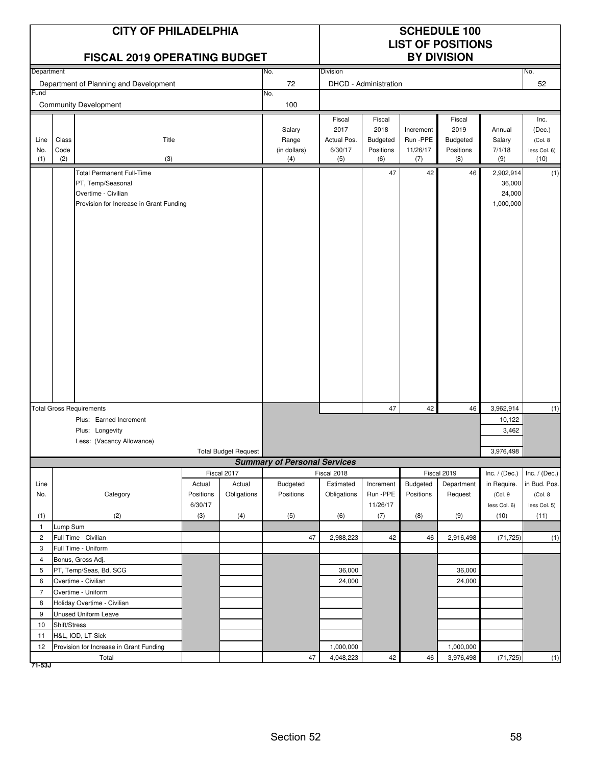# CITY OF PHILADELPHIA

## FISCAL 2019 OPERATING BUDGET

# SCHEDULE 100
## LIST OF POSITIONS BY DIVISION

| Department | No. | Division | No. |
|---|---|---|---|
| Department of Planning and Development | 72 | DHCD - Administration | 52 |
| **Fund** | **No.** | | |
| Community Development | 100 | | |

| Line No. (1) | Class Code (2) | Title (3) | Salary Range (in dollars) (4) | Fiscal 2017 Actual Pos. 6/30/17 (5) | Fiscal 2018 Budgeted Positions (6) | Increment Run -PPE 11/26/17 (7) | Fiscal 2019 Budgeted Positions (8) | Annual Salary 7/1/18 (9) | Inc. (Dec.) (Col. 8 less Col. 6) (10) |
|---|---|---|---|---|---|---|---|---|---|
| | | Total Permanent Full-Time | | | 47 | 42 | 46 | 2,902,914 | (1) |
| | | PT, Temp/Seasonal | | | | | | 36,000 | |
| | | Overtime - Civilian | | | | | | 24,000 | |
| | | Provision for Increase in Grant Funding | | | | | | 1,000,000 | |
| | | **Total Gross Requirements** | | | 47 | 42 | 46 | 3,962,914 | (1) |
| | | Plus: Earned Increment | | | | | | 10,122 | |
| | | Plus: Longevity | | | | | | 3,462 | |
| | | Less: (Vacancy Allowance) | | | | | | | |
| | | Total Budget Request | | | | | | 3,976,498 | |

### Summary of Personal Services

| Line No. (1) | Category (2) | Fiscal 2017 Actual Positions 6/30/17 (3) | Fiscal 2017 Actual Obligations (4) | Fiscal 2018 Budgeted Positions (5) | Fiscal 2018 Estimated Obligations (6) | Increment Run -PPE 11/26/17 (7) | Fiscal 2019 Budgeted Positions (8) | Fiscal 2019 Department Request (9) | Inc. / (Dec.) in Require. (Col. 9 less Col. 6) (10) | Inc. / (Dec.) in Bud. Pos. (Col. 8 less Col. 5) (11) |
|---|---|---|---|---|---|---|---|---|---|---|
| 1 | Lump Sum | | | | | | | | | |
| 2 | Full Time - Civilian | | | 47 | 2,988,223 | 42 | 46 | 2,916,498 | (71,725) | (1) |
| 3 | Full Time - Uniform | | | | | | | | | |
| 4 | Bonus, Gross Adj. | | | | | | | | | |
| 5 | PT, Temp/Seas, Bd, SCG | | | | 36,000 | | | 36,000 | | |
| 6 | Overtime - Civilian | | | | 24,000 | | | 24,000 | | |
| 7 | Overtime - Uniform | | | | | | | | | |
| 8 | Holiday Overtime - Civilian | | | | | | | | | |
| 9 | Unused Uniform Leave | | | | | | | | | |
| 10 | Shift/Stress | | | | | | | | | |
| 11 | H&L, IOD, LT-Sick | | | | | | | | | |
| 12 | Provision for Increase in Grant Funding | | | | 1,000,000 | | | 1,000,000 | | |
| | Total | | | 47 | 4,048,223 | 42 | 46 | 3,976,498 | (71,725) | (1) |

71-53J

Section 52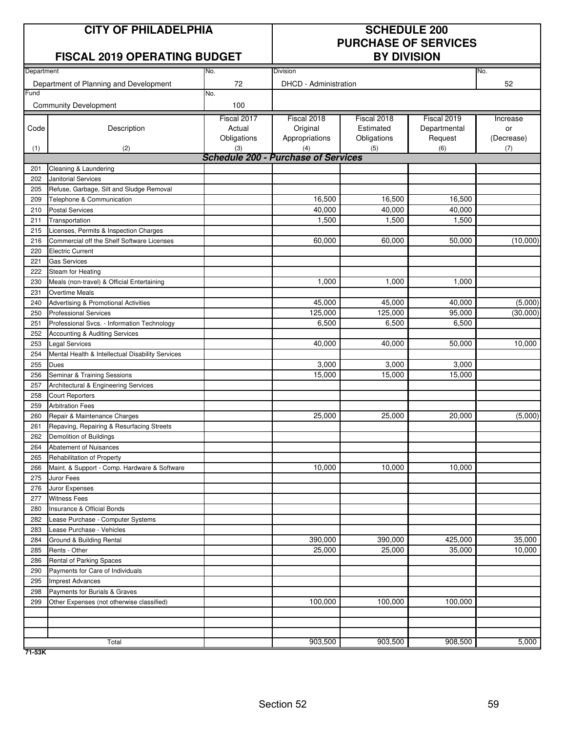| CITY OF PHILADELPHIA<br>FISCAL 2019 OPERATING BUDGET | | | SCHEDULE 200<br>PURCHASE OF SERVICES<br>BY DIVISION | | | |
|---|---|---|---|---|---|---|
| Department | | No. | Division | | | No. |
| Department of Planning and Development | | 72 | DHCD - Administration | | | 52 |
| Fund | | No. | | | | |
| Community Development | | 100 | | | | |

| Code<br>(1) | Description<br>(2) | Fiscal 2017 Actual Obligations<br>(3) | Fiscal 2018 Original Appropriations<br>(4) | Fiscal 2018 Estimated Obligations<br>(5) | Fiscal 2019 Departmental Request<br>(6) | Increase or (Decrease)<br>(7) |
|---|---|---|---|---|---|---|
| | ***Schedule 200 - Purchase of Services*** | | | | | |
| 201 | Cleaning & Laundering | | | | | |
| 202 | Janitorial Services | | | | | |
| 205 | Refuse, Garbage, Silt and Sludge Removal | | | | | |
| 209 | Telephone & Communication | | 16,500 | 16,500 | 16,500 | |
| 210 | Postal Services | | 40,000 | 40,000 | 40,000 | |
| 211 | Transportation | | 1,500 | 1,500 | 1,500 | |
| 215 | Licenses, Permits & Inspection Charges | | | | | |
| 216 | Commercial off the Shelf Software Licenses | | 60,000 | 60,000 | 50,000 | (10,000) |
| 220 | Electric Current | | | | | |
| 221 | Gas Services | | | | | |
| 222 | Steam for Heating | | | | | |
| 230 | Meals (non-travel) & Official Entertaining | | 1,000 | 1,000 | 1,000 | |
| 231 | Overtime Meals | | | | | |
| 240 | Advertising & Promotional Activities | | 45,000 | 45,000 | 40,000 | (5,000) |
| 250 | Professional Services | | 125,000 | 125,000 | 95,000 | (30,000) |
| 251 | Professional Svcs. - Information Technology | | 6,500 | 6,500 | 6,500 | |
| 252 | Accounting & Auditing Services | | | | | |
| 253 | Legal Services | | 40,000 | 40,000 | 50,000 | 10,000 |
| 254 | Mental Health & Intellectual Disability Services | | | | | |
| 255 | Dues | | 3,000 | 3,000 | 3,000 | |
| 256 | Seminar & Training Sessions | | 15,000 | 15,000 | 15,000 | |
| 257 | Architectural & Engineering Services | | | | | |
| 258 | Court Reporters | | | | | |
| 259 | Arbitration Fees | | | | | |
| 260 | Repair & Maintenance Charges | | 25,000 | 25,000 | 20,000 | (5,000) |
| 261 | Repaving, Repairing & Resurfacing Streets | | | | | |
| 262 | Demolition of Buildings | | | | | |
| 264 | Abatement of Nuisances | | | | | |
| 265 | Rehabilitation of Property | | | | | |
| 266 | Maint. & Support - Comp. Hardware & Software | | 10,000 | 10,000 | 10,000 | |
| 275 | Juror Fees | | | | | |
| 276 | Juror Expenses | | | | | |
| 277 | Witness Fees | | | | | |
| 280 | Insurance & Official Bonds | | | | | |
| 282 | Lease Purchase - Computer Systems | | | | | |
| 283 | Lease Purchase - Vehicles | | | | | |
| 284 | Ground & Building Rental | | 390,000 | 390,000 | 425,000 | 35,000 |
| 285 | Rents - Other | | 25,000 | 25,000 | 35,000 | 10,000 |
| 286 | Rental of Parking Spaces | | | | | |
| 290 | Payments for Care of Individuals | | | | | |
| 295 | Imprest Advances | | | | | |
| 298 | Payments for Burials & Graves | | | | | |
| 299 | Other Expenses (not otherwise classified) | | 100,000 | 100,000 | 100,000 | |
| | | | | | | |
| | | | | | | |
| | | | | | | |
| | Total | | 903,500 | 903,500 | 908,500 | 5,000 |

71-53K

Section 52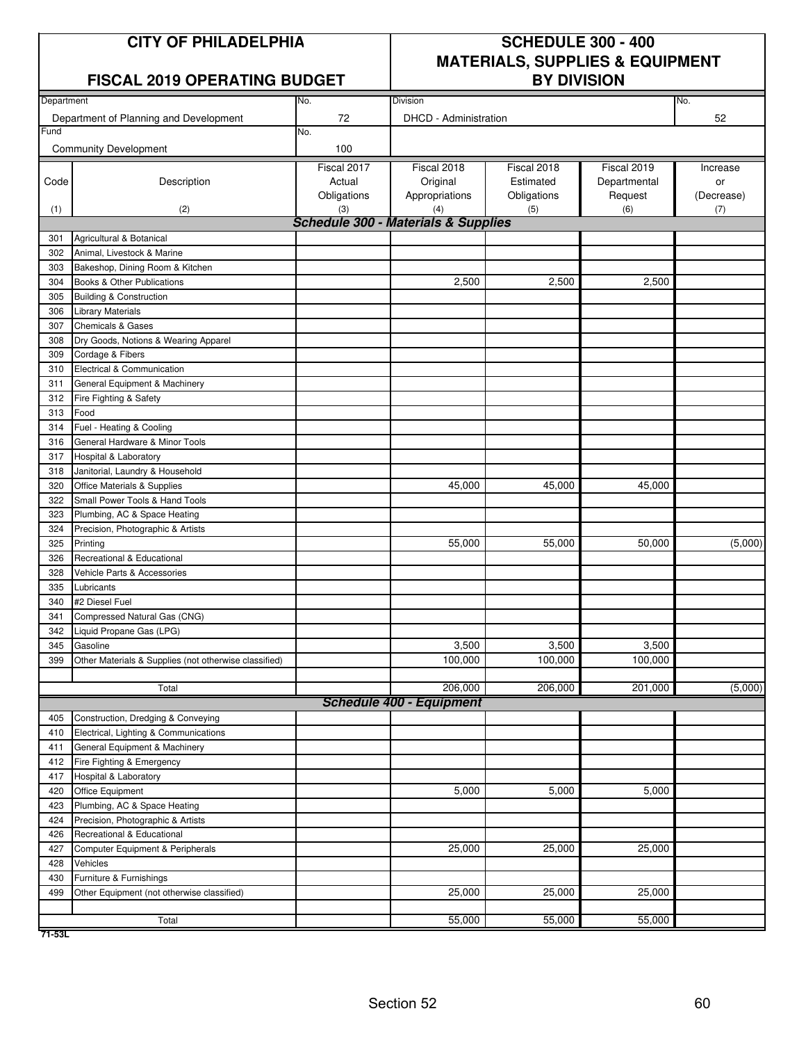# CITY OF PHILADELPHIA

## FISCAL 2019 OPERATING BUDGET

## SCHEDULE 300 - 400 MATERIALS, SUPPLIES & EQUIPMENT BY DIVISION

| Department | No. | Division | No. |
|---|---|---|---|
| Department of Planning and Development | 72 | DHCD - Administration | 52 |
| **Fund** | **No.** | | |
| Community Development | 100 | | |

| Code (1) | Description (2) | Fiscal 2017 Actual Obligations (3) | Fiscal 2018 Original Appropriations (4) | Fiscal 2018 Estimated Obligations (5) | Fiscal 2019 Departmental Request (6) | Increase or (Decrease) (7) |
|---|---|---|---|---|---|---|
| | ***Schedule 300 - Materials & Supplies*** | | | | | |
| 301 | Agricultural & Botanical | | | | | |
| 302 | Animal, Livestock & Marine | | | | | |
| 303 | Bakeshop, Dining Room & Kitchen | | | | | |
| 304 | Books & Other Publications | | 2,500 | 2,500 | 2,500 | |
| 305 | Building & Construction | | | | | |
| 306 | Library Materials | | | | | |
| 307 | Chemicals & Gases | | | | | |
| 308 | Dry Goods, Notions & Wearing Apparel | | | | | |
| 309 | Cordage & Fibers | | | | | |
| 310 | Electrical & Communication | | | | | |
| 311 | General Equipment & Machinery | | | | | |
| 312 | Fire Fighting & Safety | | | | | |
| 313 | Food | | | | | |
| 314 | Fuel - Heating & Cooling | | | | | |
| 316 | General Hardware & Minor Tools | | | | | |
| 317 | Hospital & Laboratory | | | | | |
| 318 | Janitorial, Laundry & Household | | | | | |
| 320 | Office Materials & Supplies | | 45,000 | 45,000 | 45,000 | |
| 322 | Small Power Tools & Hand Tools | | | | | |
| 323 | Plumbing, AC & Space Heating | | | | | |
| 324 | Precision, Photographic & Artists | | | | | |
| 325 | Printing | | 55,000 | 55,000 | 50,000 | (5,000) |
| 326 | Recreational & Educational | | | | | |
| 328 | Vehicle Parts & Accessories | | | | | |
| 335 | Lubricants | | | | | |
| 340 | #2 Diesel Fuel | | | | | |
| 341 | Compressed Natural Gas (CNG) | | | | | |
| 342 | Liquid Propane Gas (LPG) | | | | | |
| 345 | Gasoline | | 3,500 | 3,500 | 3,500 | |
| 399 | Other Materials & Supplies (not otherwise classified) | | 100,000 | 100,000 | 100,000 | |
| | Total | | 206,000 | 206,000 | 201,000 | (5,000) |
| | ***Schedule 400 - Equipment*** | | | | | |
| 405 | Construction, Dredging & Conveying | | | | | |
| 410 | Electrical, Lighting & Communications | | | | | |
| 411 | General Equipment & Machinery | | | | | |
| 412 | Fire Fighting & Emergency | | | | | |
| 417 | Hospital & Laboratory | | | | | |
| 420 | Office Equipment | | 5,000 | 5,000 | 5,000 | |
| 423 | Plumbing, AC & Space Heating | | | | | |
| 424 | Precision, Photographic & Artists | | | | | |
| 426 | Recreational & Educational | | | | | |
| 427 | Computer Equipment & Peripherals | | 25,000 | 25,000 | 25,000 | |
| 428 | Vehicles | | | | | |
| 430 | Furniture & Furnishings | | | | | |
| 499 | Other Equipment (not otherwise classified) | | 25,000 | 25,000 | 25,000 | |
| | Total | | 55,000 | 55,000 | 55,000 | |

71-53L

Section 52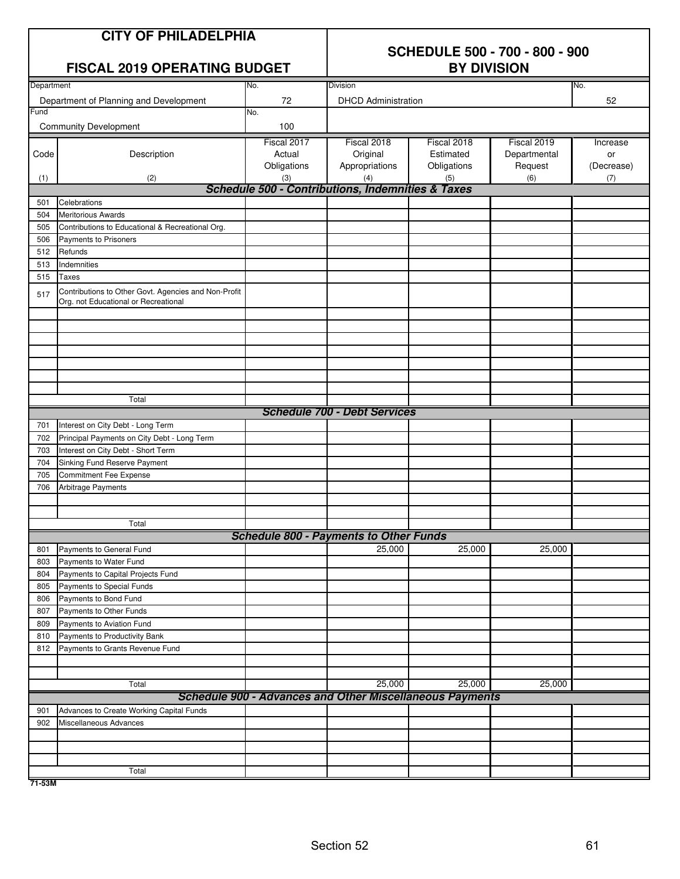# CITY OF PHILADELPHIA

## FISCAL 2019 OPERATING BUDGET

## SCHEDULE 500 - 700 - 800 - 900 BY DIVISION

| Department | No. | Division | No. |
|---|---|---|---|
| Department of Planning and Development | 72 | DHCD Administration | 52 |
| **Fund** | **No.** | | |
| Community Development | 100 | | |

| Code (1) | Description (2) | Fiscal 2017 Actual Obligations (3) | Fiscal 2018 Original Appropriations (4) | Fiscal 2018 Estimated Obligations (5) | Fiscal 2019 Departmental Request (6) | Increase or (Decrease) (7) |
|---|---|---|---|---|---|---|
| | **Schedule 500 - Contributions, Indemnities & Taxes** | | | | | |
| 501 | Celebrations | | | | | |
| 504 | Meritorious Awards | | | | | |
| 505 | Contributions to Educational & Recreational Org. | | | | | |
| 506 | Payments to Prisoners | | | | | |
| 512 | Refunds | | | | | |
| 513 | Indemnities | | | | | |
| 515 | Taxes | | | | | |
| 517 | Contributions to Other Govt. Agencies and Non-Profit Org. not Educational or Recreational | | | | | |
| | Total | | | | | |
| | **Schedule 700 - Debt Services** | | | | | |
| 701 | Interest on City Debt - Long Term | | | | | |
| 702 | Principal Payments on City Debt - Long Term | | | | | |
| 703 | Interest on City Debt - Short Term | | | | | |
| 704 | Sinking Fund Reserve Payment | | | | | |
| 705 | Commitment Fee Expense | | | | | |
| 706 | Arbitrage Payments | | | | | |
| | Total | | | | | |
| | **Schedule 800 - Payments to Other Funds** | | | | | |
| 801 | Payments to General Fund | | 25,000 | 25,000 | 25,000 | |
| 803 | Payments to Water Fund | | | | | |
| 804 | Payments to Capital Projects Fund | | | | | |
| 805 | Payments to Special Funds | | | | | |
| 806 | Payments to Bond Fund | | | | | |
| 807 | Payments to Other Funds | | | | | |
| 809 | Payments to Aviation Fund | | | | | |
| 810 | Payments to Productivity Bank | | | | | |
| 812 | Payments to Grants Revenue Fund | | | | | |
| | Total | | 25,000 | 25,000 | 25,000 | |
| | **Schedule 900 - Advances and Other Miscellaneous Payments** | | | | | |
| 901 | Advances to Create Working Capital Funds | | | | | |
| 902 | Miscellaneous Advances | | | | | |
| | Total | | | | | |

71-53M

Section 52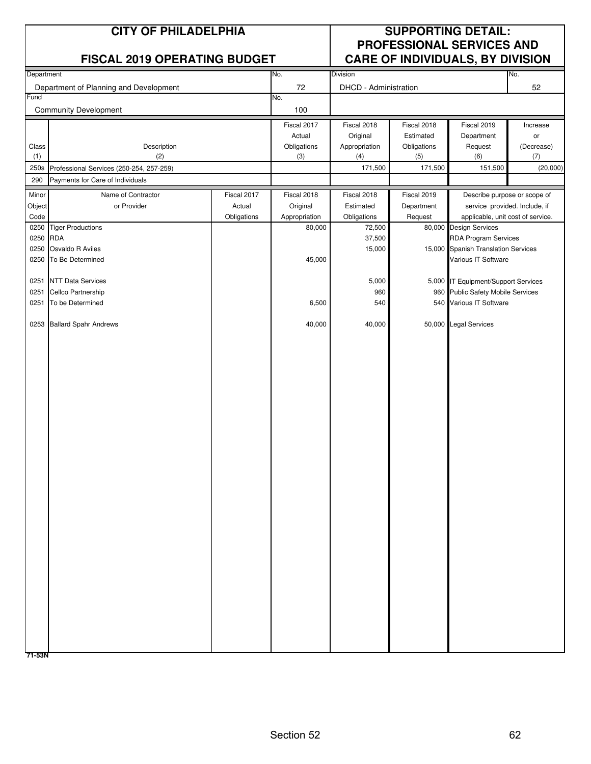# CITY OF PHILADELPHIA

## FISCAL 2019 OPERATING BUDGET

## SUPPORTING DETAIL: PROFESSIONAL SERVICES AND CARE OF INDIVIDUALS, BY DIVISION

| Department | No. | Division | No. |
|---|---|---|---|
| Department of Planning and Development | 72 | DHCD - Administration | 52 |
| **Fund** | **No.** | | |
| Community Development | 100 | | |

| Class (1) | Description (2) | Fiscal 2017 Actual Obligations (3) | Fiscal 2018 Original Appropriation (4) | Fiscal 2018 Estimated Obligations (5) | Fiscal 2019 Department Request (6) | Increase or (Decrease) (7) |
|---|---|---|---|---|---|---|
| 250s | Professional Services (250-254, 257-259) | | 171,500 | 171,500 | 151,500 | (20,000) |
| 290 | Payments for Care of Individuals | | | | | |

| Minor Object Code | Name of Contractor or Provider | Fiscal 2017 Actual Obligations | Fiscal 2018 Original Appropriation | Fiscal 2018 Estimated Obligations | Fiscal 2019 Department Request | Describe purpose or scope of service provided. Include, if applicable, unit cost of service. |
|---|---|---|---|---|---|---|
| 0250 | Tiger Productions | | 80,000 | 72,500 | 80,000 | Design Services |
| 0250 | RDA | | | 37,500 | | RDA Program Services |
| 0250 | Osvaldo R Aviles | | | 15,000 | 15,000 | Spanish Translation Services |
| 0250 | To Be Determined | | 45,000 | | | Various IT Software |
| 0251 | NTT Data Services | | | 5,000 | 5,000 | IT Equipment/Support Services |
| 0251 | Cellco Partnership | | | 960 | 960 | Public Safety Mobile Services |
| 0251 | To be Determined | | 6,500 | 540 | 540 | Various IT Software |
| 0253 | Ballard Spahr Andrews | | 40,000 | 40,000 | 50,000 | Legal Services |

71-53N